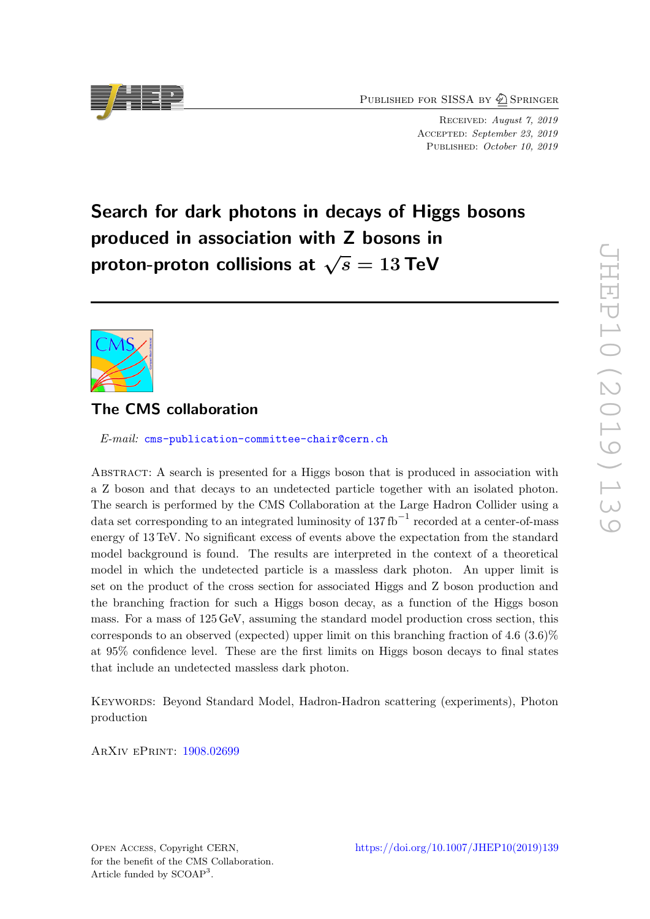Published for SISSA by Springer

Received: *August 7, 2019*
Accepted: *September 23, 2019*
Published: *October 10, 2019*

# Search for dark photons in decays of Higgs bosons produced in association with Z bosons in proton-proton collisions at $\sqrt{s} = 13$ TeV

## The CMS collaboration

*E-mail:* cms-publication-committee-chair@cern.ch

Abstract: A search is presented for a Higgs boson that is produced in association with a Z boson and that decays to an undetected particle together with an isolated photon. The search is performed by the CMS Collaboration at the Large Hadron Collider using a data set corresponding to an integrated luminosity of 137 $\text{fb}^{-1}$ recorded at a center-of-mass energy of 13 TeV. No significant excess of events above the expectation from the standard model background is found. The results are interpreted in the context of a theoretical model in which the undetected particle is a massless dark photon. An upper limit is set on the product of the cross section for associated Higgs and Z boson production and the branching fraction for such a Higgs boson decay, as a function of the Higgs boson mass. For a mass of 125 GeV, assuming the standard model production cross section, this corresponds to an observed (expected) upper limit on this branching fraction of 4.6 (3.6)% at 95% confidence level. These are the first limits on Higgs boson decays to final states that include an undetected massless dark photon.

Keywords: Beyond Standard Model, Hadron-Hadron scattering (experiments), Photon production

ArXiv ePrint: 1908.02699

Open Access, Copyright CERN, for the benefit of the CMS Collaboration. Article funded by SCOAP[3].

https://doi.org/10.1007/JHEP10(2019)139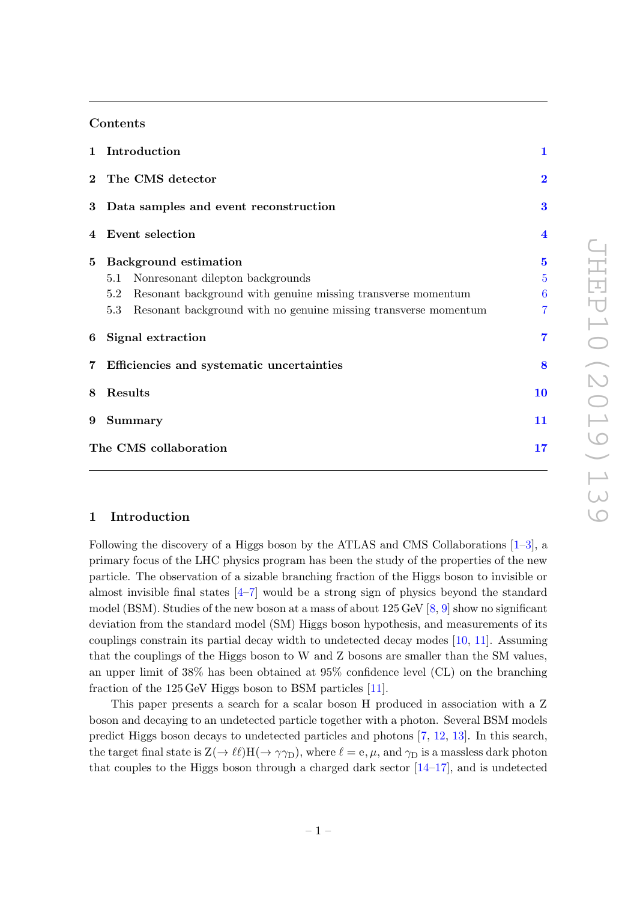## Contents

| | | |
|---|---|---|
| **1** | **Introduction** | **1** |
| **2** | **The CMS detector** | **2** |
| **3** | **Data samples and event reconstruction** | **3** |
| **4** | **Event selection** | **4** |
| **5** | **Background estimation** | **5** |
| | 5.1 Nonresonant dilepton backgrounds | 5 |
| | 5.2 Resonant background with genuine missing transverse momentum | 6 |
| | 5.3 Resonant background with no genuine missing transverse momentum | 7 |
| **6** | **Signal extraction** | **7** |
| **7** | **Efficiencies and systematic uncertainties** | **8** |
| **8** | **Results** | **10** |
| **9** | **Summary** | **11** |
| | **The CMS collaboration** | **17** |

## 1 Introduction

Following the discovery of a Higgs boson by the ATLAS and CMS Collaborations [1–3], a primary focus of the LHC physics program has been the study of the properties of the new particle. The observation of a sizable branching fraction of the Higgs boson to invisible or almost invisible final states [4–7] would be a strong sign of physics beyond the standard model (BSM). Studies of the new boson at a mass of about 125 GeV [8, 9] show no significant deviation from the standard model (SM) Higgs boson hypothesis, and measurements of its couplings constrain its partial decay width to undetected decay modes [10, 11]. Assuming that the couplings of the Higgs boson to W and Z bosons are smaller than the SM values, an upper limit of 38% has been obtained at 95% confidence level (CL) on the branching fraction of the 125 GeV Higgs boson to BSM particles [11].

This paper presents a search for a scalar boson H produced in association with a Z boson and decaying to an undetected particle together with a photon. Several BSM models predict Higgs boson decays to undetected particles and photons [7, 12, 13]. In this search, the target final state is $Z(\to \ell\ell)H(\to \gamma\gamma_D)$, where $\ell = e, \mu$, and $\gamma_D$ is a massless dark photon that couples to the Higgs boson through a charged dark sector [14–17], and is undetected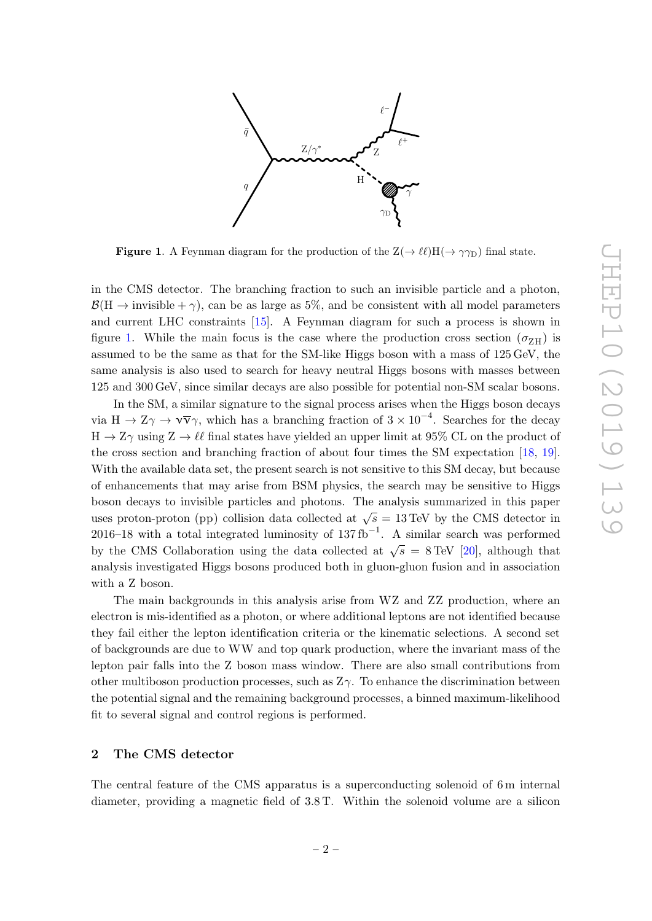**Figure 1**. A Feynman diagram for the production of the $\mathrm{Z}(\to \ell\ell)\mathrm{H}(\to \gamma\gamma_\mathrm{D})$ final state.

in the CMS detector. The branching fraction to such an invisible particle and a photon, $\mathcal{B}(\mathrm{H} \to \text{invisible} + \gamma)$, can be as large as 5%, and be consistent with all model parameters and current LHC constraints [15]. A Feynman diagram for such a process is shown in figure 1. While the main focus is the case where the production cross section ($\sigma_{\mathrm{ZH}}$) is assumed to be the same as that for the SM-like Higgs boson with a mass of 125 GeV, the same analysis is also used to search for heavy neutral Higgs bosons with masses between 125 and 300 GeV, since similar decays are also possible for potential non-SM scalar bosons.

In the SM, a similar signature to the signal process arises when the Higgs boson decays via $\mathrm{H} \to \mathrm{Z}\gamma \to \nu\bar{\nu}\gamma$, which has a branching fraction of $3 \times 10^{-4}$. Searches for the decay $\mathrm{H} \to \mathrm{Z}\gamma$ using $\mathrm{Z} \to \ell\ell$ final states have yielded an upper limit at 95% CL on the product of the cross section and branching fraction of about four times the SM expectation [18, 19]. With the available data set, the present search is not sensitive to this SM decay, but because of enhancements that may arise from BSM physics, the search may be sensitive to Higgs boson decays to invisible particles and photons. The analysis summarized in this paper uses proton-proton (pp) collision data collected at $\sqrt{s} = 13\,\mathrm{TeV}$ by the CMS detector in 2016–18 with a total integrated luminosity of $137\,\mathrm{fb}^{-1}$. A similar search was performed by the CMS Collaboration using the data collected at $\sqrt{s} = 8\,\mathrm{TeV}$ [20], although that analysis investigated Higgs bosons produced both in gluon-gluon fusion and in association with a Z boson.

The main backgrounds in this analysis arise from WZ and ZZ production, where an electron is mis-identified as a photon, or where additional leptons are not identified because they fail either the lepton identification criteria or the kinematic selections. A second set of backgrounds are due to WW and top quark production, where the invariant mass of the lepton pair falls into the Z boson mass window. There are also small contributions from other multiboson production processes, such as $\mathrm{Z}\gamma$. To enhance the discrimination between the potential signal and the remaining background processes, a binned maximum-likelihood fit to several signal and control regions is performed.

## 2 The CMS detector

The central feature of the CMS apparatus is a superconducting solenoid of 6 m internal diameter, providing a magnetic field of 3.8 T. Within the solenoid volume are a silicon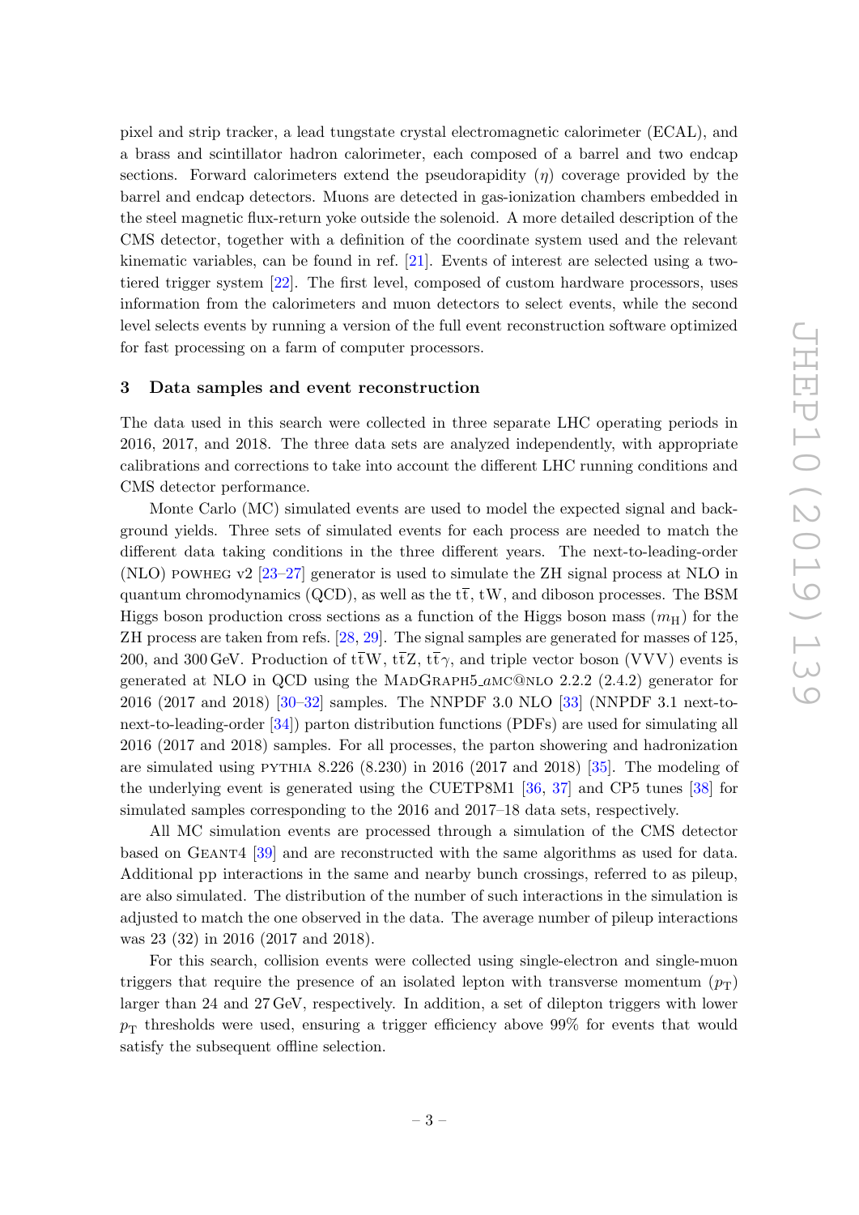pixel and strip tracker, a lead tungstate crystal electromagnetic calorimeter (ECAL), and a brass and scintillator hadron calorimeter, each composed of a barrel and two endcap sections. Forward calorimeters extend the pseudorapidity ($\eta$) coverage provided by the barrel and endcap detectors. Muons are detected in gas-ionization chambers embedded in the steel magnetic flux-return yoke outside the solenoid. A more detailed description of the CMS detector, together with a definition of the coordinate system used and the relevant kinematic variables, can be found in ref. [21]. Events of interest are selected using a two-tiered trigger system [22]. The first level, composed of custom hardware processors, uses information from the calorimeters and muon detectors to select events, while the second level selects events by running a version of the full event reconstruction software optimized for fast processing on a farm of computer processors.

## 3 Data samples and event reconstruction

The data used in this search were collected in three separate LHC operating periods in 2016, 2017, and 2018. The three data sets are analyzed independently, with appropriate calibrations and corrections to take into account the different LHC running conditions and CMS detector performance.

Monte Carlo (MC) simulated events are used to model the expected signal and background yields. Three sets of simulated events for each process are needed to match the different data taking conditions in the three different years. The next-to-leading-order (NLO) POWHEG v2 [23–27] generator is used to simulate the ZH signal process at NLO in quantum chromodynamics (QCD), as well as the $\mathrm{t\bar{t}}$, tW, and diboson processes. The BSM Higgs boson production cross sections as a function of the Higgs boson mass ($m_{\mathrm{H}}$) for the ZH process are taken from refs. [28, 29]. The signal samples are generated for masses of 125, 200, and 300 GeV. Production of $\mathrm{t\bar{t}W}$, $\mathrm{t\bar{t}Z}$, $\mathrm{t\bar{t}}\gamma$, and triple vector boson (VVV) events is generated at NLO in QCD using the MadGraph5_aMC@NLO 2.2.2 (2.4.2) generator for 2016 (2017 and 2018) [30–32] samples. The NNPDF 3.0 NLO [33] (NNPDF 3.1 next-to-next-to-leading-order [34]) parton distribution functions (PDFs) are used for simulating all 2016 (2017 and 2018) samples. For all processes, the parton showering and hadronization are simulated using PYTHIA 8.226 (8.230) in 2016 (2017 and 2018) [35]. The modeling of the underlying event is generated using the CUETP8M1 [36, 37] and CP5 tunes [38] for simulated samples corresponding to the 2016 and 2017–18 data sets, respectively.

All MC simulation events are processed through a simulation of the CMS detector based on GEANT4 [39] and are reconstructed with the same algorithms as used for data. Additional pp interactions in the same and nearby bunch crossings, referred to as pileup, are also simulated. The distribution of the number of such interactions in the simulation is adjusted to match the one observed in the data. The average number of pileup interactions was 23 (32) in 2016 (2017 and 2018).

For this search, collision events were collected using single-electron and single-muon triggers that require the presence of an isolated lepton with transverse momentum ($p_{\mathrm{T}}$) larger than 24 and 27 GeV, respectively. In addition, a set of dilepton triggers with lower $p_{\mathrm{T}}$ thresholds were used, ensuring a trigger efficiency above 99% for events that would satisfy the subsequent offline selection.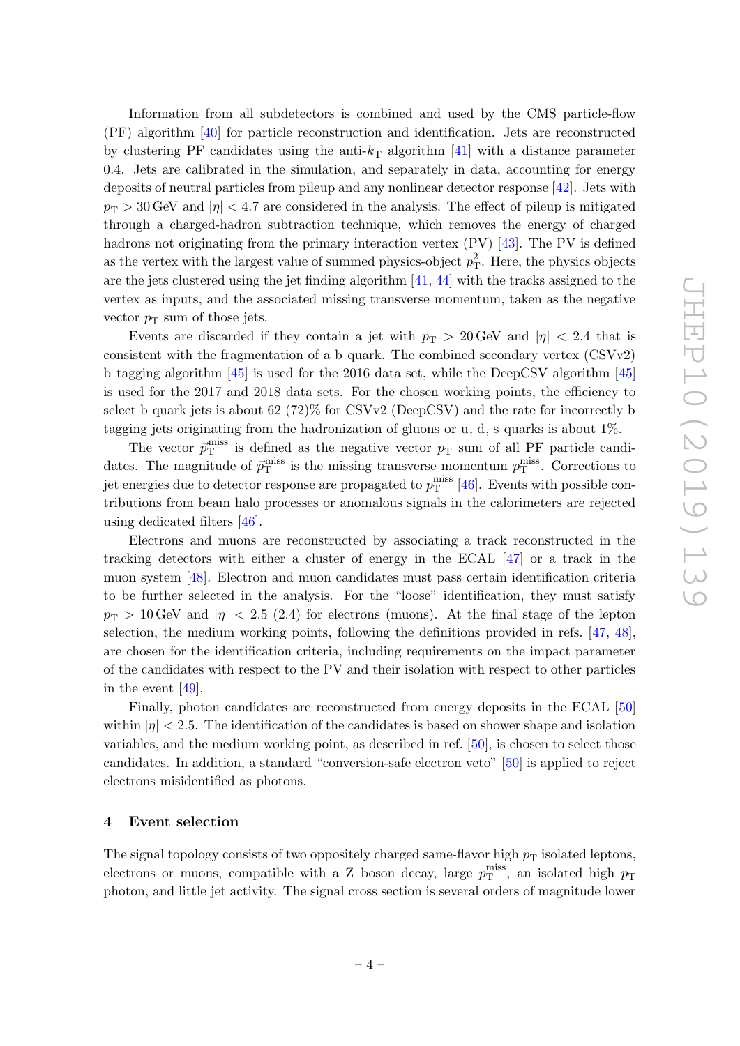Information from all subdetectors is combined and used by the CMS particle-flow (PF) algorithm [40] for particle reconstruction and identification. Jets are reconstructed by clustering PF candidates using the anti-$k_{\mathrm{T}}$ algorithm [41] with a distance parameter 0.4. Jets are calibrated in the simulation, and separately in data, accounting for energy deposits of neutral particles from pileup and any nonlinear detector response [42]. Jets with $p_{\mathrm{T}} > 30\,\mathrm{GeV}$ and $|\eta| < 4.7$ are considered in the analysis. The effect of pileup is mitigated through a charged-hadron subtraction technique, which removes the energy of charged hadrons not originating from the primary interaction vertex (PV) [43]. The PV is defined as the vertex with the largest value of summed physics-object $p_{\mathrm{T}}^2$. Here, the physics objects are the jets clustered using the jet finding algorithm [41, 44] with the tracks assigned to the vertex as inputs, and the associated missing transverse momentum, taken as the negative vector $p_{\mathrm{T}}$ sum of those jets.

Events are discarded if they contain a jet with $p_{\mathrm{T}} > 20\,\mathrm{GeV}$ and $|\eta| < 2.4$ that is consistent with the fragmentation of a b quark. The combined secondary vertex (CSVv2) b tagging algorithm [45] is used for the 2016 data set, while the DeepCSV algorithm [45] is used for the 2017 and 2018 data sets. For the chosen working points, the efficiency to select b quark jets is about 62 (72)% for CSVv2 (DeepCSV) and the rate for incorrectly b tagging jets originating from the hadronization of gluons or u, d, s quarks is about 1%.

The vector $\vec{p}_{\mathrm{T}}^{\,\mathrm{miss}}$ is defined as the negative vector $p_{\mathrm{T}}$ sum of all PF particle candidates. The magnitude of $\vec{p}_{\mathrm{T}}^{\,\mathrm{miss}}$ is the missing transverse momentum $p_{\mathrm{T}}^{\mathrm{miss}}$. Corrections to jet energies due to detector response are propagated to $p_{\mathrm{T}}^{\mathrm{miss}}$ [46]. Events with possible contributions from beam halo processes or anomalous signals in the calorimeters are rejected using dedicated filters [46].

Electrons and muons are reconstructed by associating a track reconstructed in the tracking detectors with either a cluster of energy in the ECAL [47] or a track in the muon system [48]. Electron and muon candidates must pass certain identification criteria to be further selected in the analysis. For the "loose" identification, they must satisfy $p_{\mathrm{T}} > 10\,\mathrm{GeV}$ and $|\eta| < 2.5$ (2.4) for electrons (muons). At the final stage of the lepton selection, the medium working points, following the definitions provided in refs. [47, 48], are chosen for the identification criteria, including requirements on the impact parameter of the candidates with respect to the PV and their isolation with respect to other particles in the event [49].

Finally, photon candidates are reconstructed from energy deposits in the ECAL [50] within $|\eta| < 2.5$. The identification of the candidates is based on shower shape and isolation variables, and the medium working point, as described in ref. [50], is chosen to select those candidates. In addition, a standard "conversion-safe electron veto" [50] is applied to reject electrons misidentified as photons.

## 4 Event selection

The signal topology consists of two oppositely charged same-flavor high $p_{\mathrm{T}}$ isolated leptons, electrons or muons, compatible with a Z boson decay, large $p_{\mathrm{T}}^{\mathrm{miss}}$, an isolated high $p_{\mathrm{T}}$ photon, and little jet activity. The signal cross section is several orders of magnitude lower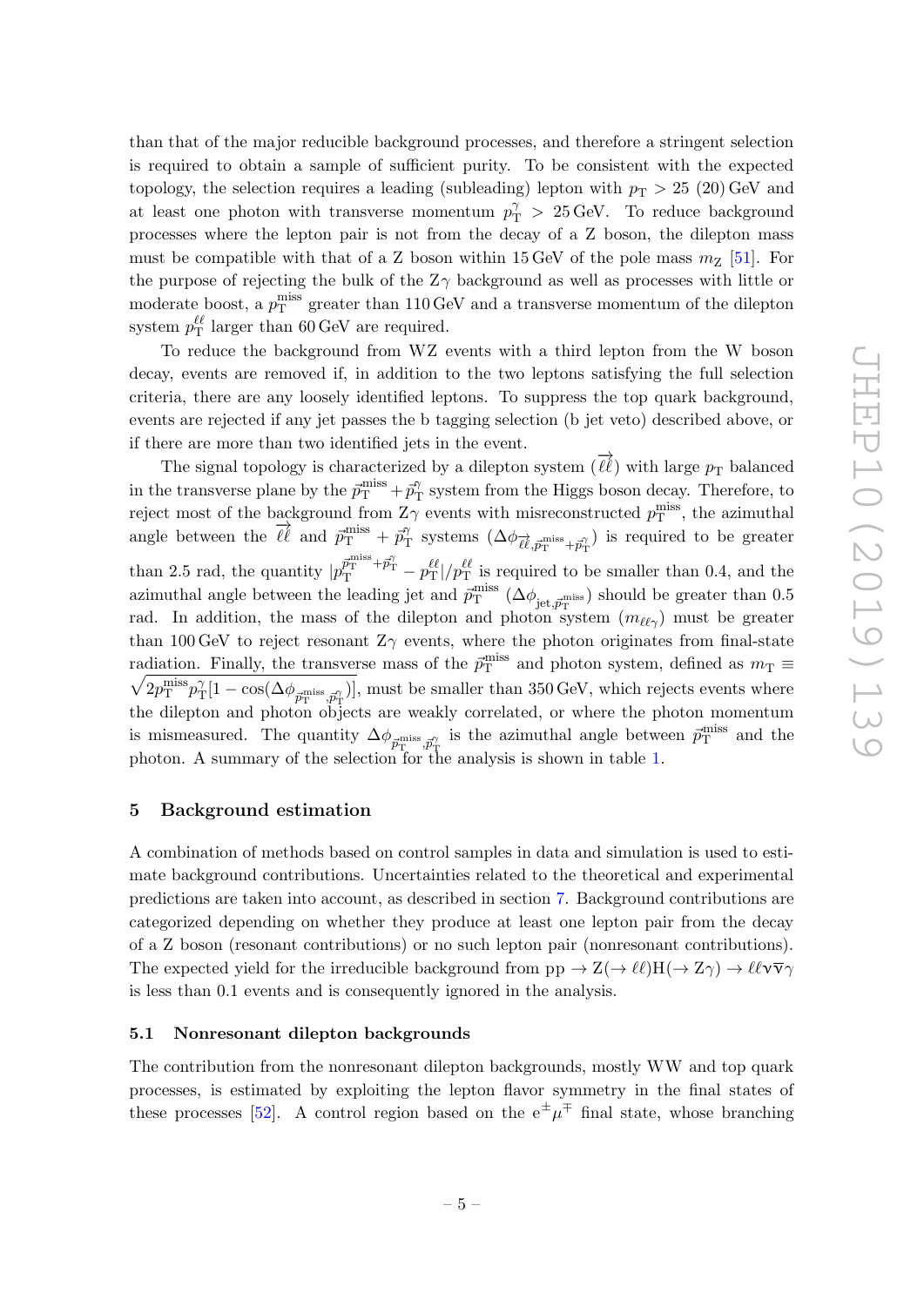than that of the major reducible background processes, and therefore a stringent selection is required to obtain a sample of sufficient purity. To be consistent with the expected topology, the selection requires a leading (subleading) lepton with $p_{\mathrm{T}} > 25$ (20) GeV and at least one photon with transverse momentum $p_{\mathrm{T}}^{\gamma} > 25\,\mathrm{GeV}$. To reduce background processes where the lepton pair is not from the decay of a Z boson, the dilepton mass must be compatible with that of a Z boson within 15 GeV of the pole mass $m_{\mathrm{Z}}$ [51]. For the purpose of rejecting the bulk of the $\mathrm{Z}\gamma$ background as well as processes with little or moderate boost, a $p_{\mathrm{T}}^{\mathrm{miss}}$ greater than 110 GeV and a transverse momentum of the dilepton system $p_{\mathrm{T}}^{\ell\ell}$ larger than 60 GeV are required.

To reduce the background from WZ events with a third lepton from the W boson decay, events are removed if, in addition to the two leptons satisfying the full selection criteria, there are any loosely identified leptons. To suppress the top quark background, events are rejected if any jet passes the b tagging selection (b jet veto) described above, or if there are more than two identified jets in the event.

The signal topology is characterized by a dilepton system ($\overrightarrow{\ell\ell}$) with large $p_{\mathrm{T}}$ balanced in the transverse plane by the $\vec{p}_{\mathrm{T}}^{\mathrm{miss}} + \vec{p}_{\mathrm{T}}^{\gamma}$ system from the Higgs boson decay. Therefore, to reject most of the background from $\mathrm{Z}\gamma$ events with misreconstructed $p_{\mathrm{T}}^{\mathrm{miss}}$, the azimuthal angle between the $\overrightarrow{\ell\ell}$ and $\vec{p}_{\mathrm{T}}^{\mathrm{miss}} + \vec{p}_{\mathrm{T}}^{\gamma}$ systems ($\Delta\phi_{\overrightarrow{\ell\ell},\vec{p}_{\mathrm{T}}^{\mathrm{miss}}+\vec{p}_{\mathrm{T}}^{\gamma}}$) is required to be greater than 2.5 rad, the quantity $|p_{\mathrm{T}}^{\vec{p}_{\mathrm{T}}^{\mathrm{miss}}+\vec{p}_{\mathrm{T}}^{\gamma}} - p_{\mathrm{T}}^{\ell\ell}|/p_{\mathrm{T}}^{\ell\ell}$ is required to be smaller than 0.4, and the azimuthal angle between the leading jet and $\vec{p}_{\mathrm{T}}^{\mathrm{miss}}$ ($\Delta\phi_{\mathrm{jet},\vec{p}_{\mathrm{T}}^{\mathrm{miss}}}$) should be greater than 0.5 rad. In addition, the mass of the dilepton and photon system ($m_{\ell\ell\gamma}$) must be greater than 100 GeV to reject resonant $\mathrm{Z}\gamma$ events, where the photon originates from final-state radiation. Finally, the transverse mass of the $\vec{p}_{\mathrm{T}}^{\mathrm{miss}}$ and photon system, defined as $m_{\mathrm{T}} \equiv \sqrt{2p_{\mathrm{T}}^{\mathrm{miss}}p_{\mathrm{T}}^{\gamma}[1-\cos(\Delta\phi_{\vec{p}_{\mathrm{T}}^{\mathrm{miss}},\vec{p}_{\mathrm{T}}^{\gamma}})]}$, must be smaller than 350 GeV, which rejects events where the dilepton and photon objects are weakly correlated, or where the photon momentum is mismeasured. The quantity $\Delta\phi_{\vec{p}_{\mathrm{T}}^{\mathrm{miss}},\vec{p}_{\mathrm{T}}^{\gamma}}$ is the azimuthal angle between $\vec{p}_{\mathrm{T}}^{\mathrm{miss}}$ and the photon. A summary of the selection for the analysis is shown in table 1.

## 5 Background estimation

A combination of methods based on control samples in data and simulation is used to estimate background contributions. Uncertainties related to the theoretical and experimental predictions are taken into account, as described in section 7. Background contributions are categorized depending on whether they produce at least one lepton pair from the decay of a Z boson (resonant contributions) or no such lepton pair (nonresonant contributions). The expected yield for the irreducible background from $\mathrm{pp} \to \mathrm{Z}(\to \ell\ell)\mathrm{H}(\to \mathrm{Z}\gamma) \to \ell\ell\nu\overline{\nu}\gamma$ is less than 0.1 events and is consequently ignored in the analysis.

### 5.1 Nonresonant dilepton backgrounds

The contribution from the nonresonant dilepton backgrounds, mostly WW and top quark processes, is estimated by exploiting the lepton flavor symmetry in the final states of these processes [52]. A control region based on the $\mathrm{e}^{\pm}\mu^{\mp}$ final state, whose branching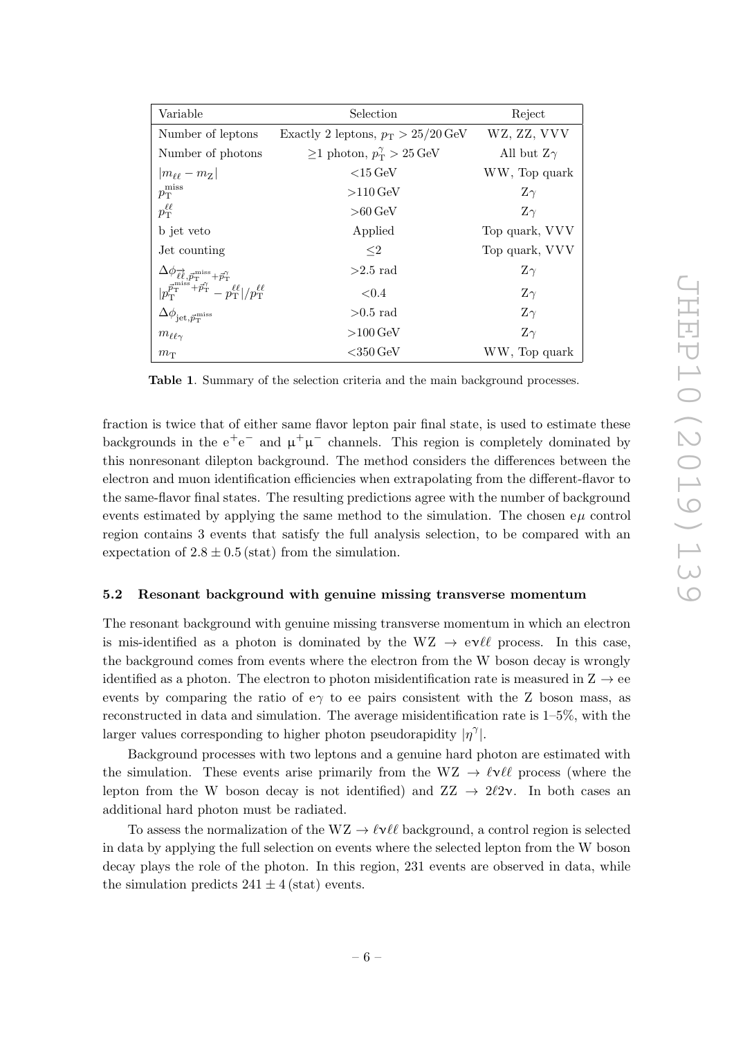| Variable | Selection | Reject |
|---|---|---|
| Number of leptons | Exactly 2 leptons, $p_T > 25/20\,\text{GeV}$ | WZ, ZZ, VVV |
| Number of photons | $\geq$1 photon, $p_T^{\gamma} > 25\,\text{GeV}$ | All but Z$\gamma$ |
| $\vert m_{\ell\ell} - m_Z\vert$ | $<$15 GeV | WW, Top quark |
| $p_T^{\text{miss}}$ | $>$110 GeV | Z$\gamma$ |
| $p_T^{\ell\ell}$ | $>$60 GeV | Z$\gamma$ |
| b jet veto | Applied | Top quark, VVV |
| Jet counting | $\leq$2 | Top quark, VVV |
| $\Delta\phi_{\vec{\ell\ell},\vec{p}_T^{\text{miss}}+\vec{p}_T^{\gamma}}$ | $>$2.5 rad | Z$\gamma$ |
| $\vert p_T^{\vec{p}_T^{\text{miss}}+\vec{p}_T^{\gamma}} - p_T^{\ell\ell}\vert/p_T^{\ell\ell}$ | $<$0.4 | Z$\gamma$ |
| $\Delta\phi_{\text{jet},\vec{p}_T^{\text{miss}}}$ | $>$0.5 rad | Z$\gamma$ |
| $m_{\ell\ell\gamma}$ | $>$100 GeV | Z$\gamma$ |
| $m_T$ | $<$350 GeV | WW, Top quark |

**Table 1**. Summary of the selection criteria and the main background processes.

fraction is twice that of either same flavor lepton pair final state, is used to estimate these backgrounds in the $e^+e^-$ and $\mu^+\mu^-$ channels. This region is completely dominated by this nonresonant dilepton background. The method considers the differences between the electron and muon identification efficiencies when extrapolating from the different-flavor to the same-flavor final states. The resulting predictions agree with the number of background events estimated by applying the same method to the simulation. The chosen $e\mu$ control region contains 3 events that satisfy the full analysis selection, to be compared with an expectation of $2.8 \pm 0.5\,(\text{stat})$ from the simulation.

### 5.2 Resonant background with genuine missing transverse momentum

The resonant background with genuine missing transverse momentum in which an electron is mis-identified as a photon is dominated by the $WZ \to e\nu\ell\ell$ process. In this case, the background comes from events where the electron from the W boson decay is wrongly identified as a photon. The electron to photon misidentification rate is measured in $Z \to ee$ events by comparing the ratio of $e\gamma$ to ee pairs consistent with the Z boson mass, as reconstructed in data and simulation. The average misidentification rate is 1–5%, with the larger values corresponding to higher photon pseudorapidity $|\eta^{\gamma}|$.

Background processes with two leptons and a genuine hard photon are estimated with the simulation. These events arise primarily from the $WZ \to \ell\nu\ell\ell$ process (where the lepton from the W boson decay is not identified) and $ZZ \to 2\ell 2\nu$. In both cases an additional hard photon must be radiated.

To assess the normalization of the $WZ \to \ell\nu\ell\ell$ background, a control region is selected in data by applying the full selection on events where the selected lepton from the W boson decay plays the role of the photon. In this region, 231 events are observed in data, while the simulation predicts $241 \pm 4\,(\text{stat})$ events.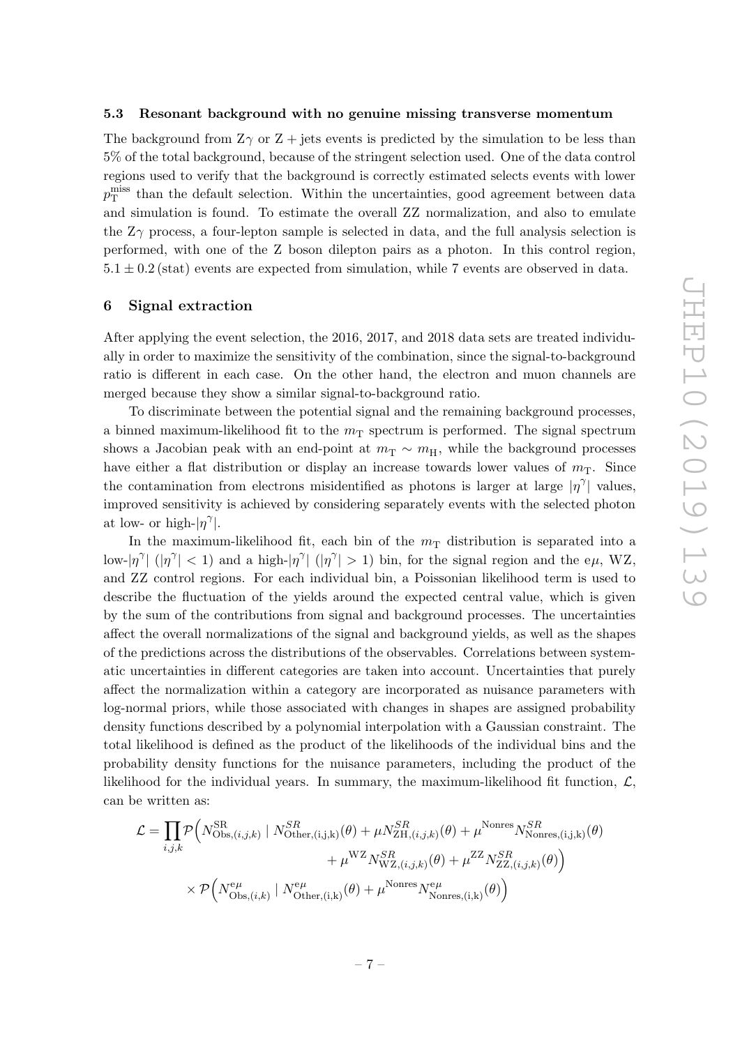### 5.3 Resonant background with no genuine missing transverse momentum

The background from $Z\gamma$ or $Z + \text{jets}$ events is predicted by the simulation to be less than 5% of the total background, because of the stringent selection used. One of the data control regions used to verify that the background is correctly estimated selects events with lower $p_T^{\text{miss}}$ than the default selection. Within the uncertainties, good agreement between data and simulation is found. To estimate the overall ZZ normalization, and also to emulate the $Z\gamma$ process, a four-lepton sample is selected in data, and the full analysis selection is performed, with one of the Z boson dilepton pairs as a photon. In this control region, $5.1 \pm 0.2\,(\text{stat})$ events are expected from simulation, while 7 events are observed in data.

## 6 Signal extraction

After applying the event selection, the 2016, 2017, and 2018 data sets are treated individually in order to maximize the sensitivity of the combination, since the signal-to-background ratio is different in each case. On the other hand, the electron and muon channels are merged because they show a similar signal-to-background ratio.

To discriminate between the potential signal and the remaining background processes, a binned maximum-likelihood fit to the $m_T$ spectrum is performed. The signal spectrum shows a Jacobian peak with an end-point at $m_T \sim m_H$, while the background processes have either a flat distribution or display an increase towards lower values of $m_T$. Since the contamination from electrons misidentified as photons is larger at large $|\eta^\gamma|$ values, improved sensitivity is achieved by considering separately events with the selected photon at low- or high-$|\eta^\gamma|$.

In the maximum-likelihood fit, each bin of the $m_T$ distribution is separated into a low-$|\eta^\gamma|$ ($|\eta^\gamma| < 1$) and a high-$|\eta^\gamma|$ ($|\eta^\gamma| > 1$) bin, for the signal region and the $e\mu$, WZ, and ZZ control regions. For each individual bin, a Poissonian likelihood term is used to describe the fluctuation of the yields around the expected central value, which is given by the sum of the contributions from signal and background processes. The uncertainties affect the overall normalizations of the signal and background yields, as well as the shapes of the predictions across the distributions of the observables. Correlations between systematic uncertainties in different categories are taken into account. Uncertainties that purely affect the normalization within a category are incorporated as nuisance parameters with log-normal priors, while those associated with changes in shapes are assigned probability density functions described by a polynomial interpolation with a Gaussian constraint. The total likelihood is defined as the product of the likelihoods of the individual bins and the probability density functions for the nuisance parameters, including the product of the likelihood for the individual years. In summary, the maximum-likelihood fit function, $\mathcal{L}$, can be written as:

$$
\begin{aligned}
\mathcal{L} = \prod_{i,j,k} \mathcal{P}\Big(N^{\text{SR}}_{\text{Obs},(i,j,k)} \mid N^{SR}_{\text{Other},(\text{i,j,k})}(\theta) + \mu N^{SR}_{\text{ZH},(i,j,k)}(\theta) + \mu^{\text{Nonres}} N^{SR}_{\text{Nonres},(\text{i,j,k})}(\theta) \\
+ \mu^{\text{WZ}} N^{SR}_{\text{WZ},(i,j,k)}(\theta) + \mu^{\text{ZZ}} N^{SR}_{\text{ZZ},(i,j,k)}(\theta)\Big) \\
\times \mathcal{P}\Big(N^{e\mu}_{\text{Obs},(i,k)} \mid N^{e\mu}_{\text{Other},(\text{i,k})}(\theta) + \mu^{\text{Nonres}} N^{e\mu}_{\text{Nonres},(\text{i,k})}(\theta)\Big)
\end{aligned}
$$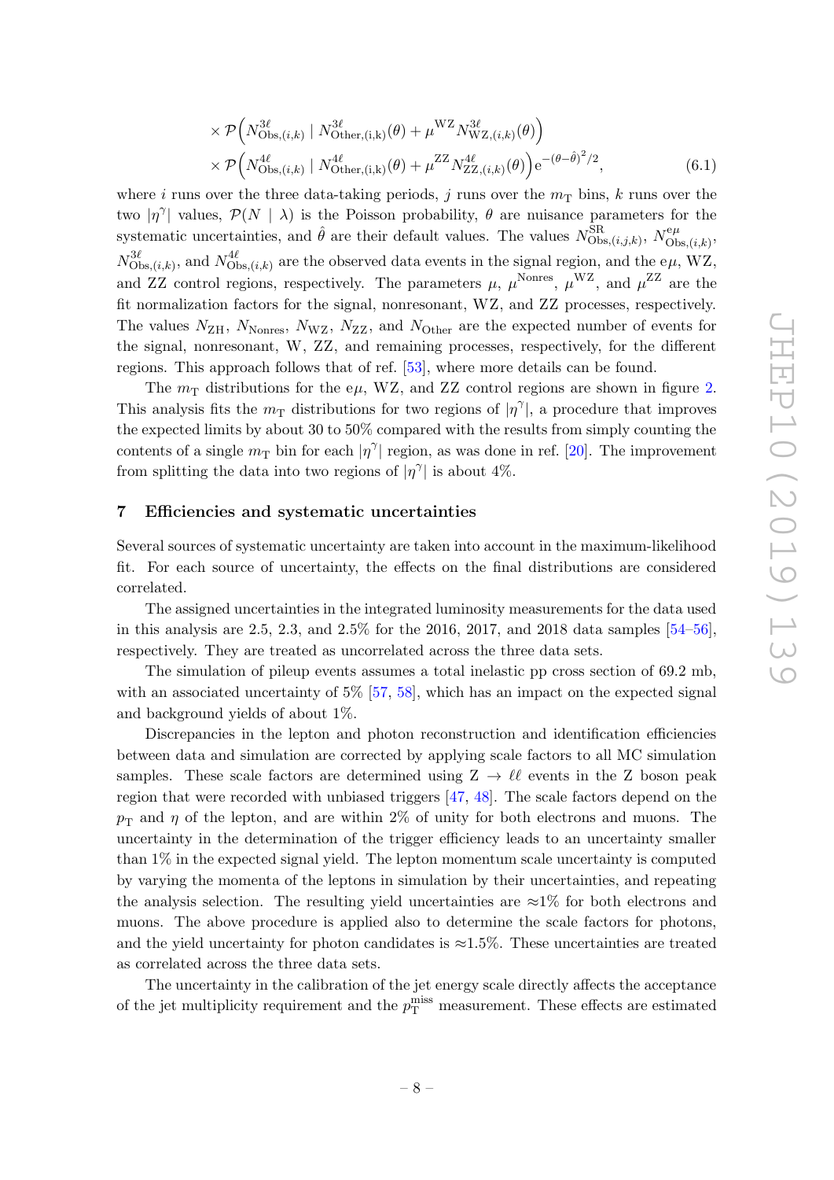$$\times \mathcal{P}\Big(N^{3\ell}_{\mathrm{Obs},(i,k)} \mid N^{3\ell}_{\mathrm{Other},(i,k)}(\theta) + \mu^{\mathrm{WZ}} N^{3\ell}_{\mathrm{WZ},(i,k)}(\theta)\Big)$$

$$\times \mathcal{P}\Big(N^{4\ell}_{\mathrm{Obs},(i,k)} \mid N^{4\ell}_{\mathrm{Other},(i,k)}(\theta) + \mu^{\mathrm{ZZ}} N^{4\ell}_{\mathrm{ZZ},(i,k)}(\theta)\Big) \mathrm{e}^{-(\theta-\hat{\theta})^2/2}, \tag{6.1}$$

where $i$ runs over the three data-taking periods, $j$ runs over the $m_{\mathrm{T}}$ bins, $k$ runs over the two $|\eta^{\gamma}|$ values, $\mathcal{P}(N \mid \lambda)$ is the Poisson probability, $\theta$ are nuisance parameters for the systematic uncertainties, and $\hat{\theta}$ are their default values. The values $N^{\mathrm{SR}}_{\mathrm{Obs},(i,j,k)}$, $N^{\mathrm{e}\mu}_{\mathrm{Obs},(i,k)}$, $N^{3\ell}_{\mathrm{Obs},(i,k)}$, and $N^{4\ell}_{\mathrm{Obs},(i,k)}$ are the observed data events in the signal region, and the e$\mu$, WZ, and ZZ control regions, respectively. The parameters $\mu$, $\mu^{\mathrm{Nonres}}$, $\mu^{\mathrm{WZ}}$, and $\mu^{\mathrm{ZZ}}$ are the fit normalization factors for the signal, nonresonant, WZ, and ZZ processes, respectively. The values $N_{\mathrm{ZH}}$, $N_{\mathrm{Nonres}}$, $N_{\mathrm{WZ}}$, $N_{\mathrm{ZZ}}$, and $N_{\mathrm{Other}}$ are the expected number of events for the signal, nonresonant, W, ZZ, and remaining processes, respectively, for the different regions. This approach follows that of ref. [53], where more details can be found.

The $m_{\mathrm{T}}$ distributions for the e$\mu$, WZ, and ZZ control regions are shown in figure 2. This analysis fits the $m_{\mathrm{T}}$ distributions for two regions of $|\eta^{\gamma}|$, a procedure that improves the expected limits by about 30 to 50% compared with the results from simply counting the contents of a single $m_{\mathrm{T}}$ bin for each $|\eta^{\gamma}|$ region, as was done in ref. [20]. The improvement from splitting the data into two regions of $|\eta^{\gamma}|$ is about 4%.

## 7 Efficiencies and systematic uncertainties

Several sources of systematic uncertainty are taken into account in the maximum-likelihood fit. For each source of uncertainty, the effects on the final distributions are considered correlated.

The assigned uncertainties in the integrated luminosity measurements for the data used in this analysis are 2.5, 2.3, and 2.5% for the 2016, 2017, and 2018 data samples [54–56], respectively. They are treated as uncorrelated across the three data sets.

The simulation of pileup events assumes a total inelastic pp cross section of 69.2 mb, with an associated uncertainty of 5% [57, 58], which has an impact on the expected signal and background yields of about 1%.

Discrepancies in the lepton and photon reconstruction and identification efficiencies between data and simulation are corrected by applying scale factors to all MC simulation samples. These scale factors are determined using $\mathrm{Z} \to \ell\ell$ events in the Z boson peak region that were recorded with unbiased triggers [47, 48]. The scale factors depend on the $p_{\mathrm{T}}$ and $\eta$ of the lepton, and are within 2% of unity for both electrons and muons. The uncertainty in the determination of the trigger efficiency leads to an uncertainty smaller than 1% in the expected signal yield. The lepton momentum scale uncertainty is computed by varying the momenta of the leptons in simulation by their uncertainties, and repeating the analysis selection. The resulting yield uncertainties are $\approx$1% for both electrons and muons. The above procedure is applied also to determine the scale factors for photons, and the yield uncertainty for photon candidates is $\approx$1.5%. These uncertainties are treated as correlated across the three data sets.

The uncertainty in the calibration of the jet energy scale directly affects the acceptance of the jet multiplicity requirement and the $p_{\mathrm{T}}^{\mathrm{miss}}$ measurement. These effects are estimated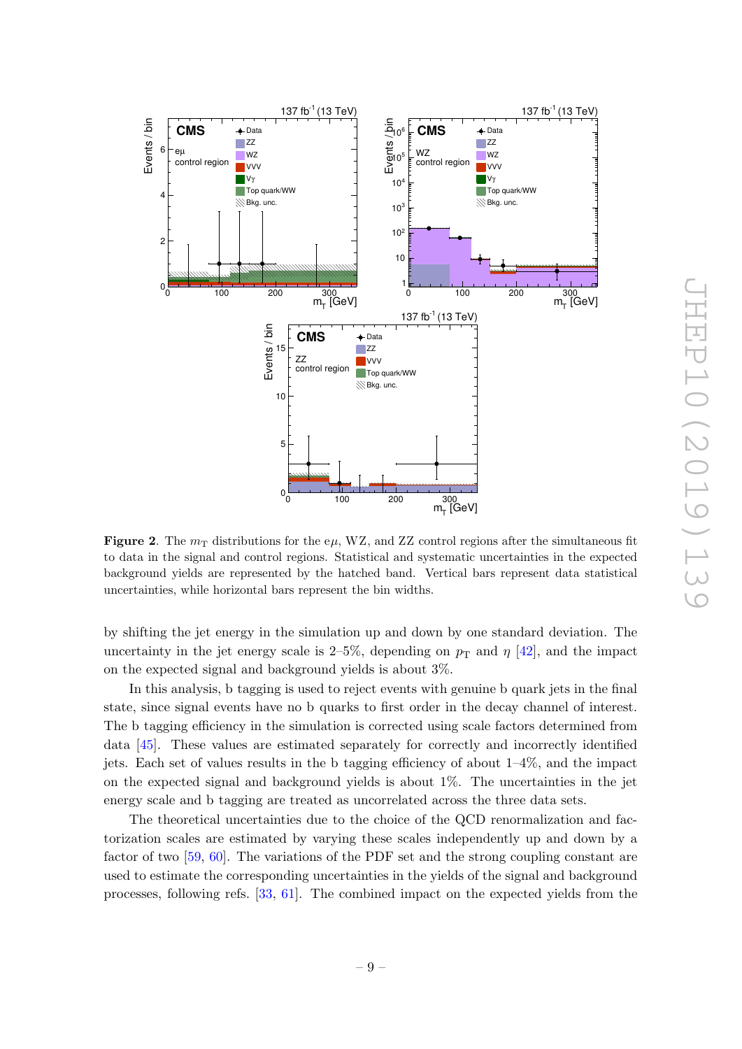**Figure 2**. The $m_{\mathrm{T}}$ distributions for the e$\mu$, WZ, and ZZ control regions after the simultaneous fit to data in the signal and control regions. Statistical and systematic uncertainties in the expected background yields are represented by the hatched band. Vertical bars represent data statistical uncertainties, while horizontal bars represent the bin widths.

by shifting the jet energy in the simulation up and down by one standard deviation. The uncertainty in the jet energy scale is 2–5%, depending on $p_{\mathrm{T}}$ and $\eta$ [42], and the impact on the expected signal and background yields is about 3%.

In this analysis, b tagging is used to reject events with genuine b quark jets in the final state, since signal events have no b quarks to first order in the decay channel of interest. The b tagging efficiency in the simulation is corrected using scale factors determined from data [45]. These values are estimated separately for correctly and incorrectly identified jets. Each set of values results in the b tagging efficiency of about 1–4%, and the impact on the expected signal and background yields is about 1%. The uncertainties in the jet energy scale and b tagging are treated as uncorrelated across the three data sets.

The theoretical uncertainties due to the choice of the QCD renormalization and factorization scales are estimated by varying these scales independently up and down by a factor of two [59, 60]. The variations of the PDF set and the strong coupling constant are used to estimate the corresponding uncertainties in the yields of the signal and background processes, following refs. [33, 61]. The combined impact on the expected yields from the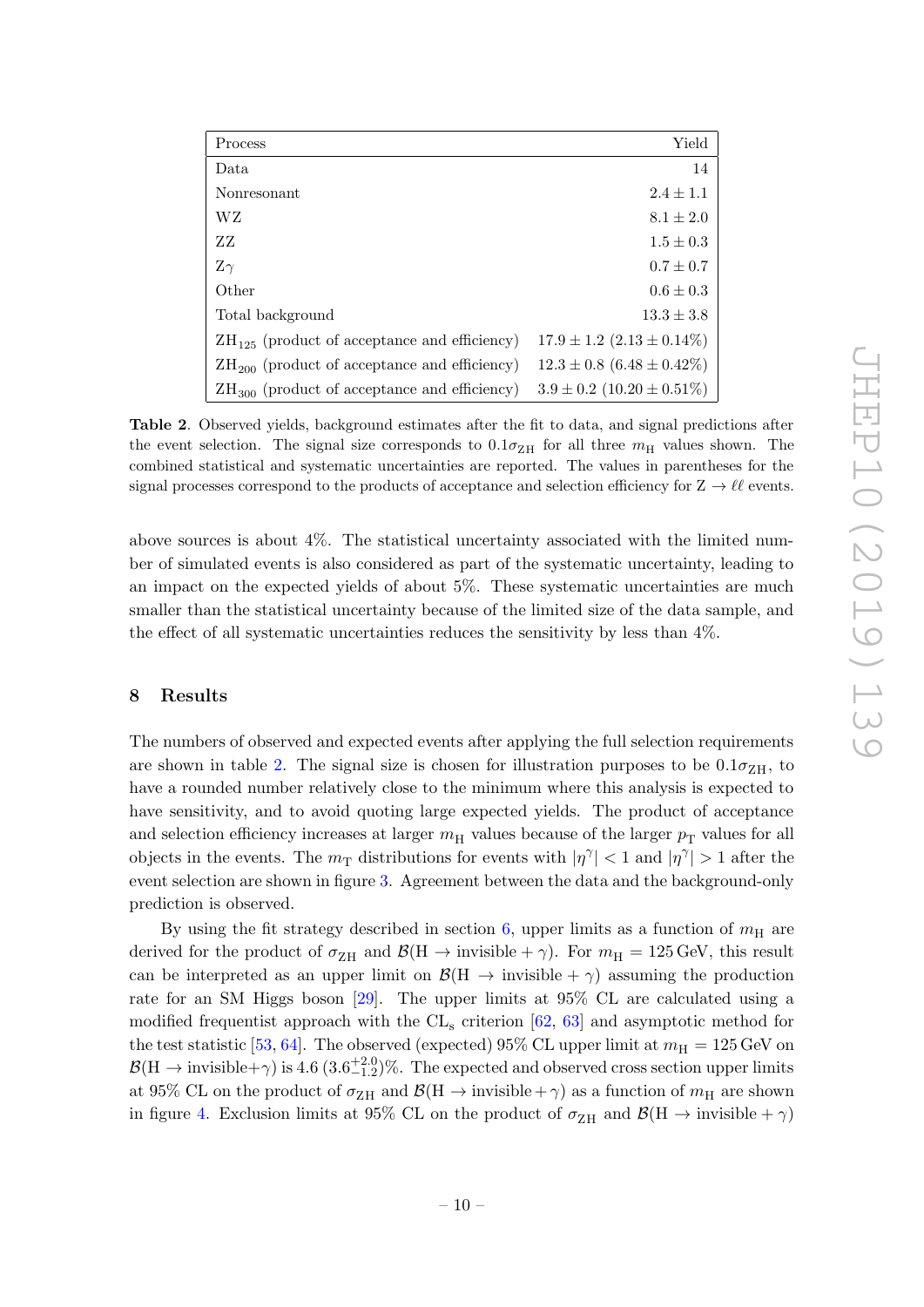| Process | Yield |
|---|---|
| Data | 14 |
| Nonresonant | $2.4 \pm 1.1$ |
| WZ | $8.1 \pm 2.0$ |
| ZZ | $1.5 \pm 0.3$ |
| Z$\gamma$ | $0.7 \pm 0.7$ |
| Other | $0.6 \pm 0.3$ |
| Total background | $13.3 \pm 3.8$ |
| $\mathrm{ZH}_{125}$ (product of acceptance and efficiency) | $17.9 \pm 1.2$ ($2.13 \pm 0.14\%$) |
| $\mathrm{ZH}_{200}$ (product of acceptance and efficiency) | $12.3 \pm 0.8$ ($6.48 \pm 0.42\%$) |
| $\mathrm{ZH}_{300}$ (product of acceptance and efficiency) | $3.9 \pm 0.2$ ($10.20 \pm 0.51\%$) |

**Table 2**. Observed yields, background estimates after the fit to data, and signal predictions after the event selection. The signal size corresponds to $0.1\sigma_{\mathrm{ZH}}$ for all three $m_{\mathrm{H}}$ values shown. The combined statistical and systematic uncertainties are reported. The values in parentheses for the signal processes correspond to the products of acceptance and selection efficiency for $\mathrm{Z} \to \ell\ell$ events.

above sources is about 4%. The statistical uncertainty associated with the limited number of simulated events is also considered as part of the systematic uncertainty, leading to an impact on the expected yields of about 5%. These systematic uncertainties are much smaller than the statistical uncertainty because of the limited size of the data sample, and the effect of all systematic uncertainties reduces the sensitivity by less than 4%.

## 8 Results

The numbers of observed and expected events after applying the full selection requirements are shown in table 2. The signal size is chosen for illustration purposes to be $0.1\sigma_{\mathrm{ZH}}$, to have a rounded number relatively close to the minimum where this analysis is expected to have sensitivity, and to avoid quoting large expected yields. The product of acceptance and selection efficiency increases at larger $m_{\mathrm{H}}$ values because of the larger $p_{\mathrm{T}}$ values for all objects in the events. The $m_{\mathrm{T}}$ distributions for events with $|\eta^{\gamma}| < 1$ and $|\eta^{\gamma}| > 1$ after the event selection are shown in figure 3. Agreement between the data and the background-only prediction is observed.

By using the fit strategy described in section 6, upper limits as a function of $m_{\mathrm{H}}$ are derived for the product of $\sigma_{\mathrm{ZH}}$ and $\mathcal{B}(\mathrm{H} \to \text{invisible} + \gamma)$. For $m_{\mathrm{H}} = 125\,\mathrm{GeV}$, this result can be interpreted as an upper limit on $\mathcal{B}(\mathrm{H} \to \text{invisible} + \gamma)$ assuming the production rate for an SM Higgs boson [29]. The upper limits at 95% CL are calculated using a modified frequentist approach with the $\mathrm{CL_s}$ criterion [62, 63] and asymptotic method for the test statistic [53, 64]. The observed (expected) 95% CL upper limit at $m_{\mathrm{H}} = 125\,\mathrm{GeV}$ on $\mathcal{B}(\mathrm{H} \to \text{invisible}+\gamma)$ is 4.6 ($3.6^{+2.0}_{-1.2}$)%. The expected and observed cross section upper limits at 95% CL on the product of $\sigma_{\mathrm{ZH}}$ and $\mathcal{B}(\mathrm{H} \to \text{invisible} + \gamma)$ as a function of $m_{\mathrm{H}}$ are shown in figure 4. Exclusion limits at 95% CL on the product of $\sigma_{\mathrm{ZH}}$ and $\mathcal{B}(\mathrm{H} \to \text{invisible} + \gamma)$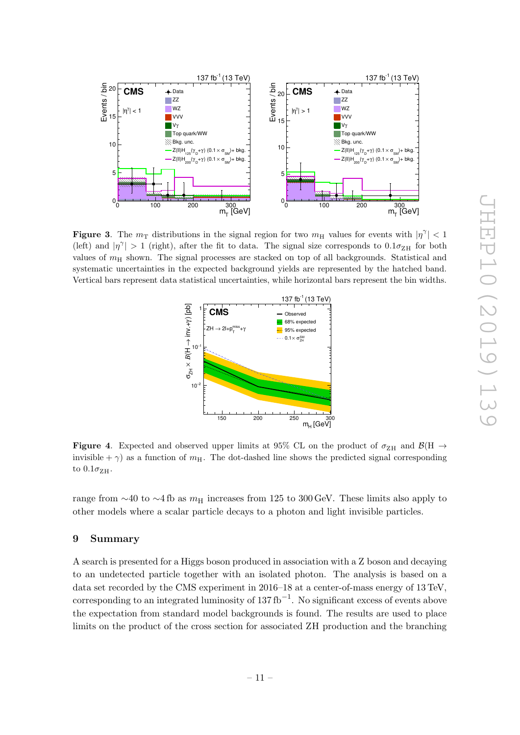**Figure 3**. The $m_T$ distributions in the signal region for two $m_H$ values for events with $|\eta^\gamma| < 1$ (left) and $|\eta^\gamma| > 1$ (right), after the fit to data. The signal size corresponds to $0.1\sigma_{ZH}$ for both values of $m_H$ shown. The signal processes are stacked on top of all backgrounds. Statistical and systematic uncertainties in the expected background yields are represented by the hatched band. Vertical bars represent data statistical uncertainties, while horizontal bars represent the bin widths.

**Figure 4**. Expected and observed upper limits at 95% CL on the product of $\sigma_{ZH}$ and $\mathcal{B}(H \to \text{invisible} + \gamma)$ as a function of $m_H$. The dot-dashed line shows the predicted signal corresponding to $0.1\sigma_{ZH}$.

range from $\sim$40 to $\sim$4 fb as $m_H$ increases from 125 to 300 GeV. These limits also apply to other models where a scalar particle decays to a photon and light invisible particles.

## 9 Summary

A search is presented for a Higgs boson produced in association with a Z boson and decaying to an undetected particle together with an isolated photon. The analysis is based on a data set recorded by the CMS experiment in 2016–18 at a center-of-mass energy of 13 TeV, corresponding to an integrated luminosity of 137 $\text{fb}^{-1}$. No significant excess of events above the expectation from standard model backgrounds is found. The results are used to place limits on the product of the cross section for associated ZH production and the branching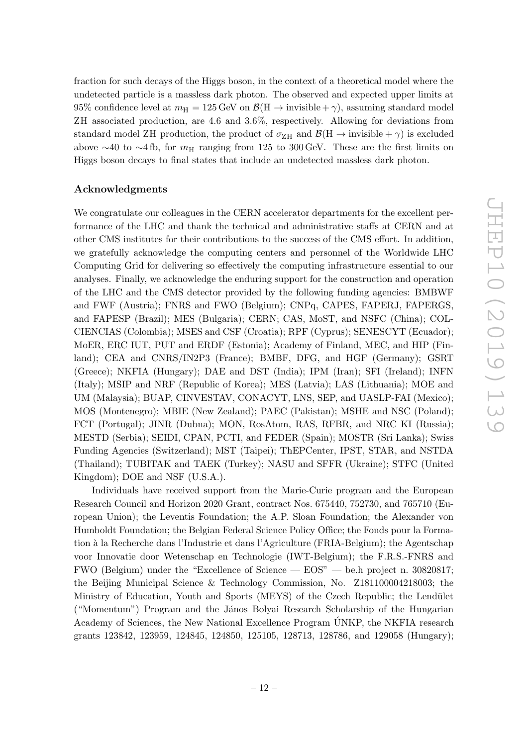fraction for such decays of the Higgs boson, in the context of a theoretical model where the undetected particle is a massless dark photon. The observed and expected upper limits at 95% confidence level at $m_{\mathrm{H}} = 125\,\mathrm{GeV}$ on $\mathcal{B}(\mathrm{H} \to \mathrm{invisible} + \gamma)$, assuming standard model ZH associated production, are 4.6 and 3.6%, respectively. Allowing for deviations from standard model ZH production, the product of $\sigma_{\mathrm{ZH}}$ and $\mathcal{B}(\mathrm{H} \to \mathrm{invisible} + \gamma)$ is excluded above $\sim$40 to $\sim$4 fb, for $m_{\mathrm{H}}$ ranging from 125 to 300 GeV. These are the first limits on Higgs boson decays to final states that include an undetected massless dark photon.

### Acknowledgments

We congratulate our colleagues in the CERN accelerator departments for the excellent performance of the LHC and thank the technical and administrative staffs at CERN and at other CMS institutes for their contributions to the success of the CMS effort. In addition, we gratefully acknowledge the computing centers and personnel of the Worldwide LHC Computing Grid for delivering so effectively the computing infrastructure essential to our analyses. Finally, we acknowledge the enduring support for the construction and operation of the LHC and the CMS detector provided by the following funding agencies: BMBWF and FWF (Austria); FNRS and FWO (Belgium); CNPq, CAPES, FAPERJ, FAPERGS, and FAPESP (Brazil); MES (Bulgaria); CERN; CAS, MoST, and NSFC (China); COLCIENCIAS (Colombia); MSES and CSF (Croatia); RPF (Cyprus); SENESCYT (Ecuador); MoER, ERC IUT, PUT and ERDF (Estonia); Academy of Finland, MEC, and HIP (Finland); CEA and CNRS/IN2P3 (France); BMBF, DFG, and HGF (Germany); GSRT (Greece); NKFIA (Hungary); DAE and DST (India); IPM (Iran); SFI (Ireland); INFN (Italy); MSIP and NRF (Republic of Korea); MES (Latvia); LAS (Lithuania); MOE and UM (Malaysia); BUAP, CINVESTAV, CONACYT, LNS, SEP, and UASLP-FAI (Mexico); MOS (Montenegro); MBIE (New Zealand); PAEC (Pakistan); MSHE and NSC (Poland); FCT (Portugal); JINR (Dubna); MON, RosAtom, RAS, RFBR, and NRC KI (Russia); MESTD (Serbia); SEIDI, CPAN, PCTI, and FEDER (Spain); MOSTR (Sri Lanka); Swiss Funding Agencies (Switzerland); MST (Taipei); ThEPCenter, IPST, STAR, and NSTDA (Thailand); TUBITAK and TAEK (Turkey); NASU and SFFR (Ukraine); STFC (United Kingdom); DOE and NSF (U.S.A.).

Individuals have received support from the Marie-Curie program and the European Research Council and Horizon 2020 Grant, contract Nos. 675440, 752730, and 765710 (European Union); the Leventis Foundation; the A.P. Sloan Foundation; the Alexander von Humboldt Foundation; the Belgian Federal Science Policy Office; the Fonds pour la Formation à la Recherche dans l'Industrie et dans l'Agriculture (FRIA-Belgium); the Agentschap voor Innovatie door Wetenschap en Technologie (IWT-Belgium); the F.R.S.-FNRS and FWO (Belgium) under the "Excellence of Science — EOS" — be.h project n. 30820817; the Beijing Municipal Science & Technology Commission, No. Z181100004218003; the Ministry of Education, Youth and Sports (MEYS) of the Czech Republic; the Lendület ("Momentum") Program and the János Bolyai Research Scholarship of the Hungarian Academy of Sciences, the New National Excellence Program ÚNKP, the NKFIA research grants 123842, 123959, 124845, 124850, 125105, 128713, 128786, and 129058 (Hungary);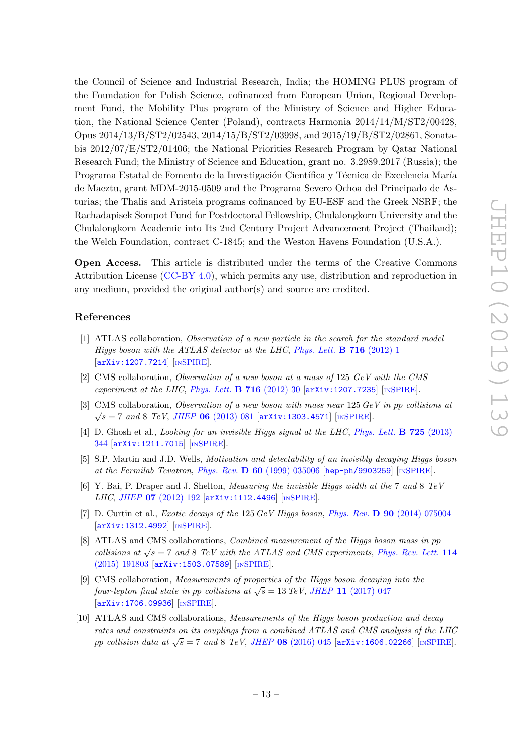the Council of Science and Industrial Research, India; the HOMING PLUS program of the Foundation for Polish Science, cofinanced from European Union, Regional Development Fund, the Mobility Plus program of the Ministry of Science and Higher Education, the National Science Center (Poland), contracts Harmonia 2014/14/M/ST2/00428, Opus 2014/13/B/ST2/02543, 2014/15/B/ST2/03998, and 2015/19/B/ST2/02861, Sonatabis 2012/07/E/ST2/01406; the National Priorities Research Program by Qatar National Research Fund; the Ministry of Science and Education, grant no. 3.2989.2017 (Russia); the Programa Estatal de Fomento de la Investigación Científica y Técnica de Excelencia María de Maeztu, grant MDM-2015-0509 and the Programa Severo Ochoa del Principado de Asturias; the Thalis and Aristeia programs cofinanced by EU-ESF and the Greek NSRF; the Rachadapisek Sompot Fund for Postdoctoral Fellowship, Chulalongkorn University and the Chulalongkorn Academic into Its 2nd Century Project Advancement Project (Thailand); the Welch Foundation, contract C-1845; and the Weston Havens Foundation (U.S.A.).

**Open Access.** This article is distributed under the terms of the Creative Commons Attribution License (CC-BY 4.0), which permits any use, distribution and reproduction in any medium, provided the original author(s) and source are credited.

## References

[1] ATLAS collaboration, *Observation of a new particle in the search for the standard model Higgs boson with the ATLAS detector at the LHC*, *Phys. Lett.* **B 716** (2012) 1 [arXiv:1207.7214] [INSPIRE].

[2] CMS collaboration, *Observation of a new boson at a mass of* 125 *GeV with the CMS experiment at the LHC*, *Phys. Lett.* **B 716** (2012) 30 [arXiv:1207.7235] [INSPIRE].

[3] CMS collaboration, *Observation of a new boson with mass near* 125 *GeV in pp collisions at* $\sqrt{s} = 7$ *and* 8 *TeV*, *JHEP* **06** (2013) 081 [arXiv:1303.4571] [INSPIRE].

[4] D. Ghosh et al., *Looking for an invisible Higgs signal at the LHC*, *Phys. Lett.* **B 725** (2013) 344 [arXiv:1211.7015] [INSPIRE].

[5] S.P. Martin and J.D. Wells, *Motivation and detectability of an invisibly decaying Higgs boson at the Fermilab Tevatron*, *Phys. Rev.* **D 60** (1999) 035006 [hep-ph/9903259] [INSPIRE].

[6] Y. Bai, P. Draper and J. Shelton, *Measuring the invisible Higgs width at the* 7 *and* 8 *TeV LHC*, *JHEP* **07** (2012) 192 [arXiv:1112.4496] [INSPIRE].

[7] D. Curtin et al., *Exotic decays of the* 125 *GeV Higgs boson*, *Phys. Rev.* **D 90** (2014) 075004 [arXiv:1312.4992] [INSPIRE].

[8] ATLAS and CMS collaborations, *Combined measurement of the Higgs boson mass in pp collisions at* $\sqrt{s} = 7$ *and* 8 *TeV with the ATLAS and CMS experiments*, *Phys. Rev. Lett.* **114** (2015) 191803 [arXiv:1503.07589] [INSPIRE].

[9] CMS collaboration, *Measurements of properties of the Higgs boson decaying into the four-lepton final state in pp collisions at* $\sqrt{s} = 13$ *TeV*, *JHEP* **11** (2017) 047 [arXiv:1706.09936] [INSPIRE].

[10] ATLAS and CMS collaborations, *Measurements of the Higgs boson production and decay rates and constraints on its couplings from a combined ATLAS and CMS analysis of the LHC pp collision data at* $\sqrt{s} = 7$ *and* 8 *TeV*, *JHEP* **08** (2016) 045 [arXiv:1606.02266] [INSPIRE].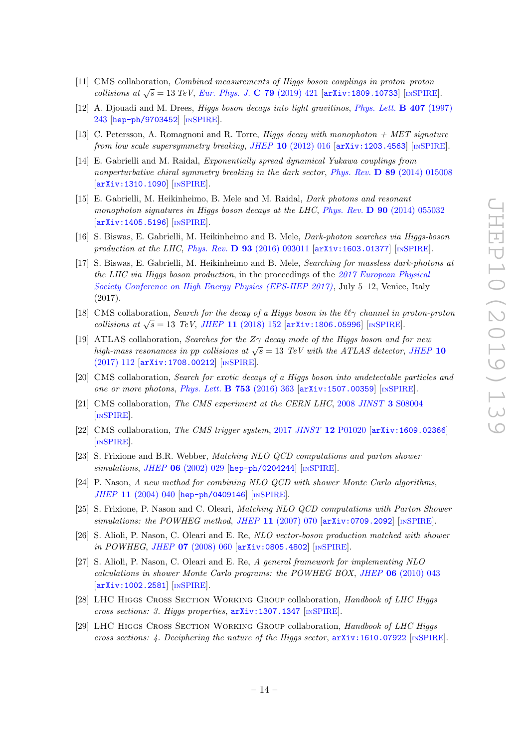[11] CMS collaboration, *Combined measurements of Higgs boson couplings in proton–proton collisions at* $\sqrt{s} = 13$ *TeV*, *Eur. Phys. J.* **C 79** (2019) 421 [arXiv:1809.10733] [INSPIRE].

[12] A. Djouadi and M. Drees, *Higgs boson decays into light gravitinos*, *Phys. Lett.* **B 407** (1997) 243 [hep-ph/9703452] [INSPIRE].

[13] C. Petersson, A. Romagnoni and R. Torre, *Higgs decay with monophoton + MET signature from low scale supersymmetry breaking*, *JHEP* **10** (2012) 016 [arXiv:1203.4563] [INSPIRE].

[14] E. Gabrielli and M. Raidal, *Exponentially spread dynamical Yukawa couplings from nonperturbative chiral symmetry breaking in the dark sector*, *Phys. Rev.* **D 89** (2014) 015008 [arXiv:1310.1090] [INSPIRE].

[15] E. Gabrielli, M. Heikinheimo, B. Mele and M. Raidal, *Dark photons and resonant monophoton signatures in Higgs boson decays at the LHC*, *Phys. Rev.* **D 90** (2014) 055032 [arXiv:1405.5196] [INSPIRE].

[16] S. Biswas, E. Gabrielli, M. Heikinheimo and B. Mele, *Dark-photon searches via Higgs-boson production at the LHC*, *Phys. Rev.* **D 93** (2016) 093011 [arXiv:1603.01377] [INSPIRE].

[17] S. Biswas, E. Gabrielli, M. Heikinheimo and B. Mele, *Searching for massless dark-photons at the LHC via Higgs boson production*, in the proceedings of the *2017 European Physical Society Conference on High Energy Physics (EPS-HEP 2017)*, July 5–12, Venice, Italy (2017).

[18] CMS collaboration, *Search for the decay of a Higgs boson in the* $\ell\ell\gamma$ *channel in proton-proton collisions at* $\sqrt{s} = 13$ *TeV*, *JHEP* **11** (2018) 152 [arXiv:1806.05996] [INSPIRE].

[19] ATLAS collaboration, *Searches for the* $Z\gamma$ *decay mode of the Higgs boson and for new high-mass resonances in pp collisions at* $\sqrt{s} = 13$ *TeV with the ATLAS detector*, *JHEP* **10** (2017) 112 [arXiv:1708.00212] [INSPIRE].

[20] CMS collaboration, *Search for exotic decays of a Higgs boson into undetectable particles and one or more photons*, *Phys. Lett.* **B 753** (2016) 363 [arXiv:1507.00359] [INSPIRE].

[21] CMS collaboration, *The CMS experiment at the CERN LHC*, 2008 *JINST* **3** S08004 [INSPIRE].

[22] CMS collaboration, *The CMS trigger system*, 2017 *JINST* **12** P01020 [arXiv:1609.02366] [INSPIRE].

[23] S. Frixione and B.R. Webber, *Matching NLO QCD computations and parton shower simulations*, *JHEP* **06** (2002) 029 [hep-ph/0204244] [INSPIRE].

[24] P. Nason, *A new method for combining NLO QCD with shower Monte Carlo algorithms*, *JHEP* **11** (2004) 040 [hep-ph/0409146] [INSPIRE].

[25] S. Frixione, P. Nason and C. Oleari, *Matching NLO QCD computations with Parton Shower simulations: the POWHEG method*, *JHEP* **11** (2007) 070 [arXiv:0709.2092] [INSPIRE].

[26] S. Alioli, P. Nason, C. Oleari and E. Re, *NLO vector-boson production matched with shower in POWHEG*, *JHEP* **07** (2008) 060 [arXiv:0805.4802] [INSPIRE].

[27] S. Alioli, P. Nason, C. Oleari and E. Re, *A general framework for implementing NLO calculations in shower Monte Carlo programs: the POWHEG BOX*, *JHEP* **06** (2010) 043 [arXiv:1002.2581] [INSPIRE].

[28] LHC Higgs Cross Section Working Group collaboration, *Handbook of LHC Higgs cross sections: 3. Higgs properties*, arXiv:1307.1347 [INSPIRE].

[29] LHC Higgs Cross Section Working Group collaboration, *Handbook of LHC Higgs cross sections: 4. Deciphering the nature of the Higgs sector*, arXiv:1610.07922 [INSPIRE].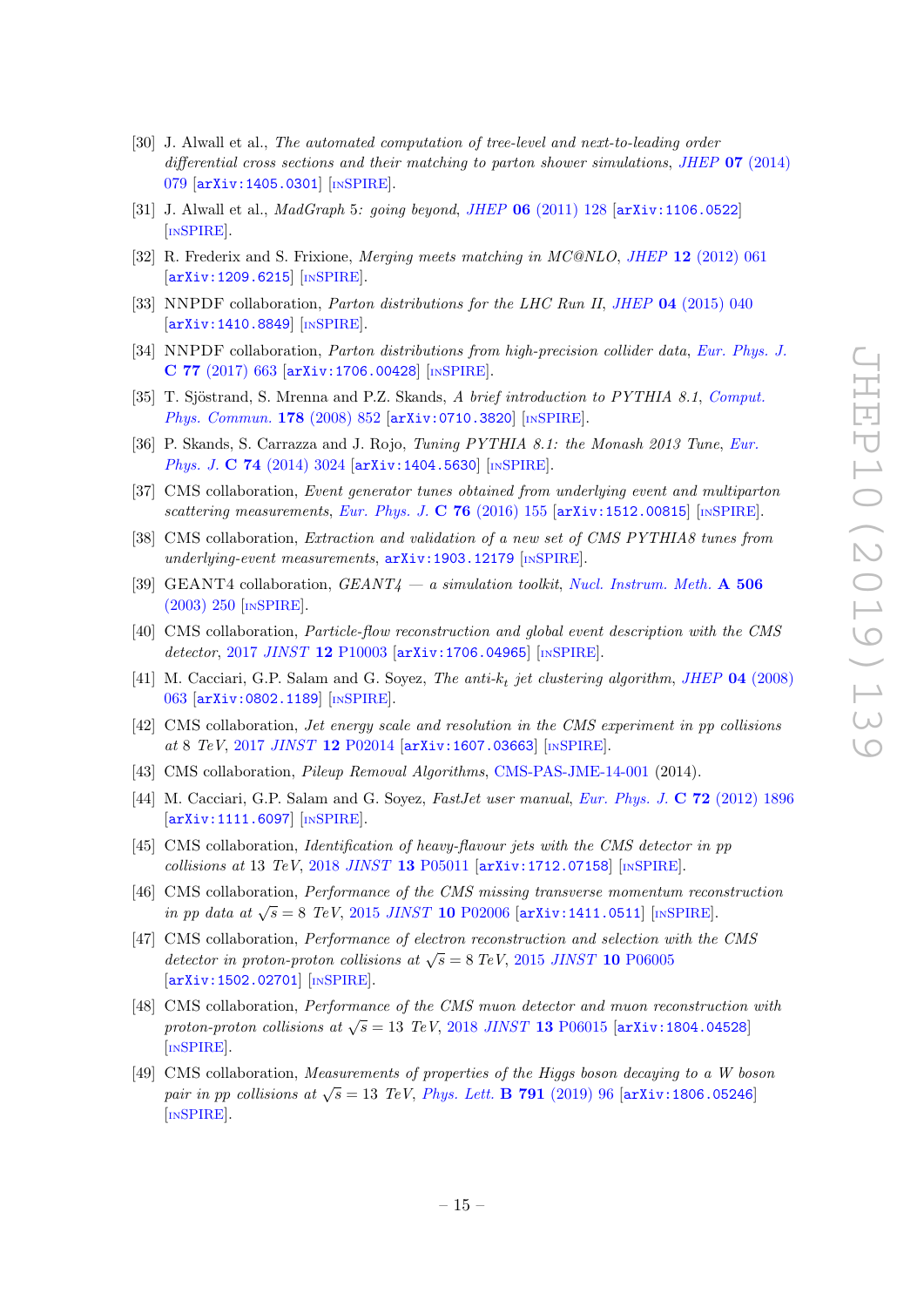- [30] J. Alwall et al., *The automated computation of tree-level and next-to-leading order differential cross sections and their matching to parton shower simulations*, JHEP **07** (2014) 079 [arXiv:1405.0301] [INSPIRE].
- [31] J. Alwall et al., *MadGraph 5: going beyond*, JHEP **06** (2011) 128 [arXiv:1106.0522] [INSPIRE].
- [32] R. Frederix and S. Frixione, *Merging meets matching in MC@NLO*, JHEP **12** (2012) 061 [arXiv:1209.6215] [INSPIRE].
- [33] NNPDF collaboration, *Parton distributions for the LHC Run II*, JHEP **04** (2015) 040 [arXiv:1410.8849] [INSPIRE].
- [34] NNPDF collaboration, *Parton distributions from high-precision collider data*, Eur. Phys. J. **C 77** (2017) 663 [arXiv:1706.00428] [INSPIRE].
- [35] T. Sjöstrand, S. Mrenna and P.Z. Skands, *A brief introduction to PYTHIA 8.1*, Comput. Phys. Commun. **178** (2008) 852 [arXiv:0710.3820] [INSPIRE].
- [36] P. Skands, S. Carrazza and J. Rojo, *Tuning PYTHIA 8.1: the Monash 2013 Tune*, Eur. Phys. J. **C 74** (2014) 3024 [arXiv:1404.5630] [INSPIRE].
- [37] CMS collaboration, *Event generator tunes obtained from underlying event and multiparton scattering measurements*, Eur. Phys. J. **C 76** (2016) 155 [arXiv:1512.00815] [INSPIRE].
- [38] CMS collaboration, *Extraction and validation of a new set of CMS PYTHIA8 tunes from underlying-event measurements*, arXiv:1903.12179 [INSPIRE].
- [39] GEANT4 collaboration, *GEANT4 — a simulation toolkit*, Nucl. Instrum. Meth. **A 506** (2003) 250 [INSPIRE].
- [40] CMS collaboration, *Particle-flow reconstruction and global event description with the CMS detector*, 2017 JINST **12** P10003 [arXiv:1706.04965] [INSPIRE].
- [41] M. Cacciari, G.P. Salam and G. Soyez, *The anti-$k_t$ jet clustering algorithm*, JHEP **04** (2008) 063 [arXiv:0802.1189] [INSPIRE].
- [42] CMS collaboration, *Jet energy scale and resolution in the CMS experiment in pp collisions at 8 TeV*, 2017 JINST **12** P02014 [arXiv:1607.03663] [INSPIRE].
- [43] CMS collaboration, *Pileup Removal Algorithms*, CMS-PAS-JME-14-001 (2014).
- [44] M. Cacciari, G.P. Salam and G. Soyez, *FastJet user manual*, Eur. Phys. J. **C 72** (2012) 1896 [arXiv:1111.6097] [INSPIRE].
- [45] CMS collaboration, *Identification of heavy-flavour jets with the CMS detector in pp collisions at 13 TeV*, 2018 JINST **13** P05011 [arXiv:1712.07158] [INSPIRE].
- [46] CMS collaboration, *Performance of the CMS missing transverse momentum reconstruction in pp data at $\sqrt{s} = 8$ TeV*, 2015 JINST **10** P02006 [arXiv:1411.0511] [INSPIRE].
- [47] CMS collaboration, *Performance of electron reconstruction and selection with the CMS detector in proton-proton collisions at $\sqrt{s} = 8$ TeV*, 2015 JINST **10** P06005 [arXiv:1502.02701] [INSPIRE].
- [48] CMS collaboration, *Performance of the CMS muon detector and muon reconstruction with proton-proton collisions at $\sqrt{s} = 13$ TeV*, 2018 JINST **13** P06015 [arXiv:1804.04528] [INSPIRE].
- [49] CMS collaboration, *Measurements of properties of the Higgs boson decaying to a W boson pair in pp collisions at $\sqrt{s} = 13$ TeV*, Phys. Lett. **B 791** (2019) 96 [arXiv:1806.05246] [INSPIRE].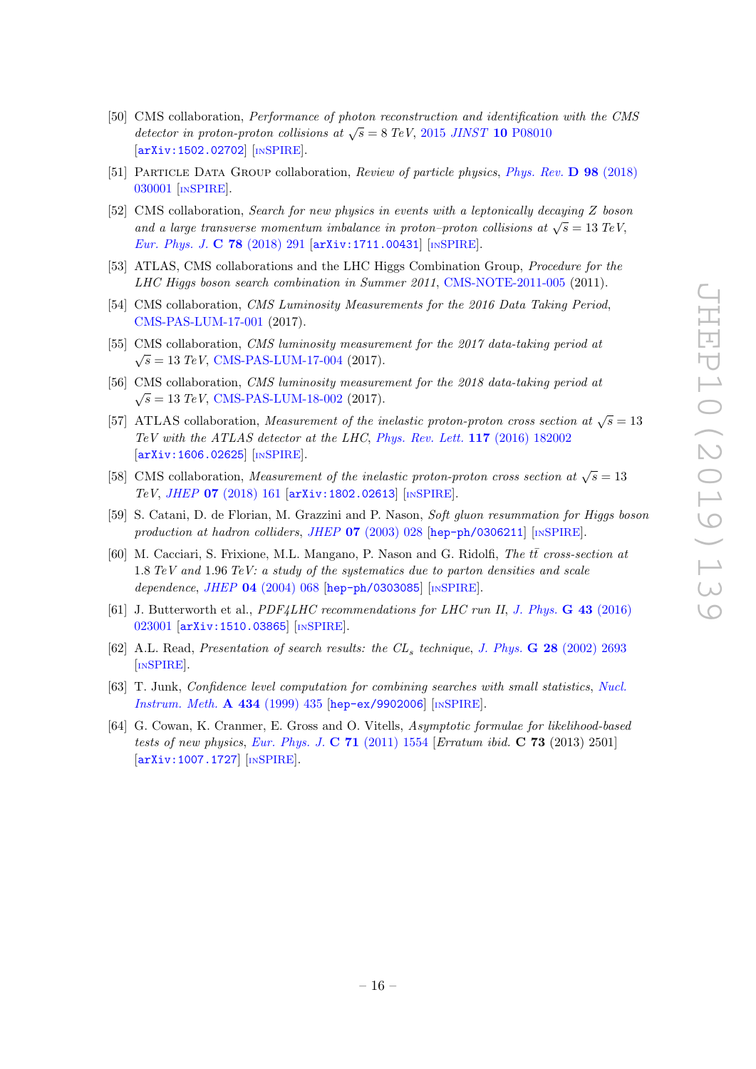[50] CMS collaboration, *Performance of photon reconstruction and identification with the CMS detector in proton-proton collisions at $\sqrt{s} = 8$ TeV*, 2015 *JINST* **10** P08010 [arXiv:1502.02702] [INSPIRE].

[51] Particle Data Group collaboration, *Review of particle physics*, *Phys. Rev.* **D 98** (2018) 030001 [INSPIRE].

[52] CMS collaboration, *Search for new physics in events with a leptonically decaying Z boson and a large transverse momentum imbalance in proton–proton collisions at $\sqrt{s} = 13$ TeV*, *Eur. Phys. J.* **C 78** (2018) 291 [arXiv:1711.00431] [INSPIRE].

[53] ATLAS, CMS collaborations and the LHC Higgs Combination Group, *Procedure for the LHC Higgs boson search combination in Summer 2011*, CMS-NOTE-2011-005 (2011).

[54] CMS collaboration, *CMS Luminosity Measurements for the 2016 Data Taking Period*, CMS-PAS-LUM-17-001 (2017).

[55] CMS collaboration, *CMS luminosity measurement for the 2017 data-taking period at $\sqrt{s} = 13$ TeV*, CMS-PAS-LUM-17-004 (2017).

[56] CMS collaboration, *CMS luminosity measurement for the 2018 data-taking period at $\sqrt{s} = 13$ TeV*, CMS-PAS-LUM-18-002 (2017).

[57] ATLAS collaboration, *Measurement of the inelastic proton-proton cross section at $\sqrt{s} = 13$ TeV with the ATLAS detector at the LHC*, *Phys. Rev. Lett.* **117** (2016) 182002 [arXiv:1606.02625] [INSPIRE].

[58] CMS collaboration, *Measurement of the inelastic proton-proton cross section at $\sqrt{s} = 13$ TeV*, *JHEP* **07** (2018) 161 [arXiv:1802.02613] [INSPIRE].

[59] S. Catani, D. de Florian, M. Grazzini and P. Nason, *Soft gluon resummation for Higgs boson production at hadron colliders*, *JHEP* **07** (2003) 028 [hep-ph/0306211] [INSPIRE].

[60] M. Cacciari, S. Frixione, M.L. Mangano, P. Nason and G. Ridolfi, *The $t\bar{t}$ cross-section at 1.8 TeV and 1.96 TeV: a study of the systematics due to parton densities and scale dependence*, *JHEP* **04** (2004) 068 [hep-ph/0303085] [INSPIRE].

[61] J. Butterworth et al., *PDF4LHC recommendations for LHC run II*, *J. Phys.* **G 43** (2016) 023001 [arXiv:1510.03865] [INSPIRE].

[62] A.L. Read, *Presentation of search results: the $CL_s$ technique*, *J. Phys.* **G 28** (2002) 2693 [INSPIRE].

[63] T. Junk, *Confidence level computation for combining searches with small statistics*, *Nucl. Instrum. Meth.* **A 434** (1999) 435 [hep-ex/9902006] [INSPIRE].

[64] G. Cowan, K. Cranmer, E. Gross and O. Vitells, *Asymptotic formulae for likelihood-based tests of new physics*, *Eur. Phys. J.* **C 71** (2011) 1554 [*Erratum ibid.* **C 73** (2013) 2501] [arXiv:1007.1727] [INSPIRE].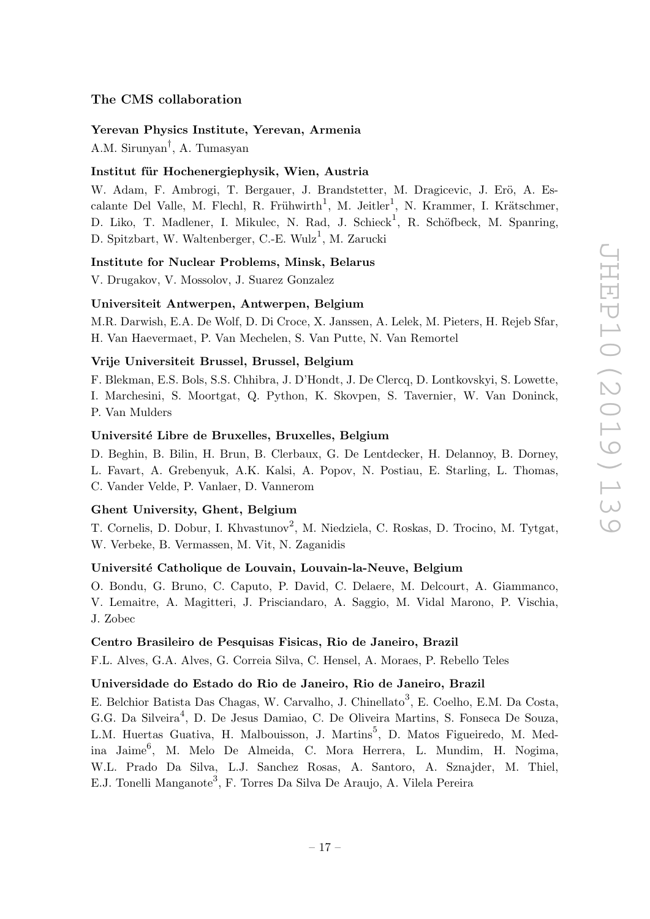## The CMS collaboration

### Yerevan Physics Institute, Yerevan, Armenia

A.M. Sirunyan[†], A. Tumasyan

### Institut für Hochenergiephysik, Wien, Austria

W. Adam, F. Ambrogi, T. Bergauer, J. Brandstetter, M. Dragicevic, J. Erö, A. Escalante Del Valle, M. Flechl, R. Frühwirth[1], M. Jeitler[1], N. Krammer, I. Krätschmer, D. Liko, T. Madlener, I. Mikulec, N. Rad, J. Schieck[1], R. Schöfbeck, M. Spanring, D. Spitzbart, W. Waltenberger, C.-E. Wulz[1], M. Zarucki

### Institute for Nuclear Problems, Minsk, Belarus

V. Drugakov, V. Mossolov, J. Suarez Gonzalez

### Universiteit Antwerpen, Antwerpen, Belgium

M.R. Darwish, E.A. De Wolf, D. Di Croce, X. Janssen, A. Lelek, M. Pieters, H. Rejeb Sfar, H. Van Haevermaet, P. Van Mechelen, S. Van Putte, N. Van Remortel

### Vrije Universiteit Brussel, Brussel, Belgium

F. Blekman, E.S. Bols, S.S. Chhibra, J. D'Hondt, J. De Clercq, D. Lontkovskyi, S. Lowette, I. Marchesini, S. Moortgat, Q. Python, K. Skovpen, S. Tavernier, W. Van Doninck, P. Van Mulders

### Université Libre de Bruxelles, Bruxelles, Belgium

D. Beghin, B. Bilin, H. Brun, B. Clerbaux, G. De Lentdecker, H. Delannoy, B. Dorney, L. Favart, A. Grebenyuk, A.K. Kalsi, A. Popov, N. Postiau, E. Starling, L. Thomas, C. Vander Velde, P. Vanlaer, D. Vannerom

### Ghent University, Ghent, Belgium

T. Cornelis, D. Dobur, I. Khvastunov[2], M. Niedziela, C. Roskas, D. Trocino, M. Tytgat, W. Verbeke, B. Vermassen, M. Vit, N. Zaganidis

### Université Catholique de Louvain, Louvain-la-Neuve, Belgium

O. Bondu, G. Bruno, C. Caputo, P. David, C. Delaere, M. Delcourt, A. Giammanco, V. Lemaitre, A. Magitteri, J. Prisciandaro, A. Saggio, M. Vidal Marono, P. Vischia, J. Zobec

### Centro Brasileiro de Pesquisas Fisicas, Rio de Janeiro, Brazil

F.L. Alves, G.A. Alves, G. Correia Silva, C. Hensel, A. Moraes, P. Rebello Teles

### Universidade do Estado do Rio de Janeiro, Rio de Janeiro, Brazil

E. Belchior Batista Das Chagas, W. Carvalho, J. Chinellato[3], E. Coelho, E.M. Da Costa, G.G. Da Silveira[4], D. De Jesus Damiao, C. De Oliveira Martins, S. Fonseca De Souza, L.M. Huertas Guativa, H. Malbouisson, J. Martins[5], D. Matos Figueiredo, M. Medina Jaime[6], M. Melo De Almeida, C. Mora Herrera, L. Mundim, H. Nogima, W.L. Prado Da Silva, L.J. Sanchez Rosas, A. Santoro, A. Sznajder, M. Thiel, E.J. Tonelli Manganote[3], F. Torres Da Silva De Araujo, A. Vilela Pereira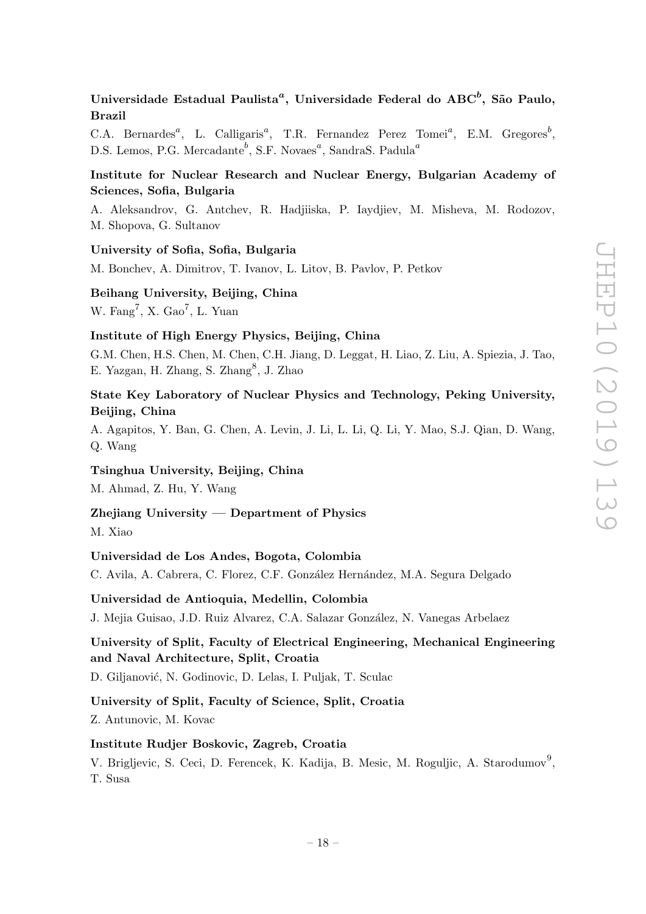**Universidade Estadual Paulista[a], Universidade Federal do ABC[b], São Paulo, Brazil**

C.A. Bernardes[a], L. Calligaris[a], T.R. Fernandez Perez Tomei[a], E.M. Gregores[b], D.S. Lemos, P.G. Mercadante[b], S.F. Novaes[a], SandraS. Padula[a]

**Institute for Nuclear Research and Nuclear Energy, Bulgarian Academy of Sciences, Sofia, Bulgaria**

A. Aleksandrov, G. Antchev, R. Hadjiiska, P. Iaydjiev, M. Misheva, M. Rodozov, M. Shopova, G. Sultanov

**University of Sofia, Sofia, Bulgaria**

M. Bonchev, A. Dimitrov, T. Ivanov, L. Litov, B. Pavlov, P. Petkov

**Beihang University, Beijing, China**

W. Fang[7], X. Gao[7], L. Yuan

**Institute of High Energy Physics, Beijing, China**

G.M. Chen, H.S. Chen, M. Chen, C.H. Jiang, D. Leggat, H. Liao, Z. Liu, A. Spiezia, J. Tao, E. Yazgan, H. Zhang, S. Zhang[8], J. Zhao

**State Key Laboratory of Nuclear Physics and Technology, Peking University, Beijing, China**

A. Agapitos, Y. Ban, G. Chen, A. Levin, J. Li, L. Li, Q. Li, Y. Mao, S.J. Qian, D. Wang, Q. Wang

**Tsinghua University, Beijing, China**

M. Ahmad, Z. Hu, Y. Wang

**Zhejiang University — Department of Physics**

M. Xiao

**Universidad de Los Andes, Bogota, Colombia**

C. Avila, A. Cabrera, C. Florez, C.F. González Hernández, M.A. Segura Delgado

**Universidad de Antioquia, Medellin, Colombia**

J. Mejia Guisao, J.D. Ruiz Alvarez, C.A. Salazar González, N. Vanegas Arbelaez

**University of Split, Faculty of Electrical Engineering, Mechanical Engineering and Naval Architecture, Split, Croatia**

D. Giljanović, N. Godinovic, D. Lelas, I. Puljak, T. Sculac

**University of Split, Faculty of Science, Split, Croatia**

Z. Antunovic, M. Kovac

**Institute Rudjer Boskovic, Zagreb, Croatia**

V. Brigljevic, S. Ceci, D. Ferencek, K. Kadija, B. Mesic, M. Roguljic, A. Starodumov[9], T. Susa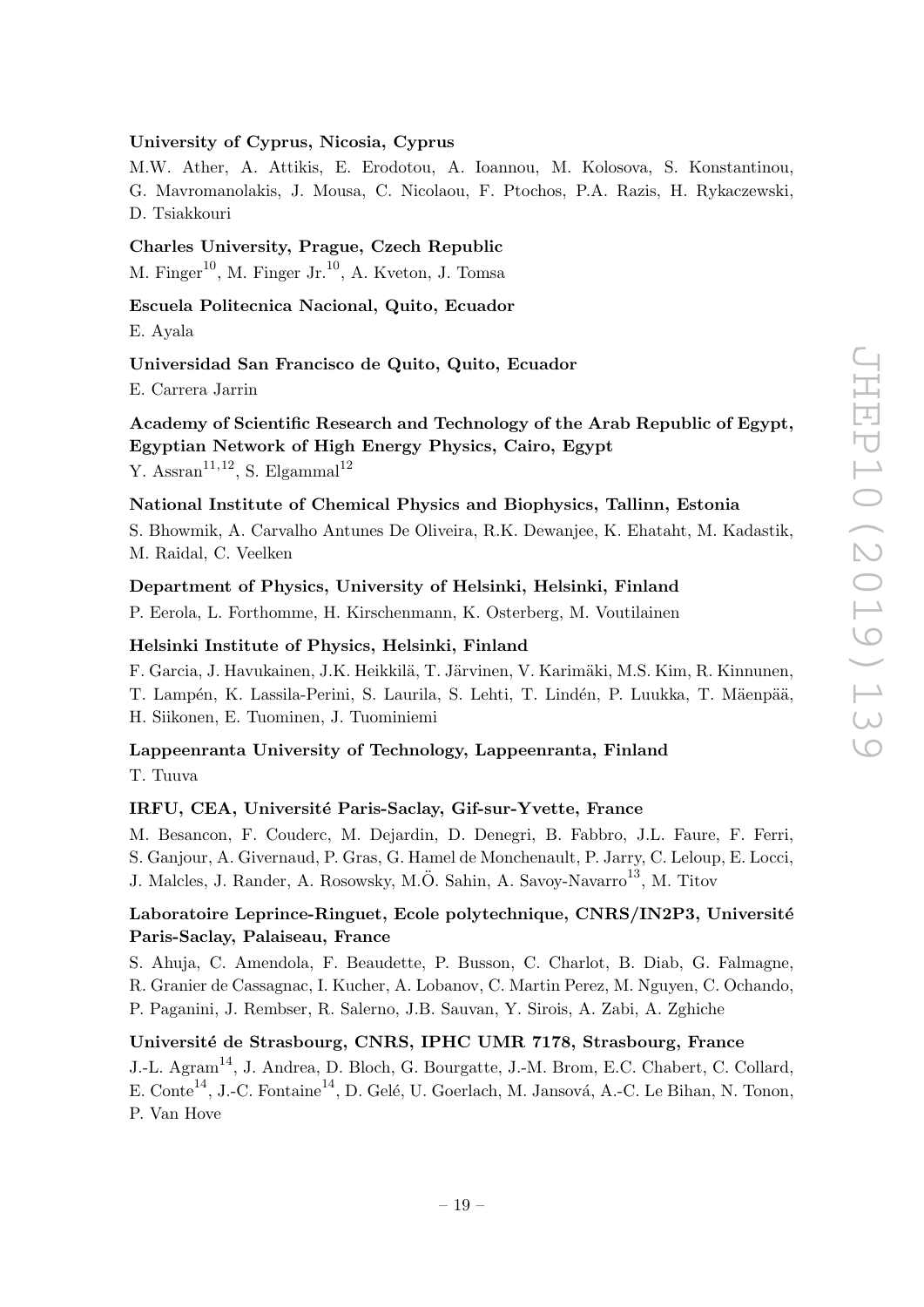**University of Cyprus, Nicosia, Cyprus**

M.W. Ather, A. Attikis, E. Erodotou, A. Ioannou, M. Kolosova, S. Konstantinou, G. Mavromanolakis, J. Mousa, C. Nicolaou, F. Ptochos, P.A. Razis, H. Rykaczewski, D. Tsiakkouri

**Charles University, Prague, Czech Republic**

M. Finger[10], M. Finger Jr.[10], A. Kveton, J. Tomsa

**Escuela Politecnica Nacional, Quito, Ecuador**

E. Ayala

**Universidad San Francisco de Quito, Quito, Ecuador**

E. Carrera Jarrin

**Academy of Scientific Research and Technology of the Arab Republic of Egypt, Egyptian Network of High Energy Physics, Cairo, Egypt**

Y. Assran[11,12], S. Elgammal[12]

**National Institute of Chemical Physics and Biophysics, Tallinn, Estonia**

S. Bhowmik, A. Carvalho Antunes De Oliveira, R.K. Dewanjee, K. Ehataht, M. Kadastik, M. Raidal, C. Veelken

**Department of Physics, University of Helsinki, Helsinki, Finland**

P. Eerola, L. Forthomme, H. Kirschenmann, K. Osterberg, M. Voutilainen

**Helsinki Institute of Physics, Helsinki, Finland**

F. Garcia, J. Havukainen, J.K. Heikkilä, T. Järvinen, V. Karimäki, M.S. Kim, R. Kinnunen, T. Lampén, K. Lassila-Perini, S. Laurila, S. Lehti, T. Lindén, P. Luukka, T. Mäenpää, H. Siikonen, E. Tuominen, J. Tuominiemi

**Lappeenranta University of Technology, Lappeenranta, Finland**

T. Tuuva

**IRFU, CEA, Université Paris-Saclay, Gif-sur-Yvette, France**

M. Besancon, F. Couderc, M. Dejardin, D. Denegri, B. Fabbro, J.L. Faure, F. Ferri, S. Ganjour, A. Givernaud, P. Gras, G. Hamel de Monchenault, P. Jarry, C. Leloup, E. Locci, J. Malcles, J. Rander, A. Rosowsky, M.Ö. Sahin, A. Savoy-Navarro[13], M. Titov

**Laboratoire Leprince-Ringuet, Ecole polytechnique, CNRS/IN2P3, Université Paris-Saclay, Palaiseau, France**

S. Ahuja, C. Amendola, F. Beaudette, P. Busson, C. Charlot, B. Diab, G. Falmagne, R. Granier de Cassagnac, I. Kucher, A. Lobanov, C. Martin Perez, M. Nguyen, C. Ochando, P. Paganini, J. Rembser, R. Salerno, J.B. Sauvan, Y. Sirois, A. Zabi, A. Zghiche

**Université de Strasbourg, CNRS, IPHC UMR 7178, Strasbourg, France**

J.-L. Agram[14], J. Andrea, D. Bloch, G. Bourgatte, J.-M. Brom, E.C. Chabert, C. Collard, E. Conte[14], J.-C. Fontaine[14], D. Gelé, U. Goerlach, M. Jansová, A.-C. Le Bihan, N. Tonon, P. Van Hove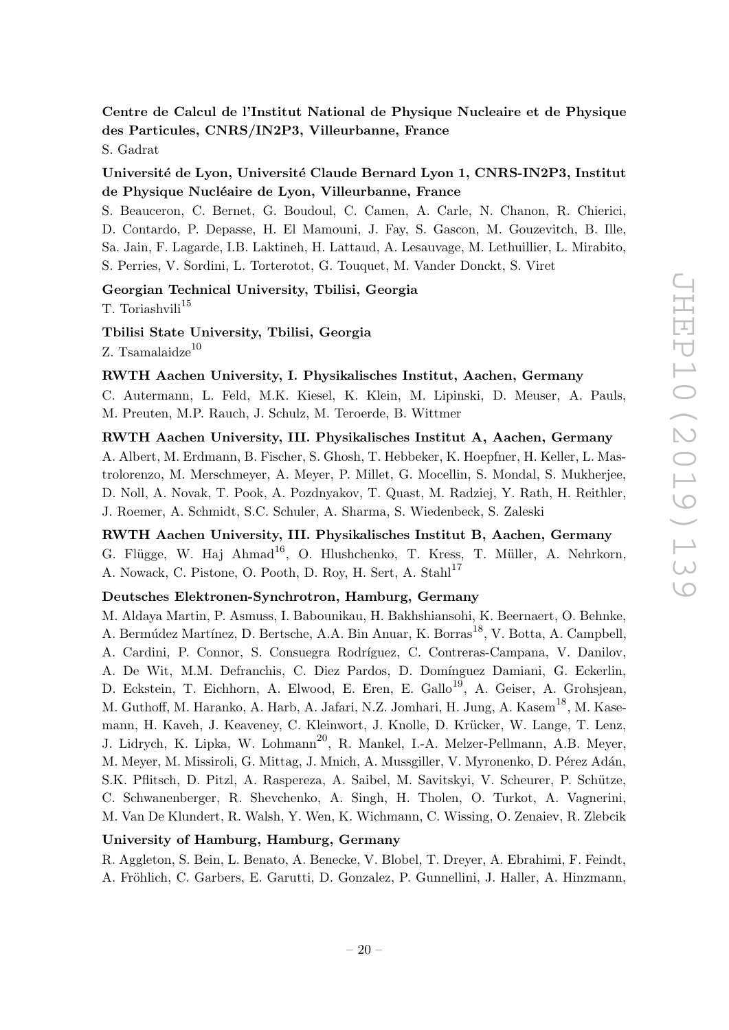**Centre de Calcul de l'Institut National de Physique Nucleaire et de Physique des Particules, CNRS/IN2P3, Villeurbanne, France**

S. Gadrat

**Université de Lyon, Université Claude Bernard Lyon 1, CNRS-IN2P3, Institut de Physique Nucléaire de Lyon, Villeurbanne, France**

S. Beauceron, C. Bernet, G. Boudoul, C. Camen, A. Carle, N. Chanon, R. Chierici, D. Contardo, P. Depasse, H. El Mamouni, J. Fay, S. Gascon, M. Gouzevitch, B. Ille, Sa. Jain, F. Lagarde, I.B. Laktineh, H. Lattaud, A. Lesauvage, M. Lethuillier, L. Mirabito, S. Perries, V. Sordini, L. Torterotot, G. Touquet, M. Vander Donckt, S. Viret

**Georgian Technical University, Tbilisi, Georgia**

T. Toriashvili[15]

**Tbilisi State University, Tbilisi, Georgia**

Z. Tsamalaidze[10]

**RWTH Aachen University, I. Physikalisches Institut, Aachen, Germany**

C. Autermann, L. Feld, M.K. Kiesel, K. Klein, M. Lipinski, D. Meuser, A. Pauls, M. Preuten, M.P. Rauch, J. Schulz, M. Teroerde, B. Wittmer

**RWTH Aachen University, III. Physikalisches Institut A, Aachen, Germany**

A. Albert, M. Erdmann, B. Fischer, S. Ghosh, T. Hebbeker, K. Hoepfner, H. Keller, L. Mastrolorenzo, M. Merschmeyer, A. Meyer, P. Millet, G. Mocellin, S. Mondal, S. Mukherjee, D. Noll, A. Novak, T. Pook, A. Pozdnyakov, T. Quast, M. Radziej, Y. Rath, H. Reithler, J. Roemer, A. Schmidt, S.C. Schuler, A. Sharma, S. Wiedenbeck, S. Zaleski

**RWTH Aachen University, III. Physikalisches Institut B, Aachen, Germany**

G. Flügge, W. Haj Ahmad[16], O. Hlushchenko, T. Kress, T. Müller, A. Nehrkorn, A. Nowack, C. Pistone, O. Pooth, D. Roy, H. Sert, A. Stahl[17]

**Deutsches Elektronen-Synchrotron, Hamburg, Germany**

M. Aldaya Martin, P. Asmuss, I. Babounikau, H. Bakhshiansohi, K. Beernaert, O. Behnke, A. Bermúdez Martínez, D. Bertsche, A.A. Bin Anuar, K. Borras[18], V. Botta, A. Campbell, A. Cardini, P. Connor, S. Consuegra Rodríguez, C. Contreras-Campana, V. Danilov, A. De Wit, M.M. Defranchis, C. Diez Pardos, D. Domínguez Damiani, G. Eckerlin, D. Eckstein, T. Eichhorn, A. Elwood, E. Eren, E. Gallo[19], A. Geiser, A. Grohsjean, M. Guthoff, M. Haranko, A. Harb, A. Jafari, N.Z. Jomhari, H. Jung, A. Kasem[18], M. Kasemann, H. Kaveh, J. Keaveney, C. Kleinwort, J. Knolle, D. Krücker, W. Lange, T. Lenz, J. Lidrych, K. Lipka, W. Lohmann[20], R. Mankel, I.-A. Melzer-Pellmann, A.B. Meyer, M. Meyer, M. Missiroli, G. Mittag, J. Mnich, A. Mussgiller, V. Myronenko, D. Pérez Adán, S.K. Pflitsch, D. Pitzl, A. Raspereza, A. Saibel, M. Savitskyi, V. Scheurer, P. Schütze, C. Schwanenberger, R. Shevchenko, A. Singh, H. Tholen, O. Turkot, A. Vagnerini, M. Van De Klundert, R. Walsh, Y. Wen, K. Wichmann, C. Wissing, O. Zenaiev, R. Zlebcik

**University of Hamburg, Hamburg, Germany**

R. Aggleton, S. Bein, L. Benato, A. Benecke, V. Blobel, T. Dreyer, A. Ebrahimi, F. Feindt, A. Fröhlich, C. Garbers, E. Garutti, D. Gonzalez, P. Gunnellini, J. Haller, A. Hinzmann,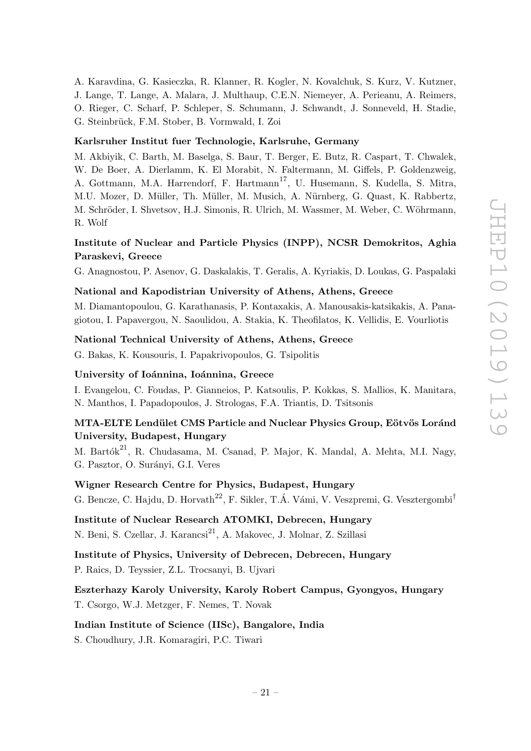A. Karavdina, G. Kasieczka, R. Klanner, R. Kogler, N. Kovalchuk, S. Kurz, V. Kutzner, J. Lange, T. Lange, A. Malara, J. Multhaup, C.E.N. Niemeyer, A. Perieanu, A. Reimers, O. Rieger, C. Scharf, P. Schleper, S. Schumann, J. Schwandt, J. Sonneveld, H. Stadie, G. Steinbrück, F.M. Stober, B. Vormwald, I. Zoi

**Karlsruher Institut fuer Technologie, Karlsruhe, Germany**

M. Akbiyik, C. Barth, M. Baselga, S. Baur, T. Berger, E. Butz, R. Caspart, T. Chwalek, W. De Boer, A. Dierlamm, K. El Morabit, N. Faltermann, M. Giffels, P. Goldenzweig, A. Gottmann, M.A. Harrendorf, F. Hartmann[17], U. Husemann, S. Kudella, S. Mitra, M.U. Mozer, D. Müller, Th. Müller, M. Musich, A. Nürnberg, G. Quast, K. Rabbertz, M. Schröder, I. Shvetsov, H.J. Simonis, R. Ulrich, M. Wassmer, M. Weber, C. Wöhrmann, R. Wolf

**Institute of Nuclear and Particle Physics (INPP), NCSR Demokritos, Aghia Paraskevi, Greece**

G. Anagnostou, P. Asenov, G. Daskalakis, T. Geralis, A. Kyriakis, D. Loukas, G. Paspalaki

**National and Kapodistrian University of Athens, Athens, Greece**

M. Diamantopoulou, G. Karathanasis, P. Kontaxakis, A. Manousakis-katsikakis, A. Panagiotou, I. Papavergou, N. Saoulidou, A. Stakia, K. Theofilatos, K. Vellidis, E. Vourliotis

**National Technical University of Athens, Athens, Greece**

G. Bakas, K. Kousouris, I. Papakrivopoulos, G. Tsipolitis

**University of Ioánnina, Ioánnina, Greece**

I. Evangelou, C. Foudas, P. Gianneios, P. Katsoulis, P. Kokkas, S. Mallios, K. Manitara, N. Manthos, I. Papadopoulos, J. Strologas, F.A. Triantis, D. Tsitsonis

**MTA-ELTE Lendület CMS Particle and Nuclear Physics Group, Eötvös Loránd University, Budapest, Hungary**

M. Bartók[21], R. Chudasama, M. Csanad, P. Major, K. Mandal, A. Mehta, M.I. Nagy, G. Pasztor, O. Surányi, G.I. Veres

**Wigner Research Centre for Physics, Budapest, Hungary**

G. Bencze, C. Hajdu, D. Horvath[22], F. Sikler, T.Á. Vámi, V. Veszpremi, G. Vesztergombi[†]

**Institute of Nuclear Research ATOMKI, Debrecen, Hungary**

N. Beni, S. Czellar, J. Karancsi[21], A. Makovec, J. Molnar, Z. Szillasi

**Institute of Physics, University of Debrecen, Debrecen, Hungary**

P. Raics, D. Teyssier, Z.L. Trocsanyi, B. Ujvari

**Eszterhazy Karoly University, Karoly Robert Campus, Gyongyos, Hungary**

T. Csorgo, W.J. Metzger, F. Nemes, T. Novak

**Indian Institute of Science (IISc), Bangalore, India**

S. Choudhury, J.R. Komaragiri, P.C. Tiwari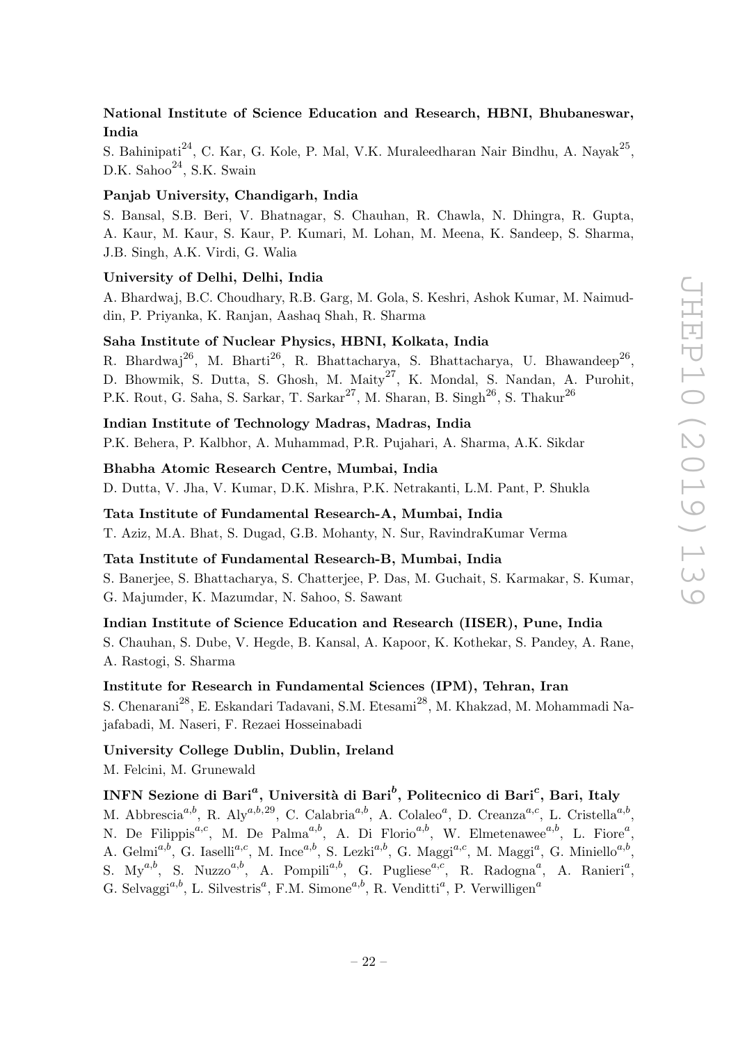**National Institute of Science Education and Research, HBNI, Bhubaneswar, India**

S. Bahinipati[24], C. Kar, G. Kole, P. Mal, V.K. Muraleedharan Nair Bindhu, A. Nayak[25], D.K. Sahoo[24], S.K. Swain

**Panjab University, Chandigarh, India**

S. Bansal, S.B. Beri, V. Bhatnagar, S. Chauhan, R. Chawla, N. Dhingra, R. Gupta, A. Kaur, M. Kaur, S. Kaur, P. Kumari, M. Lohan, M. Meena, K. Sandeep, S. Sharma, J.B. Singh, A.K. Virdi, G. Walia

**University of Delhi, Delhi, India**

A. Bhardwaj, B.C. Choudhary, R.B. Garg, M. Gola, S. Keshri, Ashok Kumar, M. Naimuddin, P. Priyanka, K. Ranjan, Aashaq Shah, R. Sharma

**Saha Institute of Nuclear Physics, HBNI, Kolkata, India**

R. Bhardwaj[26], M. Bharti[26], R. Bhattacharya, S. Bhattacharya, U. Bhawandeep[26], D. Bhowmik, S. Dutta, S. Ghosh, M. Maity[27], K. Mondal, S. Nandan, A. Purohit, P.K. Rout, G. Saha, S. Sarkar, T. Sarkar[27], M. Sharan, B. Singh[26], S. Thakur[26]

**Indian Institute of Technology Madras, Madras, India**

P.K. Behera, P. Kalbhor, A. Muhammad, P.R. Pujahari, A. Sharma, A.K. Sikdar

**Bhabha Atomic Research Centre, Mumbai, India**

D. Dutta, V. Jha, V. Kumar, D.K. Mishra, P.K. Netrakanti, L.M. Pant, P. Shukla

**Tata Institute of Fundamental Research-A, Mumbai, India**

T. Aziz, M.A. Bhat, S. Dugad, G.B. Mohanty, N. Sur, RavindraKumar Verma

**Tata Institute of Fundamental Research-B, Mumbai, India**

S. Banerjee, S. Bhattacharya, S. Chatterjee, P. Das, M. Guchait, S. Karmakar, S. Kumar, G. Majumder, K. Mazumdar, N. Sahoo, S. Sawant

**Indian Institute of Science Education and Research (IISER), Pune, India**

S. Chauhan, S. Dube, V. Hegde, B. Kansal, A. Kapoor, K. Kothekar, S. Pandey, A. Rane, A. Rastogi, S. Sharma

**Institute for Research in Fundamental Sciences (IPM), Tehran, Iran**

S. Chenarani[28], E. Eskandari Tadavani, S.M. Etesami[28], M. Khakzad, M. Mohammadi Najafabadi, M. Naseri, F. Rezaei Hosseinabadi

**University College Dublin, Dublin, Ireland**

M. Felcini, M. Grunewald

**INFN Sezione di Bari[a], Università di Bari[b], Politecnico di Bari[c], Bari, Italy**

M. Abbrescia[a,b], R. Aly[a,b,29], C. Calabria[a,b], A. Colaleo[a], D. Creanza[a,c], L. Cristella[a,b], N. De Filippis[a,c], M. De Palma[a,b], A. Di Florio[a,b], W. Elmetenawee[a,b], L. Fiore[a], A. Gelmi[a,b], G. Iaselli[a,c], M. Ince[a,b], S. Lezki[a,b], G. Maggi[a,c], M. Maggi[a], G. Miniello[a,b], S. My[a,b], S. Nuzzo[a,b], A. Pompili[a,b], G. Pugliese[a,c], R. Radogna[a], A. Ranieri[a], G. Selvaggi[a,b], L. Silvestris[a], F.M. Simone[a,b], R. Venditti[a], P. Verwilligen[a]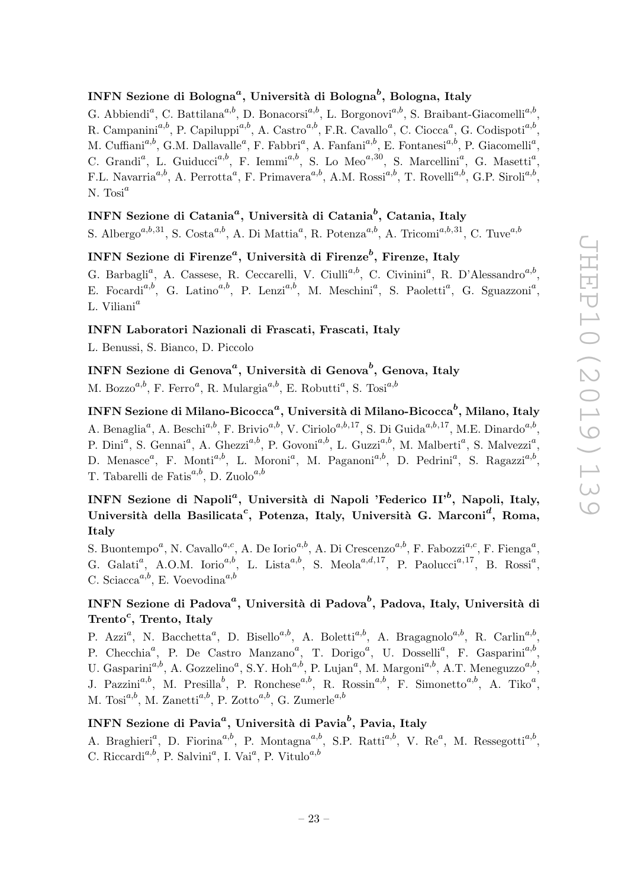### INFN Sezione di Bologna[a], Università di Bologna[b], Bologna, Italy

G. Abbiendi[a], C. Battilana[a,b], D. Bonacorsi[a,b], L. Borgonovi[a,b], S. Braibant-Giacomelli[a,b], R. Campanini[a,b], P. Capiluppi[a,b], A. Castro[a,b], F.R. Cavallo[a], C. Ciocca[a], G. Codispoti[a,b], M. Cuffiani[a,b], G.M. Dallavalle[a], F. Fabbri[a], A. Fanfani[a,b], E. Fontanesi[a,b], P. Giacomelli[a], C. Grandi[a], L. Guiducci[a,b], F. Iemmi[a,b], S. Lo Meo[a,30], S. Marcellini[a], G. Masetti[a], F.L. Navarria[a,b], A. Perrotta[a], F. Primavera[a,b], A.M. Rossi[a,b], T. Rovelli[a,b], G.P. Siroli[a,b], N. Tosi[a]

### INFN Sezione di Catania[a], Università di Catania[b], Catania, Italy

S. Albergo[a,b,31], S. Costa[a,b], A. Di Mattia[a], R. Potenza[a,b], A. Tricomi[a,b,31], C. Tuve[a,b]

### INFN Sezione di Firenze[a], Università di Firenze[b], Firenze, Italy

G. Barbagli[a], A. Cassese, R. Ceccarelli, V. Ciulli[a,b], C. Civinini[a], R. D'Alessandro[a,b], E. Focardi[a,b], G. Latino[a,b], P. Lenzi[a,b], M. Meschini[a], S. Paoletti[a], G. Sguazzoni[a], L. Viliani[a]

### INFN Laboratori Nazionali di Frascati, Frascati, Italy

L. Benussi, S. Bianco, D. Piccolo

### INFN Sezione di Genova[a], Università di Genova[b], Genova, Italy

M. Bozzo[a,b], F. Ferro[a], R. Mulargia[a,b], E. Robutti[a], S. Tosi[a,b]

### INFN Sezione di Milano-Bicocca[a], Università di Milano-Bicocca[b], Milano, Italy

A. Benaglia[a], A. Beschi[a,b], F. Brivio[a,b], V. Ciriolo[a,b,17], S. Di Guida[a,b,17], M.E. Dinardo[a,b], P. Dini[a], S. Gennai[a], A. Ghezzi[a,b], P. Govoni[a,b], L. Guzzi[a,b], M. Malberti[a], S. Malvezzi[a], D. Menasce[a], F. Monti[a,b], L. Moroni[a], M. Paganoni[a,b], D. Pedrini[a], S. Ragazzi[a,b], T. Tabarelli de Fatis[a,b], D. Zuolo[a,b]

### INFN Sezione di Napoli[a], Università di Napoli 'Federico II'[b], Napoli, Italy, Università della Basilicata[c], Potenza, Italy, Università G. Marconi[d], Roma, Italy

S. Buontempo[a], N. Cavallo[a,c], A. De Iorio[a,b], A. Di Crescenzo[a,b], F. Fabozzi[a,c], F. Fienga[a], G. Galati[a], A.O.M. Iorio[a,b], L. Lista[a,b], S. Meola[a,d,17], P. Paolucci[a,17], B. Rossi[a], C. Sciacca[a,b], E. Voevodina[a,b]

### INFN Sezione di Padova[a], Università di Padova[b], Padova, Italy, Università di Trento[c], Trento, Italy

P. Azzi[a], N. Bacchetta[a], D. Bisello[a,b], A. Boletti[a,b], A. Bragagnolo[a,b], R. Carlin[a,b], P. Checchia[a], P. De Castro Manzano[a], T. Dorigo[a], U. Dosselli[a], F. Gasparini[a,b], U. Gasparini[a,b], A. Gozzelino[a], S.Y. Hoh[a,b], P. Lujan[a], M. Margoni[a,b], A.T. Meneguzzo[a,b], J. Pazzini[a,b], M. Presilla[b], P. Ronchese[a,b], R. Rossin[a,b], F. Simonetto[a,b], A. Tiko[a], M. Tosi[a,b], M. Zanetti[a,b], P. Zotto[a,b], G. Zumerle[a,b]

### INFN Sezione di Pavia[a], Università di Pavia[b], Pavia, Italy

A. Braghieri[a], D. Fiorina[a,b], P. Montagna[a,b], S.P. Ratti[a,b], V. Re[a], M. Ressegotti[a,b], C. Riccardi[a,b], P. Salvini[a], I. Vai[a], P. Vitulo[a,b]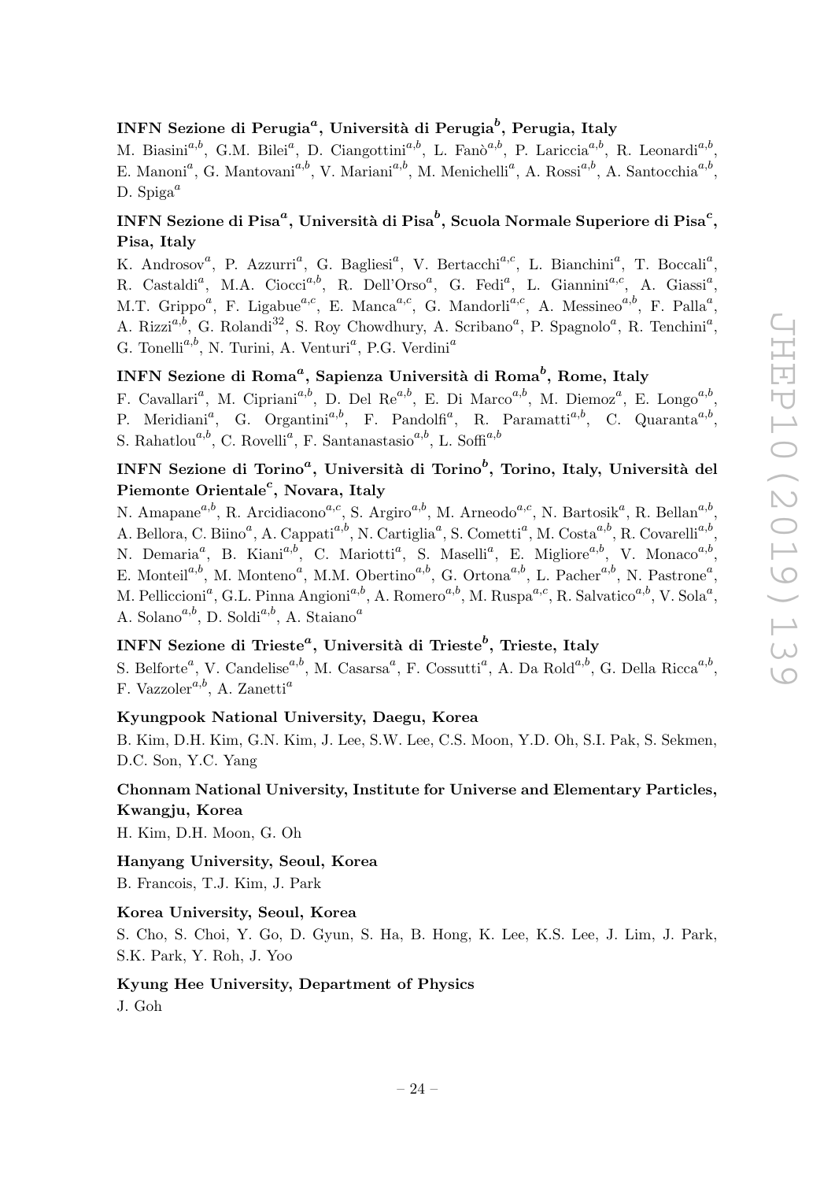**INFN Sezione di Perugia[a], Università di Perugia[b], Perugia, Italy**

M. Biasini[a,b], G.M. Bilei[a], D. Ciangottini[a,b], L. Fanò[a,b], P. Lariccia[a,b], R. Leonardi[a,b], E. Manoni[a], G. Mantovani[a,b], V. Mariani[a,b], M. Menichelli[a], A. Rossi[a,b], A. Santocchia[a,b], D. Spiga[a]

**INFN Sezione di Pisa[a], Università di Pisa[b], Scuola Normale Superiore di Pisa[c], Pisa, Italy**

K. Androsov[a], P. Azzurri[a], G. Bagliesi[a], V. Bertacchi[a,c], L. Bianchini[a], T. Boccali[a], R. Castaldi[a], M.A. Ciocci[a,b], R. Dell'Orso[a], G. Fedi[a], L. Giannini[a,c], A. Giassi[a], M.T. Grippo[a], F. Ligabue[a,c], E. Manca[a,c], G. Mandorli[a,c], A. Messineo[a,b], F. Palla[a], A. Rizzi[a,b], G. Rolandi[32], S. Roy Chowdhury, A. Scribano[a], P. Spagnolo[a], R. Tenchini[a], G. Tonelli[a,b], N. Turini, A. Venturi[a], P.G. Verdini[a]

**INFN Sezione di Roma[a], Sapienza Università di Roma[b], Rome, Italy**

F. Cavallari[a], M. Cipriani[a,b], D. Del Re[a,b], E. Di Marco[a,b], M. Diemoz[a], E. Longo[a,b], P. Meridiani[a], G. Organtini[a,b], F. Pandolfi[a], R. Paramatti[a,b], C. Quaranta[a,b], S. Rahatlou[a,b], C. Rovelli[a], F. Santanastasio[a,b], L. Soffi[a,b]

**INFN Sezione di Torino[a], Università di Torino[b], Torino, Italy, Università del Piemonte Orientale[c], Novara, Italy**

N. Amapane[a,b], R. Arcidiacono[a,c], S. Argiro[a,b], M. Arneodo[a,c], N. Bartosik[a], R. Bellan[a,b], A. Bellora, C. Biino[a], A. Cappati[a,b], N. Cartiglia[a], S. Cometti[a], M. Costa[a,b], R. Covarelli[a,b], N. Demaria[a], B. Kiani[a,b], C. Mariotti[a], S. Maselli[a], E. Migliore[a,b], V. Monaco[a,b], E. Monteil[a,b], M. Monteno[a], M.M. Obertino[a,b], G. Ortona[a,b], L. Pacher[a,b], N. Pastrone[a], M. Pelliccioni[a], G.L. Pinna Angioni[a,b], A. Romero[a,b], M. Ruspa[a,c], R. Salvatico[a,b], V. Sola[a], A. Solano[a,b], D. Soldi[a,b], A. Staiano[a]

**INFN Sezione di Trieste[a], Università di Trieste[b], Trieste, Italy**

S. Belforte[a], V. Candelise[a,b], M. Casarsa[a], F. Cossutti[a], A. Da Rold[a,b], G. Della Ricca[a,b], F. Vazzoler[a,b], A. Zanetti[a]

**Kyungpook National University, Daegu, Korea**

B. Kim, D.H. Kim, G.N. Kim, J. Lee, S.W. Lee, C.S. Moon, Y.D. Oh, S.I. Pak, S. Sekmen, D.C. Son, Y.C. Yang

**Chonnam National University, Institute for Universe and Elementary Particles, Kwangju, Korea**

H. Kim, D.H. Moon, G. Oh

**Hanyang University, Seoul, Korea**

B. Francois, T.J. Kim, J. Park

**Korea University, Seoul, Korea**

S. Cho, S. Choi, Y. Go, D. Gyun, S. Ha, B. Hong, K. Lee, K.S. Lee, J. Lim, J. Park, S.K. Park, Y. Roh, J. Yoo

**Kyung Hee University, Department of Physics**

J. Goh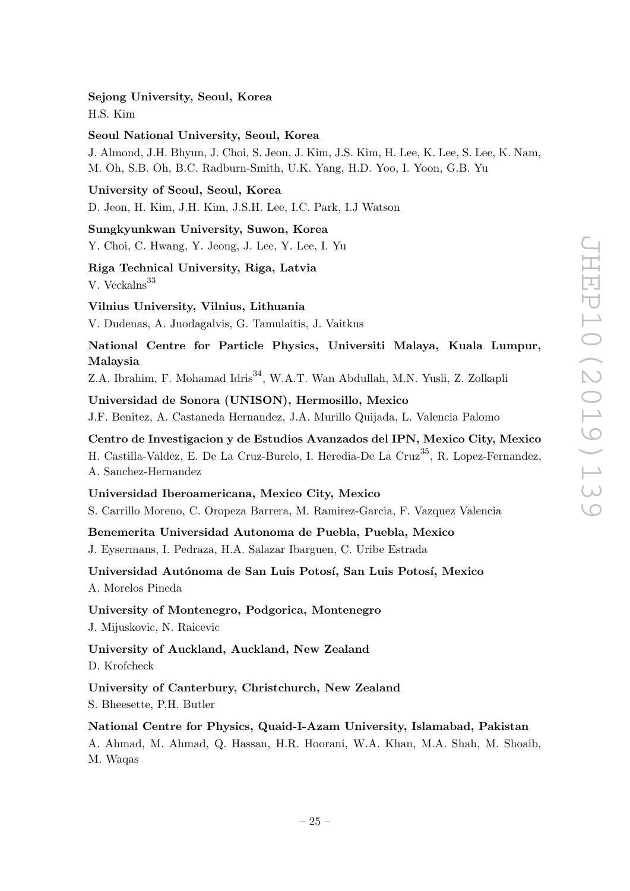**Sejong University, Seoul, Korea**

H.S. Kim

**Seoul National University, Seoul, Korea**

J. Almond, J.H. Bhyun, J. Choi, S. Jeon, J. Kim, J.S. Kim, H. Lee, K. Lee, S. Lee, K. Nam, M. Oh, S.B. Oh, B.C. Radburn-Smith, U.K. Yang, H.D. Yoo, I. Yoon, G.B. Yu

**University of Seoul, Seoul, Korea**

D. Jeon, H. Kim, J.H. Kim, J.S.H. Lee, I.C. Park, I.J Watson

**Sungkyunkwan University, Suwon, Korea**

Y. Choi, C. Hwang, Y. Jeong, J. Lee, Y. Lee, I. Yu

**Riga Technical University, Riga, Latvia**

V. Veckalns[33]

**Vilnius University, Vilnius, Lithuania**

V. Dudenas, A. Juodagalvis, G. Tamulaitis, J. Vaitkus

**National Centre for Particle Physics, Universiti Malaya, Kuala Lumpur, Malaysia**

Z.A. Ibrahim, F. Mohamad Idris[34], W.A.T. Wan Abdullah, M.N. Yusli, Z. Zolkapli

**Universidad de Sonora (UNISON), Hermosillo, Mexico**

J.F. Benitez, A. Castaneda Hernandez, J.A. Murillo Quijada, L. Valencia Palomo

**Centro de Investigacion y de Estudios Avanzados del IPN, Mexico City, Mexico**

H. Castilla-Valdez, E. De La Cruz-Burelo, I. Heredia-De La Cruz[35], R. Lopez-Fernandez, A. Sanchez-Hernandez

**Universidad Iberoamericana, Mexico City, Mexico**

S. Carrillo Moreno, C. Oropeza Barrera, M. Ramirez-Garcia, F. Vazquez Valencia

**Benemerita Universidad Autonoma de Puebla, Puebla, Mexico**

J. Eysermans, I. Pedraza, H.A. Salazar Ibarguen, C. Uribe Estrada

**Universidad Autónoma de San Luis Potosí, San Luis Potosí, Mexico**

A. Morelos Pineda

**University of Montenegro, Podgorica, Montenegro**

J. Mijuskovic, N. Raicevic

**University of Auckland, Auckland, New Zealand**

D. Krofcheck

**University of Canterbury, Christchurch, New Zealand**

S. Bheesette, P.H. Butler

**National Centre for Physics, Quaid-I-Azam University, Islamabad, Pakistan**

A. Ahmad, M. Ahmad, Q. Hassan, H.R. Hoorani, W.A. Khan, M.A. Shah, M. Shoaib, M. Waqas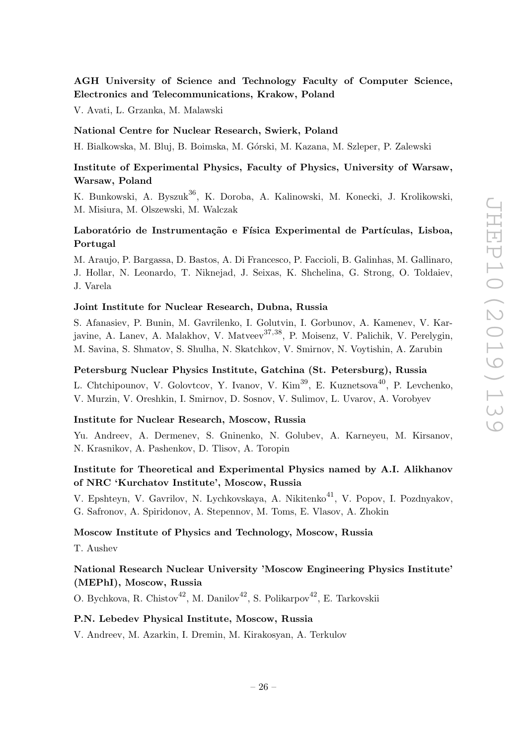**AGH University of Science and Technology Faculty of Computer Science, Electronics and Telecommunications, Krakow, Poland**

V. Avati, L. Grzanka, M. Malawski

**National Centre for Nuclear Research, Swierk, Poland**

H. Bialkowska, M. Bluj, B. Boimska, M. Górski, M. Kazana, M. Szleper, P. Zalewski

**Institute of Experimental Physics, Faculty of Physics, University of Warsaw, Warsaw, Poland**

K. Bunkowski, A. Byszuk[36], K. Doroba, A. Kalinowski, M. Konecki, J. Krolikowski, M. Misiura, M. Olszewski, M. Walczak

**Laboratório de Instrumentação e Física Experimental de Partículas, Lisboa, Portugal**

M. Araujo, P. Bargassa, D. Bastos, A. Di Francesco, P. Faccioli, B. Galinhas, M. Gallinaro, J. Hollar, N. Leonardo, T. Niknejad, J. Seixas, K. Shchelina, G. Strong, O. Toldaiev, J. Varela

**Joint Institute for Nuclear Research, Dubna, Russia**

S. Afanasiev, P. Bunin, M. Gavrilenko, I. Golutvin, I. Gorbunov, A. Kamenev, V. Karjavine, A. Lanev, A. Malakhov, V. Matveev[37,38], P. Moisenz, V. Palichik, V. Perelygin, M. Savina, S. Shmatov, S. Shulha, N. Skatchkov, V. Smirnov, N. Voytishin, A. Zarubin

**Petersburg Nuclear Physics Institute, Gatchina (St. Petersburg), Russia**

L. Chtchipounov, V. Golovtcov, Y. Ivanov, V. Kim[39], E. Kuznetsova[40], P. Levchenko, V. Murzin, V. Oreshkin, I. Smirnov, D. Sosnov, V. Sulimov, L. Uvarov, A. Vorobyev

**Institute for Nuclear Research, Moscow, Russia**

Yu. Andreev, A. Dermenev, S. Gninenko, N. Golubev, A. Karneyeu, M. Kirsanov, N. Krasnikov, A. Pashenkov, D. Tlisov, A. Toropin

**Institute for Theoretical and Experimental Physics named by A.I. Alikhanov of NRC 'Kurchatov Institute', Moscow, Russia**

V. Epshteyn, V. Gavrilov, N. Lychkovskaya, A. Nikitenko[41], V. Popov, I. Pozdnyakov, G. Safronov, A. Spiridonov, A. Stepennov, M. Toms, E. Vlasov, A. Zhokin

**Moscow Institute of Physics and Technology, Moscow, Russia**

T. Aushev

**National Research Nuclear University 'Moscow Engineering Physics Institute' (MEPhI), Moscow, Russia**

O. Bychkova, R. Chistov[42], M. Danilov[42], S. Polikarpov[42], E. Tarkovskii

**P.N. Lebedev Physical Institute, Moscow, Russia**

V. Andreev, M. Azarkin, I. Dremin, M. Kirakosyan, A. Terkulov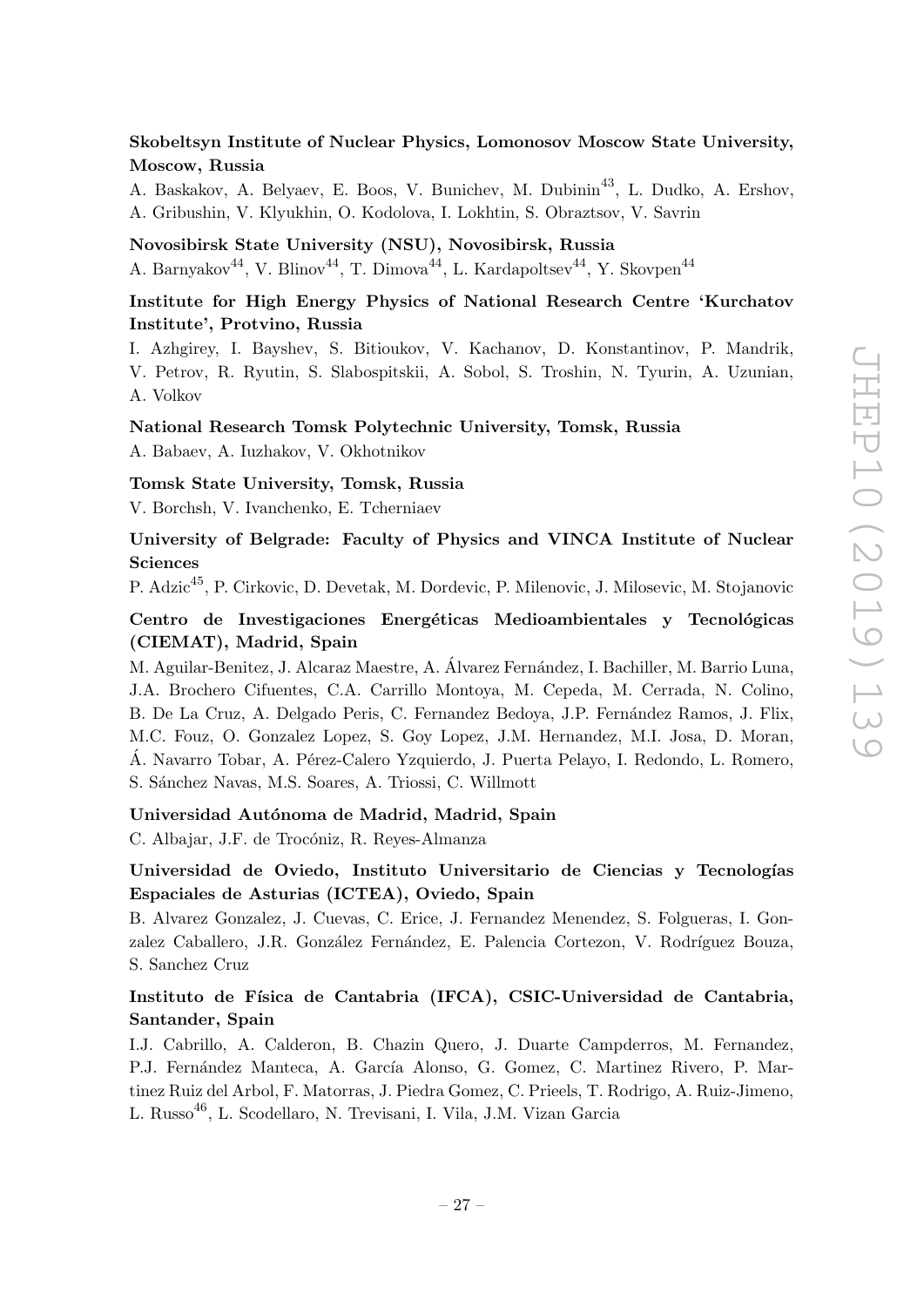**Skobeltsyn Institute of Nuclear Physics, Lomonosov Moscow State University, Moscow, Russia**

A. Baskakov, A. Belyaev, E. Boos, V. Bunichev, M. Dubinin[43], L. Dudko, A. Ershov, A. Gribushin, V. Klyukhin, O. Kodolova, I. Lokhtin, S. Obraztsov, V. Savrin

**Novosibirsk State University (NSU), Novosibirsk, Russia**

A. Barnyakov[44], V. Blinov[44], T. Dimova[44], L. Kardapoltsev[44], Y. Skovpen[44]

**Institute for High Energy Physics of National Research Centre 'Kurchatov Institute', Protvino, Russia**

I. Azhgirey, I. Bayshev, S. Bitioukov, V. Kachanov, D. Konstantinov, P. Mandrik, V. Petrov, R. Ryutin, S. Slabospitskii, A. Sobol, S. Troshin, N. Tyurin, A. Uzunian, A. Volkov

**National Research Tomsk Polytechnic University, Tomsk, Russia**

A. Babaev, A. Iuzhakov, V. Okhotnikov

**Tomsk State University, Tomsk, Russia**

V. Borchsh, V. Ivanchenko, E. Tcherniaev

**University of Belgrade: Faculty of Physics and VINCA Institute of Nuclear Sciences**

P. Adzic[45], P. Cirkovic, D. Devetak, M. Dordevic, P. Milenovic, J. Milosevic, M. Stojanovic

**Centro de Investigaciones Energéticas Medioambientales y Tecnológicas (CIEMAT), Madrid, Spain**

M. Aguilar-Benitez, J. Alcaraz Maestre, A. Álvarez Fernández, I. Bachiller, M. Barrio Luna, J.A. Brochero Cifuentes, C.A. Carrillo Montoya, M. Cepeda, M. Cerrada, N. Colino, B. De La Cruz, A. Delgado Peris, C. Fernandez Bedoya, J.P. Fernández Ramos, J. Flix, M.C. Fouz, O. Gonzalez Lopez, S. Goy Lopez, J.M. Hernandez, M.I. Josa, D. Moran, Á. Navarro Tobar, A. Pérez-Calero Yzquierdo, J. Puerta Pelayo, I. Redondo, L. Romero, S. Sánchez Navas, M.S. Soares, A. Triossi, C. Willmott

**Universidad Autónoma de Madrid, Madrid, Spain**

C. Albajar, J.F. de Trocóniz, R. Reyes-Almanza

**Universidad de Oviedo, Instituto Universitario de Ciencias y Tecnologías Espaciales de Asturias (ICTEA), Oviedo, Spain**

B. Alvarez Gonzalez, J. Cuevas, C. Erice, J. Fernandez Menendez, S. Folgueras, I. Gonzalez Caballero, J.R. González Fernández, E. Palencia Cortezon, V. Rodríguez Bouza, S. Sanchez Cruz

**Instituto de Física de Cantabria (IFCA), CSIC-Universidad de Cantabria, Santander, Spain**

I.J. Cabrillo, A. Calderon, B. Chazin Quero, J. Duarte Campderros, M. Fernandez, P.J. Fernández Manteca, A. García Alonso, G. Gomez, C. Martinez Rivero, P. Martinez Ruiz del Arbol, F. Matorras, J. Piedra Gomez, C. Prieels, T. Rodrigo, A. Ruiz-Jimeno, L. Russo[46], L. Scodellaro, N. Trevisani, I. Vila, J.M. Vizan Garcia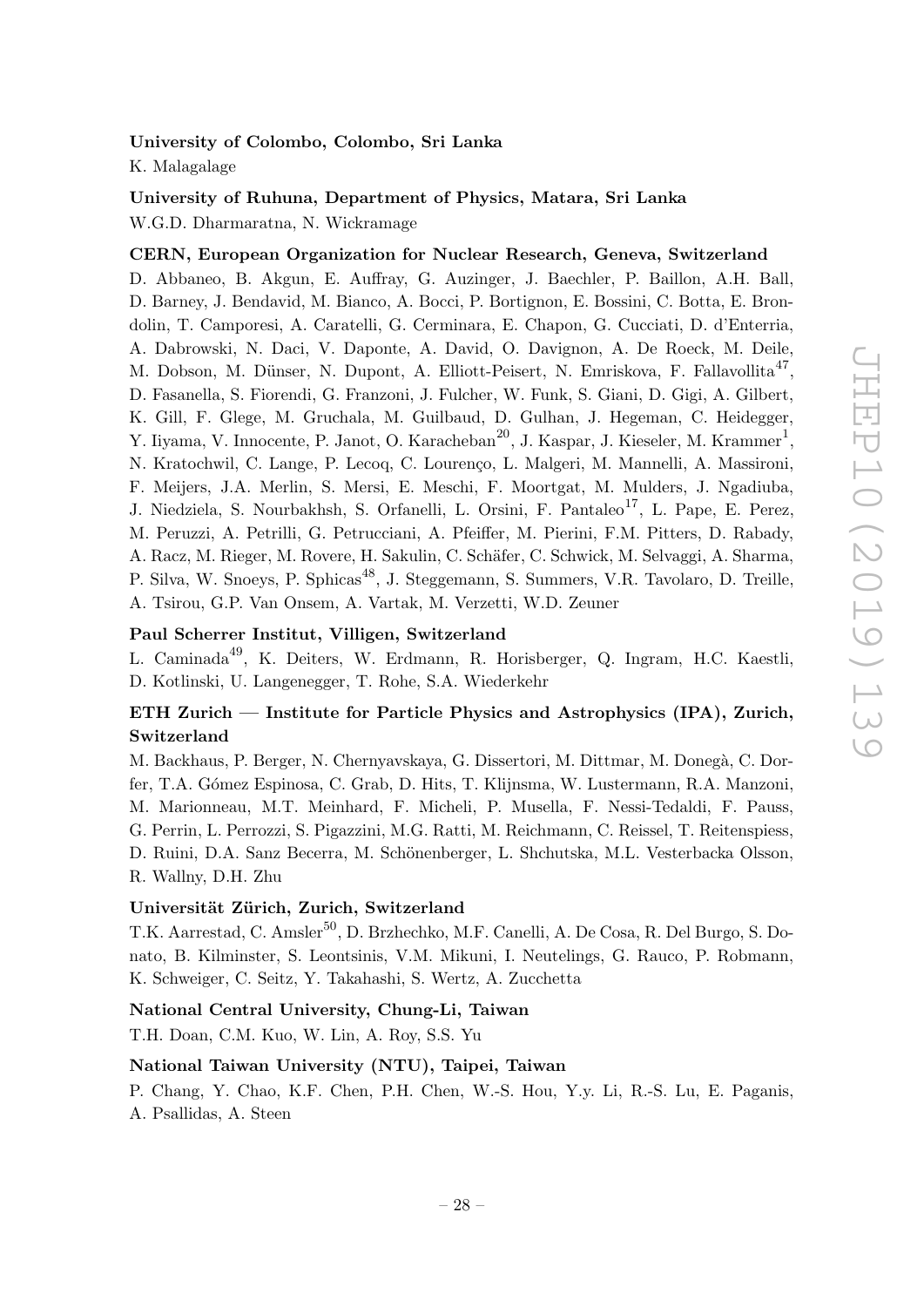**University of Colombo, Colombo, Sri Lanka**

K. Malagalage

**University of Ruhuna, Department of Physics, Matara, Sri Lanka**

W.G.D. Dharmaratna, N. Wickramage

**CERN, European Organization for Nuclear Research, Geneva, Switzerland**

D. Abbaneo, B. Akgun, E. Auffray, G. Auzinger, J. Baechler, P. Baillon, A.H. Ball, D. Barney, J. Bendavid, M. Bianco, A. Bocci, P. Bortignon, E. Bossini, C. Botta, E. Brondolin, T. Camporesi, A. Caratelli, G. Cerminara, E. Chapon, G. Cucciati, D. d'Enterria, A. Dabrowski, N. Daci, V. Daponte, A. David, O. Davignon, A. De Roeck, M. Deile, M. Dobson, M. Dünser, N. Dupont, A. Elliott-Peisert, N. Emriskova, F. Fallavollita[47], D. Fasanella, S. Fiorendi, G. Franzoni, J. Fulcher, W. Funk, S. Giani, D. Gigi, A. Gilbert, K. Gill, F. Glege, M. Gruchala, M. Guilbaud, D. Gulhan, J. Hegeman, C. Heidegger, Y. Iiyama, V. Innocente, P. Janot, O. Karacheban[20], J. Kaspar, J. Kieseler, M. Krammer[1], N. Kratochwil, C. Lange, P. Lecoq, C. Lourenço, L. Malgeri, M. Mannelli, A. Massironi, F. Meijers, J.A. Merlin, S. Mersi, E. Meschi, F. Moortgat, M. Mulders, J. Ngadiuba, J. Niedziela, S. Nourbakhsh, S. Orfanelli, L. Orsini, F. Pantaleo[17], L. Pape, E. Perez, M. Peruzzi, A. Petrilli, G. Petrucciani, A. Pfeiffer, M. Pierini, F.M. Pitters, D. Rabady, A. Racz, M. Rieger, M. Rovere, H. Sakulin, C. Schäfer, C. Schwick, M. Selvaggi, A. Sharma, P. Silva, W. Snoeys, P. Sphicas[48], J. Steggemann, S. Summers, V.R. Tavolaro, D. Treille, A. Tsirou, G.P. Van Onsem, A. Vartak, M. Verzetti, W.D. Zeuner

**Paul Scherrer Institut, Villigen, Switzerland**

L. Caminada[49], K. Deiters, W. Erdmann, R. Horisberger, Q. Ingram, H.C. Kaestli, D. Kotlinski, U. Langenegger, T. Rohe, S.A. Wiederkehr

**ETH Zurich — Institute for Particle Physics and Astrophysics (IPA), Zurich, Switzerland**

M. Backhaus, P. Berger, N. Chernyavskaya, G. Dissertori, M. Dittmar, M. Donegà, C. Dorfer, T.A. Gómez Espinosa, C. Grab, D. Hits, T. Klijnsma, W. Lustermann, R.A. Manzoni, M. Marionneau, M.T. Meinhard, F. Micheli, P. Musella, F. Nessi-Tedaldi, F. Pauss, G. Perrin, L. Perrozzi, S. Pigazzini, M.G. Ratti, M. Reichmann, C. Reissel, T. Reitenspiess, D. Ruini, D.A. Sanz Becerra, M. Schönenberger, L. Shchutska, M.L. Vesterbacka Olsson, R. Wallny, D.H. Zhu

**Universität Zürich, Zurich, Switzerland**

T.K. Aarrestad, C. Amsler[50], D. Brzhechko, M.F. Canelli, A. De Cosa, R. Del Burgo, S. Donato, B. Kilminster, S. Leontsinis, V.M. Mikuni, I. Neutelings, G. Rauco, P. Robmann, K. Schweiger, C. Seitz, Y. Takahashi, S. Wertz, A. Zucchetta

**National Central University, Chung-Li, Taiwan**

T.H. Doan, C.M. Kuo, W. Lin, A. Roy, S.S. Yu

**National Taiwan University (NTU), Taipei, Taiwan**

P. Chang, Y. Chao, K.F. Chen, P.H. Chen, W.-S. Hou, Y.y. Li, R.-S. Lu, E. Paganis, A. Psallidas, A. Steen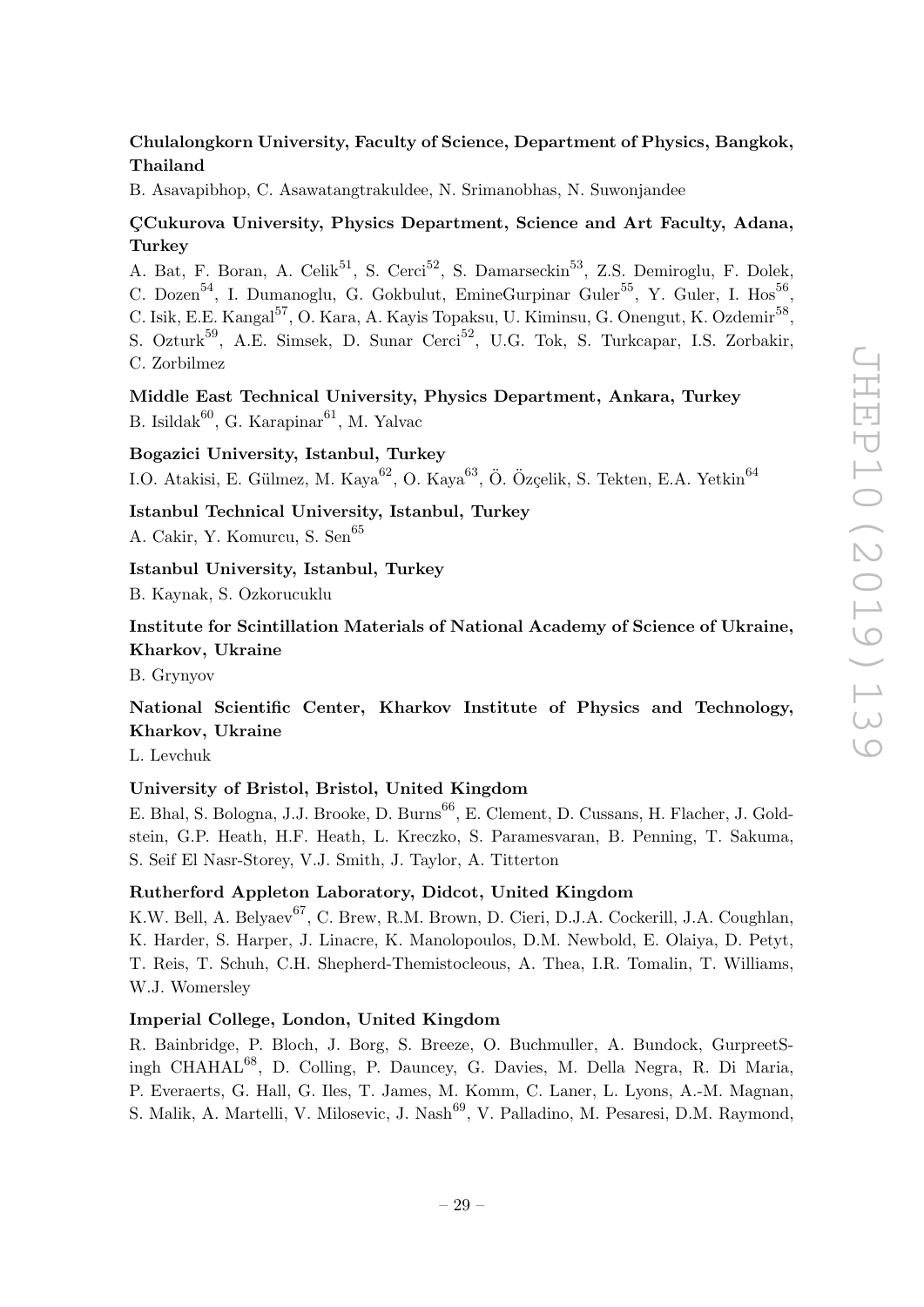**Chulalongkorn University, Faculty of Science, Department of Physics, Bangkok, Thailand**

B. Asavapibhop, C. Asawatangtrakuldee, N. Srimanobhas, N. Suwonjandee

**ÇCukurova University, Physics Department, Science and Art Faculty, Adana, Turkey**

A. Bat, F. Boran, A. Celik[51], S. Cerci[52], S. Damarseckin[53], Z.S. Demiroglu, F. Dolek, C. Dozen[54], I. Dumanoglu, G. Gokbulut, EmineGurpinar Guler[55], Y. Guler, I. Hos[56], C. Isik, E.E. Kangal[57], O. Kara, A. Kayis Topaksu, U. Kiminsu, G. Onengut, K. Ozdemir[58], S. Ozturk[59], A.E. Simsek, D. Sunar Cerci[52], U.G. Tok, S. Turkcapar, I.S. Zorbakir, C. Zorbilmez

**Middle East Technical University, Physics Department, Ankara, Turkey**

B. Isildak[60], G. Karapinar[61], M. Yalvac

**Bogazici University, Istanbul, Turkey**

I.O. Atakisi, E. Gülmez, M. Kaya[62], O. Kaya[63], Ö. Özçelik, S. Tekten, E.A. Yetkin[64]

**Istanbul Technical University, Istanbul, Turkey**

A. Cakir, Y. Komurcu, S. Sen[65]

**Istanbul University, Istanbul, Turkey**

B. Kaynak, S. Ozkorucuklu

**Institute for Scintillation Materials of National Academy of Science of Ukraine, Kharkov, Ukraine**

B. Grynyov

**National Scientific Center, Kharkov Institute of Physics and Technology, Kharkov, Ukraine**

L. Levchuk

**University of Bristol, Bristol, United Kingdom**

E. Bhal, S. Bologna, J.J. Brooke, D. Burns[66], E. Clement, D. Cussans, H. Flacher, J. Goldstein, G.P. Heath, H.F. Heath, L. Kreczko, S. Paramesvaran, B. Penning, T. Sakuma, S. Seif El Nasr-Storey, V.J. Smith, J. Taylor, A. Titterton

**Rutherford Appleton Laboratory, Didcot, United Kingdom**

K.W. Bell, A. Belyaev[67], C. Brew, R.M. Brown, D. Cieri, D.J.A. Cockerill, J.A. Coughlan, K. Harder, S. Harper, J. Linacre, K. Manolopoulos, D.M. Newbold, E. Olaiya, D. Petyt, T. Reis, T. Schuh, C.H. Shepherd-Themistocleous, A. Thea, I.R. Tomalin, T. Williams, W.J. Womersley

**Imperial College, London, United Kingdom**

R. Bainbridge, P. Bloch, J. Borg, S. Breeze, O. Buchmuller, A. Bundock, GurpreetSingh CHAHAL[68], D. Colling, P. Dauncey, G. Davies, M. Della Negra, R. Di Maria, P. Everaerts, G. Hall, G. Iles, T. James, M. Komm, C. Laner, L. Lyons, A.-M. Magnan, S. Malik, A. Martelli, V. Milosevic, J. Nash[69], V. Palladino, M. Pesaresi, D.M. Raymond,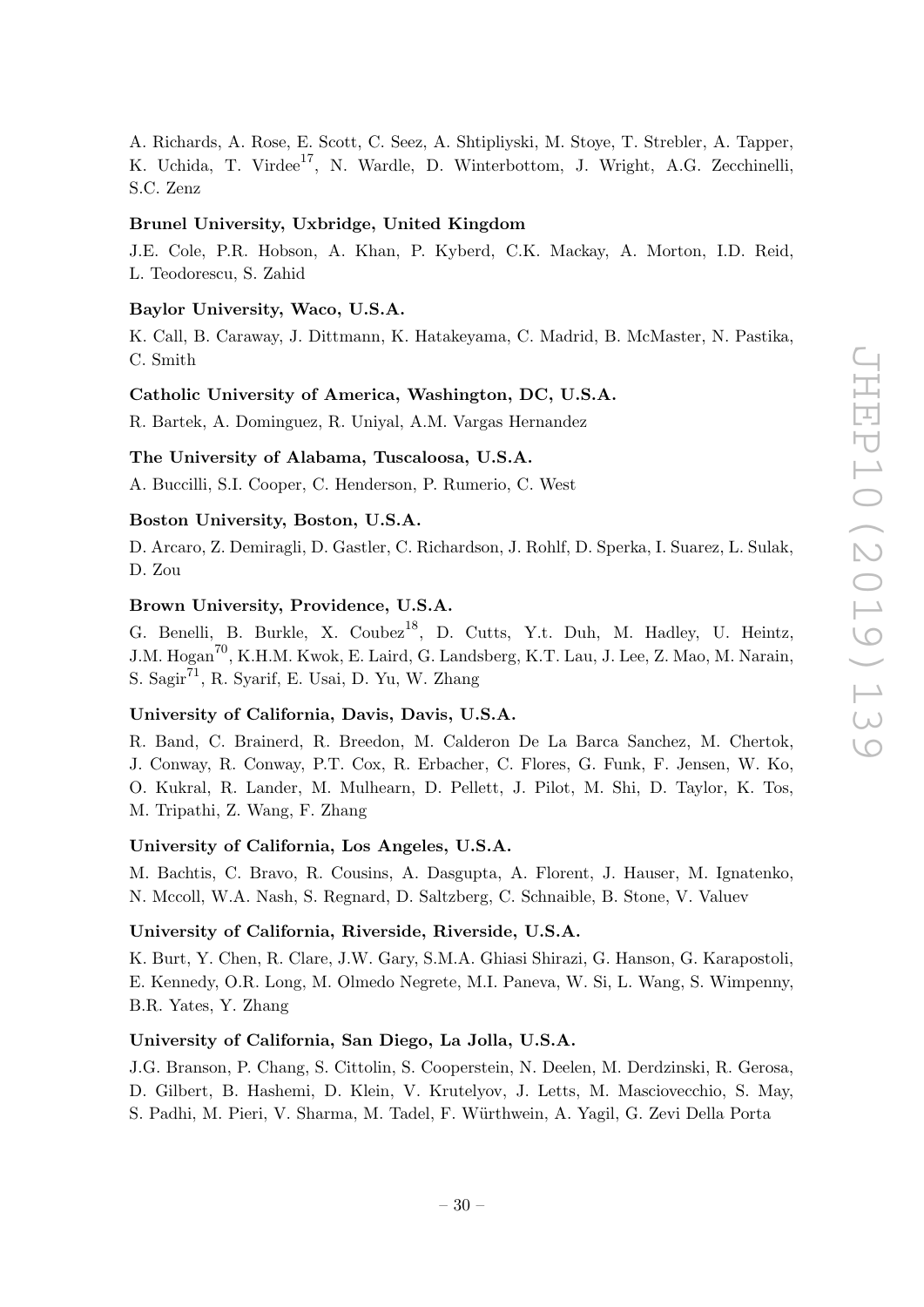A. Richards, A. Rose, E. Scott, C. Seez, A. Shtipliyski, M. Stoye, T. Strebler, A. Tapper, K. Uchida, T. Virdee[17], N. Wardle, D. Winterbottom, J. Wright, A.G. Zecchinelli, S.C. Zenz

**Brunel University, Uxbridge, United Kingdom**

J.E. Cole, P.R. Hobson, A. Khan, P. Kyberd, C.K. Mackay, A. Morton, I.D. Reid, L. Teodorescu, S. Zahid

**Baylor University, Waco, U.S.A.**

K. Call, B. Caraway, J. Dittmann, K. Hatakeyama, C. Madrid, B. McMaster, N. Pastika, C. Smith

**Catholic University of America, Washington, DC, U.S.A.**

R. Bartek, A. Dominguez, R. Uniyal, A.M. Vargas Hernandez

**The University of Alabama, Tuscaloosa, U.S.A.**

A. Buccilli, S.I. Cooper, C. Henderson, P. Rumerio, C. West

**Boston University, Boston, U.S.A.**

D. Arcaro, Z. Demiragli, D. Gastler, C. Richardson, J. Rohlf, D. Sperka, I. Suarez, L. Sulak, D. Zou

**Brown University, Providence, U.S.A.**

G. Benelli, B. Burkle, X. Coubez[18], D. Cutts, Y.t. Duh, M. Hadley, U. Heintz, J.M. Hogan[70], K.H.M. Kwok, E. Laird, G. Landsberg, K.T. Lau, J. Lee, Z. Mao, M. Narain, S. Sagir[71], R. Syarif, E. Usai, D. Yu, W. Zhang

**University of California, Davis, Davis, U.S.A.**

R. Band, C. Brainerd, R. Breedon, M. Calderon De La Barca Sanchez, M. Chertok, J. Conway, R. Conway, P.T. Cox, R. Erbacher, C. Flores, G. Funk, F. Jensen, W. Ko, O. Kukral, R. Lander, M. Mulhearn, D. Pellett, J. Pilot, M. Shi, D. Taylor, K. Tos, M. Tripathi, Z. Wang, F. Zhang

**University of California, Los Angeles, U.S.A.**

M. Bachtis, C. Bravo, R. Cousins, A. Dasgupta, A. Florent, J. Hauser, M. Ignatenko, N. Mccoll, W.A. Nash, S. Regnard, D. Saltzberg, C. Schnaible, B. Stone, V. Valuev

**University of California, Riverside, Riverside, U.S.A.**

K. Burt, Y. Chen, R. Clare, J.W. Gary, S.M.A. Ghiasi Shirazi, G. Hanson, G. Karapostoli, E. Kennedy, O.R. Long, M. Olmedo Negrete, M.I. Paneva, W. Si, L. Wang, S. Wimpenny, B.R. Yates, Y. Zhang

**University of California, San Diego, La Jolla, U.S.A.**

J.G. Branson, P. Chang, S. Cittolin, S. Cooperstein, N. Deelen, M. Derdzinski, R. Gerosa, D. Gilbert, B. Hashemi, D. Klein, V. Krutelyov, J. Letts, M. Masciovecchio, S. May, S. Padhi, M. Pieri, V. Sharma, M. Tadel, F. Würthwein, A. Yagil, G. Zevi Della Porta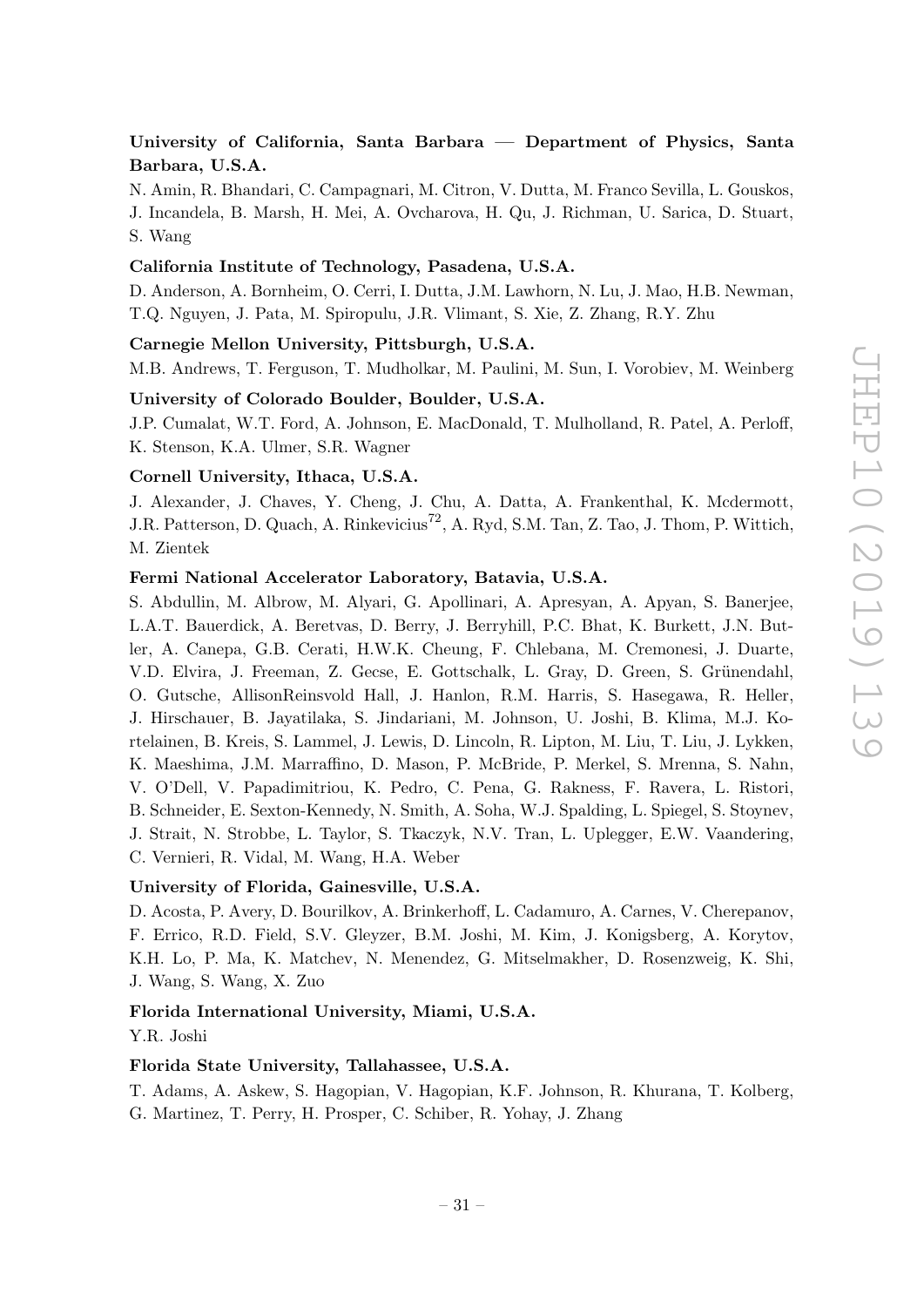**University of California, Santa Barbara — Department of Physics, Santa Barbara, U.S.A.**

N. Amin, R. Bhandari, C. Campagnari, M. Citron, V. Dutta, M. Franco Sevilla, L. Gouskos, J. Incandela, B. Marsh, H. Mei, A. Ovcharova, H. Qu, J. Richman, U. Sarica, D. Stuart, S. Wang

**California Institute of Technology, Pasadena, U.S.A.**

D. Anderson, A. Bornheim, O. Cerri, I. Dutta, J.M. Lawhorn, N. Lu, J. Mao, H.B. Newman, T.Q. Nguyen, J. Pata, M. Spiropulu, J.R. Vlimant, S. Xie, Z. Zhang, R.Y. Zhu

**Carnegie Mellon University, Pittsburgh, U.S.A.**

M.B. Andrews, T. Ferguson, T. Mudholkar, M. Paulini, M. Sun, I. Vorobiev, M. Weinberg

**University of Colorado Boulder, Boulder, U.S.A.**

J.P. Cumalat, W.T. Ford, A. Johnson, E. MacDonald, T. Mulholland, R. Patel, A. Perloff, K. Stenson, K.A. Ulmer, S.R. Wagner

**Cornell University, Ithaca, U.S.A.**

J. Alexander, J. Chaves, Y. Cheng, J. Chu, A. Datta, A. Frankenthal, K. Mcdermott, J.R. Patterson, D. Quach, A. Rinkevicius[72], A. Ryd, S.M. Tan, Z. Tao, J. Thom, P. Wittich, M. Zientek

**Fermi National Accelerator Laboratory, Batavia, U.S.A.**

S. Abdullin, M. Albrow, M. Alyari, G. Apollinari, A. Apresyan, A. Apyan, S. Banerjee, L.A.T. Bauerdick, A. Beretvas, D. Berry, J. Berryhill, P.C. Bhat, K. Burkett, J.N. Butler, A. Canepa, G.B. Cerati, H.W.K. Cheung, F. Chlebana, M. Cremonesi, J. Duarte, V.D. Elvira, J. Freeman, Z. Gecse, E. Gottschalk, L. Gray, D. Green, S. Grünendahl, O. Gutsche, AllisonReinsvold Hall, J. Hanlon, R.M. Harris, S. Hasegawa, R. Heller, J. Hirschauer, B. Jayatilaka, S. Jindariani, M. Johnson, U. Joshi, B. Klima, M.J. Kortelainen, B. Kreis, S. Lammel, J. Lewis, D. Lincoln, R. Lipton, M. Liu, T. Liu, J. Lykken, K. Maeshima, J.M. Marraffino, D. Mason, P. McBride, P. Merkel, S. Mrenna, S. Nahn, V. O'Dell, V. Papadimitriou, K. Pedro, C. Pena, G. Rakness, F. Ravera, L. Ristori, B. Schneider, E. Sexton-Kennedy, N. Smith, A. Soha, W.J. Spalding, L. Spiegel, S. Stoynev, J. Strait, N. Strobbe, L. Taylor, S. Tkaczyk, N.V. Tran, L. Uplegger, E.W. Vaandering, C. Vernieri, R. Vidal, M. Wang, H.A. Weber

**University of Florida, Gainesville, U.S.A.**

D. Acosta, P. Avery, D. Bourilkov, A. Brinkerhoff, L. Cadamuro, A. Carnes, V. Cherepanov, F. Errico, R.D. Field, S.V. Gleyzer, B.M. Joshi, M. Kim, J. Konigsberg, A. Korytov, K.H. Lo, P. Ma, K. Matchev, N. Menendez, G. Mitselmakher, D. Rosenzweig, K. Shi, J. Wang, S. Wang, X. Zuo

**Florida International University, Miami, U.S.A.**

Y.R. Joshi

**Florida State University, Tallahassee, U.S.A.**

T. Adams, A. Askew, S. Hagopian, V. Hagopian, K.F. Johnson, R. Khurana, T. Kolberg, G. Martinez, T. Perry, H. Prosper, C. Schiber, R. Yohay, J. Zhang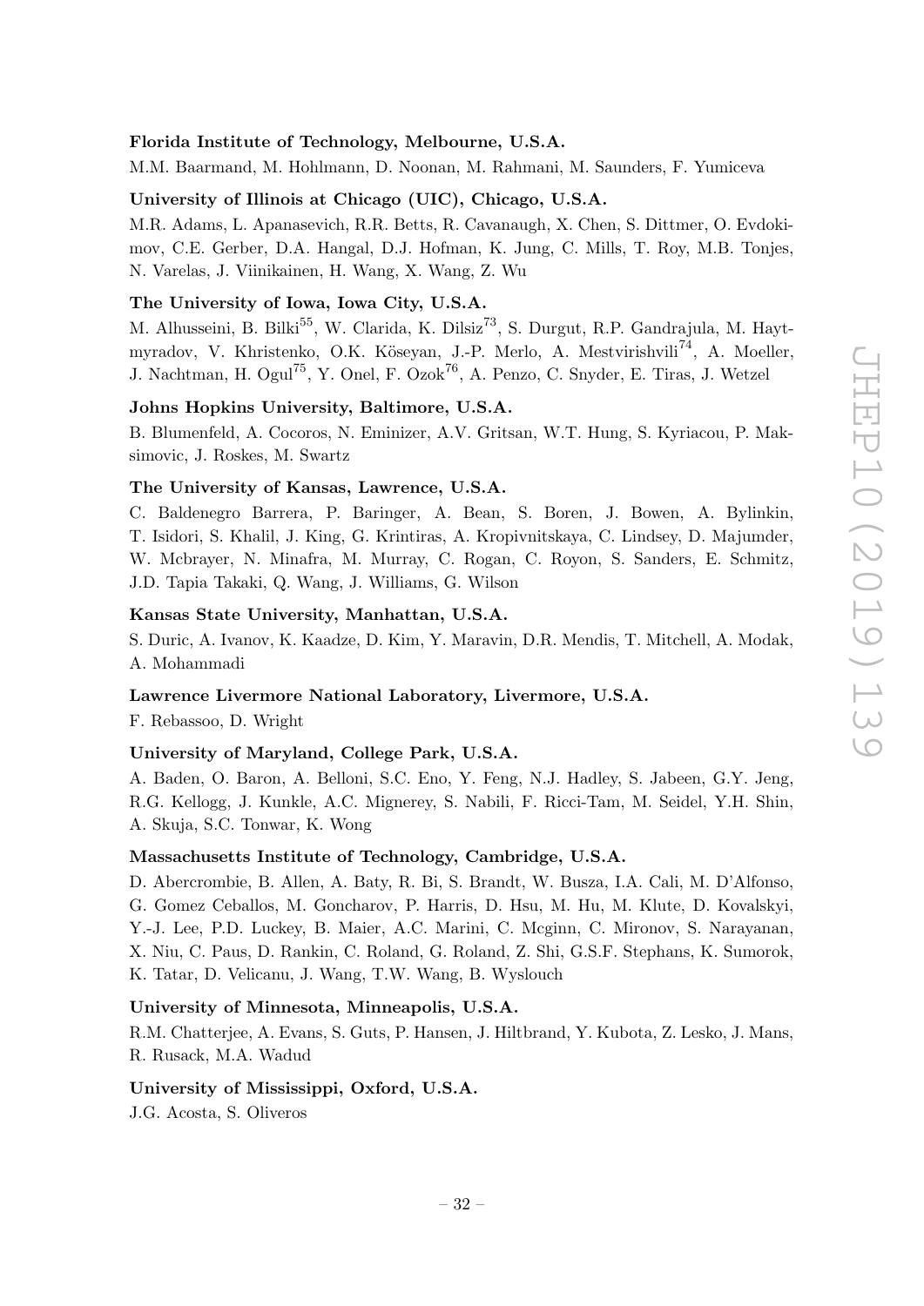**Florida Institute of Technology, Melbourne, U.S.A.**

M.M. Baarmand, M. Hohlmann, D. Noonan, M. Rahmani, M. Saunders, F. Yumiceva

**University of Illinois at Chicago (UIC), Chicago, U.S.A.**

M.R. Adams, L. Apanasevich, R.R. Betts, R. Cavanaugh, X. Chen, S. Dittmer, O. Evdokimov, C.E. Gerber, D.A. Hangal, D.J. Hofman, K. Jung, C. Mills, T. Roy, M.B. Tonjes, N. Varelas, J. Viinikainen, H. Wang, X. Wang, Z. Wu

**The University of Iowa, Iowa City, U.S.A.**

M. Alhusseini, B. Bilki[55], W. Clarida, K. Dilsiz[73], S. Durgut, R.P. Gandrajula, M. Haytmyradov, V. Khristenko, O.K. Köseyan, J.-P. Merlo, A. Mestvirishvili[74], A. Moeller, J. Nachtman, H. Ogul[75], Y. Onel, F. Ozok[76], A. Penzo, C. Snyder, E. Tiras, J. Wetzel

**Johns Hopkins University, Baltimore, U.S.A.**

B. Blumenfeld, A. Cocoros, N. Eminizer, A.V. Gritsan, W.T. Hung, S. Kyriacou, P. Maksimovic, J. Roskes, M. Swartz

**The University of Kansas, Lawrence, U.S.A.**

C. Baldenegro Barrera, P. Baringer, A. Bean, S. Boren, J. Bowen, A. Bylinkin, T. Isidori, S. Khalil, J. King, G. Krintiras, A. Kropivnitskaya, C. Lindsey, D. Majumder, W. Mcbrayer, N. Minafra, M. Murray, C. Rogan, C. Royon, S. Sanders, E. Schmitz, J.D. Tapia Takaki, Q. Wang, J. Williams, G. Wilson

**Kansas State University, Manhattan, U.S.A.**

S. Duric, A. Ivanov, K. Kaadze, D. Kim, Y. Maravin, D.R. Mendis, T. Mitchell, A. Modak, A. Mohammadi

**Lawrence Livermore National Laboratory, Livermore, U.S.A.**

F. Rebassoo, D. Wright

**University of Maryland, College Park, U.S.A.**

A. Baden, O. Baron, A. Belloni, S.C. Eno, Y. Feng, N.J. Hadley, S. Jabeen, G.Y. Jeng, R.G. Kellogg, J. Kunkle, A.C. Mignerey, S. Nabili, F. Ricci-Tam, M. Seidel, Y.H. Shin, A. Skuja, S.C. Tonwar, K. Wong

**Massachusetts Institute of Technology, Cambridge, U.S.A.**

D. Abercrombie, B. Allen, A. Baty, R. Bi, S. Brandt, W. Busza, I.A. Cali, M. D'Alfonso, G. Gomez Ceballos, M. Goncharov, P. Harris, D. Hsu, M. Hu, M. Klute, D. Kovalskyi, Y.-J. Lee, P.D. Luckey, B. Maier, A.C. Marini, C. Mcginn, C. Mironov, S. Narayanan, X. Niu, C. Paus, D. Rankin, C. Roland, G. Roland, Z. Shi, G.S.F. Stephans, K. Sumorok, K. Tatar, D. Velicanu, J. Wang, T.W. Wang, B. Wyslouch

**University of Minnesota, Minneapolis, U.S.A.**

R.M. Chatterjee, A. Evans, S. Guts, P. Hansen, J. Hiltbrand, Y. Kubota, Z. Lesko, J. Mans, R. Rusack, M.A. Wadud

**University of Mississippi, Oxford, U.S.A.**

J.G. Acosta, S. Oliveros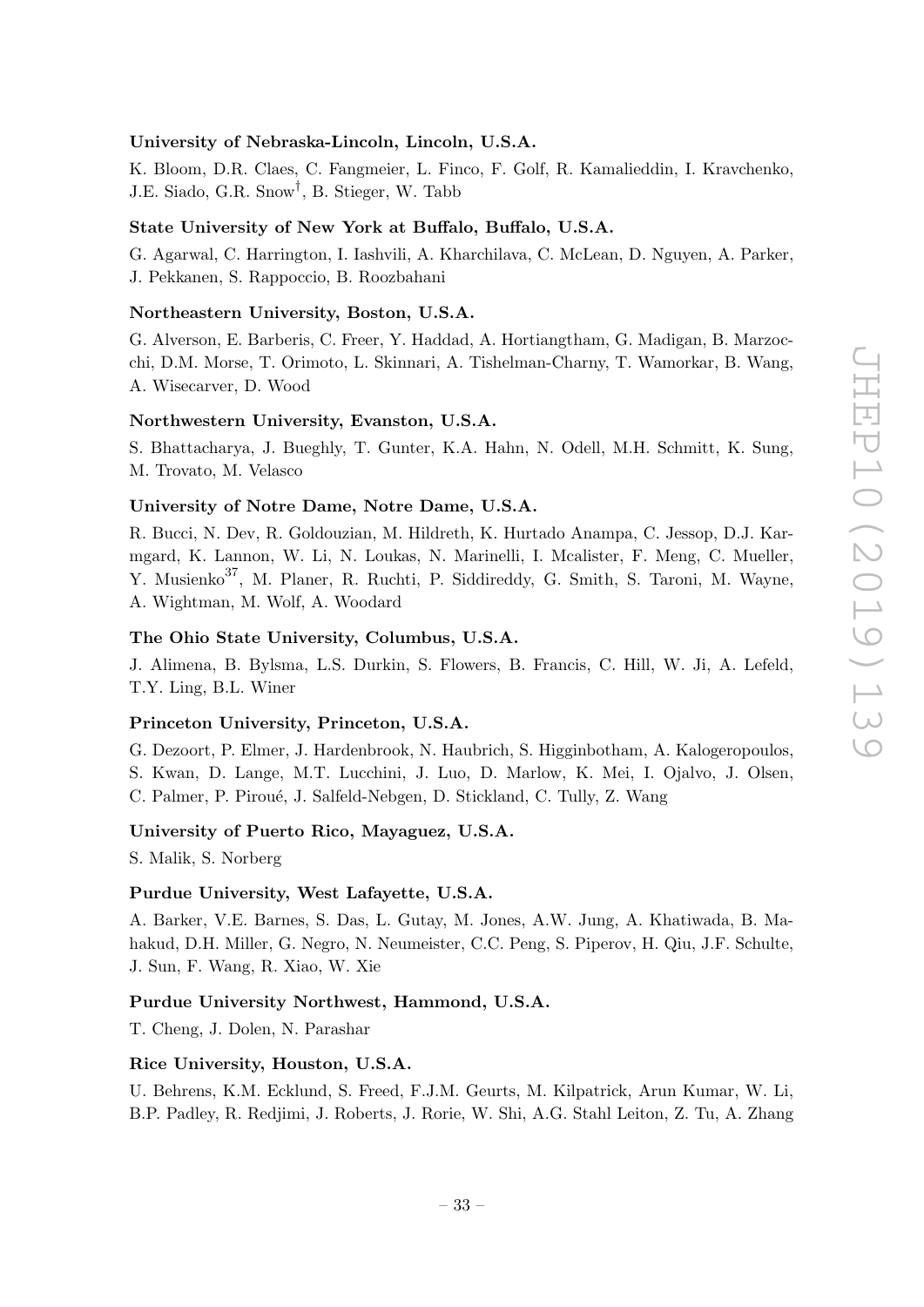**University of Nebraska-Lincoln, Lincoln, U.S.A.**

K. Bloom, D.R. Claes, C. Fangmeier, L. Finco, F. Golf, R. Kamalieddin, I. Kravchenko, J.E. Siado, G.R. Snow[†], B. Stieger, W. Tabb

**State University of New York at Buffalo, Buffalo, U.S.A.**

G. Agarwal, C. Harrington, I. Iashvili, A. Kharchilava, C. McLean, D. Nguyen, A. Parker, J. Pekkanen, S. Rappoccio, B. Roozbahani

**Northeastern University, Boston, U.S.A.**

G. Alverson, E. Barberis, C. Freer, Y. Haddad, A. Hortiangtham, G. Madigan, B. Marzocchi, D.M. Morse, T. Orimoto, L. Skinnari, A. Tishelman-Charny, T. Wamorkar, B. Wang, A. Wisecarver, D. Wood

**Northwestern University, Evanston, U.S.A.**

S. Bhattacharya, J. Bueghly, T. Gunter, K.A. Hahn, N. Odell, M.H. Schmitt, K. Sung, M. Trovato, M. Velasco

**University of Notre Dame, Notre Dame, U.S.A.**

R. Bucci, N. Dev, R. Goldouzian, M. Hildreth, K. Hurtado Anampa, C. Jessop, D.J. Karmgard, K. Lannon, W. Li, N. Loukas, N. Marinelli, I. Mcalister, F. Meng, C. Mueller, Y. Musienko[37], M. Planer, R. Ruchti, P. Siddireddy, G. Smith, S. Taroni, M. Wayne, A. Wightman, M. Wolf, A. Woodard

**The Ohio State University, Columbus, U.S.A.**

J. Alimena, B. Bylsma, L.S. Durkin, S. Flowers, B. Francis, C. Hill, W. Ji, A. Lefeld, T.Y. Ling, B.L. Winer

**Princeton University, Princeton, U.S.A.**

G. Dezoort, P. Elmer, J. Hardenbrook, N. Haubrich, S. Higginbotham, A. Kalogeropoulos, S. Kwan, D. Lange, M.T. Lucchini, J. Luo, D. Marlow, K. Mei, I. Ojalvo, J. Olsen, C. Palmer, P. Piroué, J. Salfeld-Nebgen, D. Stickland, C. Tully, Z. Wang

**University of Puerto Rico, Mayaguez, U.S.A.**

S. Malik, S. Norberg

**Purdue University, West Lafayette, U.S.A.**

A. Barker, V.E. Barnes, S. Das, L. Gutay, M. Jones, A.W. Jung, A. Khatiwada, B. Mahakud, D.H. Miller, G. Negro, N. Neumeister, C.C. Peng, S. Piperov, H. Qiu, J.F. Schulte, J. Sun, F. Wang, R. Xiao, W. Xie

**Purdue University Northwest, Hammond, U.S.A.**

T. Cheng, J. Dolen, N. Parashar

**Rice University, Houston, U.S.A.**

U. Behrens, K.M. Ecklund, S. Freed, F.J.M. Geurts, M. Kilpatrick, Arun Kumar, W. Li, B.P. Padley, R. Redjimi, J. Roberts, J. Rorie, W. Shi, A.G. Stahl Leiton, Z. Tu, A. Zhang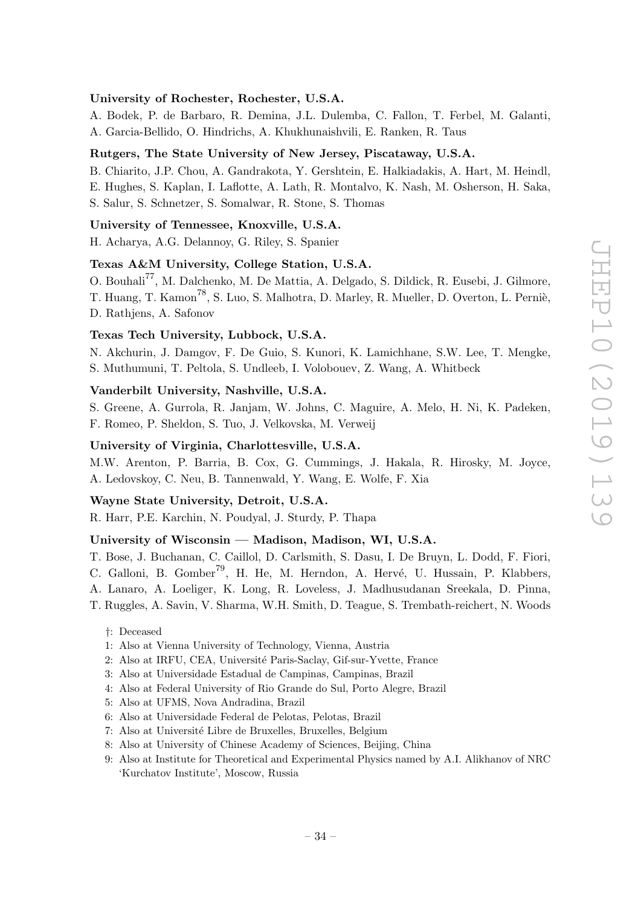**University of Rochester, Rochester, U.S.A.**

A. Bodek, P. de Barbaro, R. Demina, J.L. Dulemba, C. Fallon, T. Ferbel, M. Galanti, A. Garcia-Bellido, O. Hindrichs, A. Khukhunaishvili, E. Ranken, R. Taus

**Rutgers, The State University of New Jersey, Piscataway, U.S.A.**

B. Chiarito, J.P. Chou, A. Gandrakota, Y. Gershtein, E. Halkiadakis, A. Hart, M. Heindl, E. Hughes, S. Kaplan, I. Laflotte, A. Lath, R. Montalvo, K. Nash, M. Osherson, H. Saka, S. Salur, S. Schnetzer, S. Somalwar, R. Stone, S. Thomas

**University of Tennessee, Knoxville, U.S.A.**

H. Acharya, A.G. Delannoy, G. Riley, S. Spanier

**Texas A&M University, College Station, U.S.A.**

O. Bouhali[77], M. Dalchenko, M. De Mattia, A. Delgado, S. Dildick, R. Eusebi, J. Gilmore, T. Huang, T. Kamon[78], S. Luo, S. Malhotra, D. Marley, R. Mueller, D. Overton, L. Perniè, D. Rathjens, A. Safonov

**Texas Tech University, Lubbock, U.S.A.**

N. Akchurin, J. Damgov, F. De Guio, S. Kunori, K. Lamichhane, S.W. Lee, T. Mengke, S. Muthumuni, T. Peltola, S. Undleeb, I. Volobouev, Z. Wang, A. Whitbeck

**Vanderbilt University, Nashville, U.S.A.**

S. Greene, A. Gurrola, R. Janjam, W. Johns, C. Maguire, A. Melo, H. Ni, K. Padeken, F. Romeo, P. Sheldon, S. Tuo, J. Velkovska, M. Verweij

**University of Virginia, Charlottesville, U.S.A.**

M.W. Arenton, P. Barria, B. Cox, G. Cummings, J. Hakala, R. Hirosky, M. Joyce, A. Ledovskoy, C. Neu, B. Tannenwald, Y. Wang, E. Wolfe, F. Xia

**Wayne State University, Detroit, U.S.A.**

R. Harr, P.E. Karchin, N. Poudyal, J. Sturdy, P. Thapa

**University of Wisconsin — Madison, Madison, WI, U.S.A.**

T. Bose, J. Buchanan, C. Caillol, D. Carlsmith, S. Dasu, I. De Bruyn, L. Dodd, F. Fiori, C. Galloni, B. Gomber[79], H. He, M. Herndon, A. Hervé, U. Hussain, P. Klabbers, A. Lanaro, A. Loeliger, K. Long, R. Loveless, J. Madhusudanan Sreekala, D. Pinna, T. Ruggles, A. Savin, V. Sharma, W.H. Smith, D. Teague, S. Trembath-reichert, N. Woods

†: Deceased

1: Also at Vienna University of Technology, Vienna, Austria

2: Also at IRFU, CEA, Université Paris-Saclay, Gif-sur-Yvette, France

3: Also at Universidade Estadual de Campinas, Campinas, Brazil

4: Also at Federal University of Rio Grande do Sul, Porto Alegre, Brazil

5: Also at UFMS, Nova Andradina, Brazil

6: Also at Universidade Federal de Pelotas, Pelotas, Brazil

7: Also at Université Libre de Bruxelles, Bruxelles, Belgium

8: Also at University of Chinese Academy of Sciences, Beijing, China

9: Also at Institute for Theoretical and Experimental Physics named by A.I. Alikhanov of NRC 'Kurchatov Institute', Moscow, Russia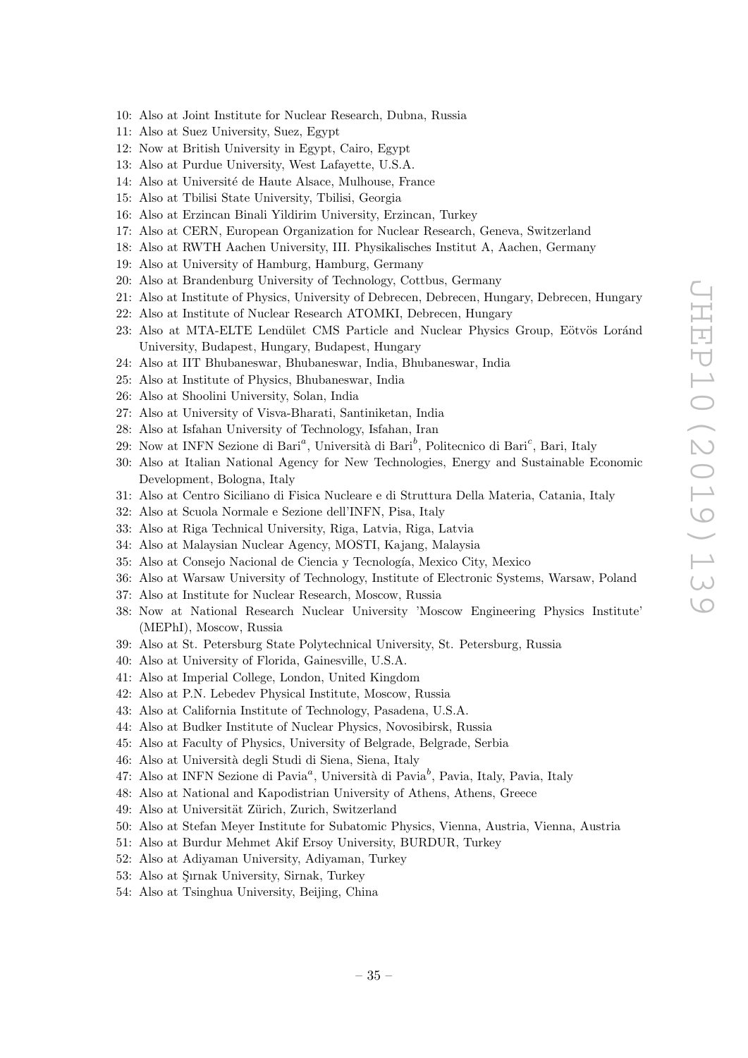10: Also at Joint Institute for Nuclear Research, Dubna, Russia
11: Also at Suez University, Suez, Egypt
12: Now at British University in Egypt, Cairo, Egypt
13: Also at Purdue University, West Lafayette, U.S.A.
14: Also at Université de Haute Alsace, Mulhouse, France
15: Also at Tbilisi State University, Tbilisi, Georgia
16: Also at Erzincan Binali Yildirim University, Erzincan, Turkey
17: Also at CERN, European Organization for Nuclear Research, Geneva, Switzerland
18: Also at RWTH Aachen University, III. Physikalisches Institut A, Aachen, Germany
19: Also at University of Hamburg, Hamburg, Germany
20: Also at Brandenburg University of Technology, Cottbus, Germany
21: Also at Institute of Physics, University of Debrecen, Debrecen, Hungary, Debrecen, Hungary
22: Also at Institute of Nuclear Research ATOMKI, Debrecen, Hungary
23: Also at MTA-ELTE Lendület CMS Particle and Nuclear Physics Group, Eötvös Loránd University, Budapest, Hungary, Budapest, Hungary
24: Also at IIT Bhubaneswar, Bhubaneswar, India, Bhubaneswar, India
25: Also at Institute of Physics, Bhubaneswar, India
26: Also at Shoolini University, Solan, India
27: Also at University of Visva-Bharati, Santiniketan, India
28: Also at Isfahan University of Technology, Isfahan, Iran
29: Now at INFN Sezione di Bari[a], Università di Bari[b], Politecnico di Bari[c], Bari, Italy
30: Also at Italian National Agency for New Technologies, Energy and Sustainable Economic Development, Bologna, Italy
31: Also at Centro Siciliano di Fisica Nucleare e di Struttura Della Materia, Catania, Italy
32: Also at Scuola Normale e Sezione dell'INFN, Pisa, Italy
33: Also at Riga Technical University, Riga, Latvia, Riga, Latvia
34: Also at Malaysian Nuclear Agency, MOSTI, Kajang, Malaysia
35: Also at Consejo Nacional de Ciencia y Tecnología, Mexico City, Mexico
36: Also at Warsaw University of Technology, Institute of Electronic Systems, Warsaw, Poland
37: Also at Institute for Nuclear Research, Moscow, Russia
38: Now at National Research Nuclear University 'Moscow Engineering Physics Institute' (MEPhI), Moscow, Russia
39: Also at St. Petersburg State Polytechnical University, St. Petersburg, Russia
40: Also at University of Florida, Gainesville, U.S.A.
41: Also at Imperial College, London, United Kingdom
42: Also at P.N. Lebedev Physical Institute, Moscow, Russia
43: Also at California Institute of Technology, Pasadena, U.S.A.
44: Also at Budker Institute of Nuclear Physics, Novosibirsk, Russia
45: Also at Faculty of Physics, University of Belgrade, Belgrade, Serbia
46: Also at Università degli Studi di Siena, Siena, Italy
47: Also at INFN Sezione di Pavia[a], Università di Pavia[b], Pavia, Italy, Pavia, Italy
48: Also at National and Kapodistrian University of Athens, Athens, Greece
49: Also at Universität Zürich, Zurich, Switzerland
50: Also at Stefan Meyer Institute for Subatomic Physics, Vienna, Austria, Vienna, Austria
51: Also at Burdur Mehmet Akif Ersoy University, BURDUR, Turkey
52: Also at Adiyaman University, Adiyaman, Turkey
53: Also at Şırnak University, Sirnak, Turkey
54: Also at Tsinghua University, Beijing, China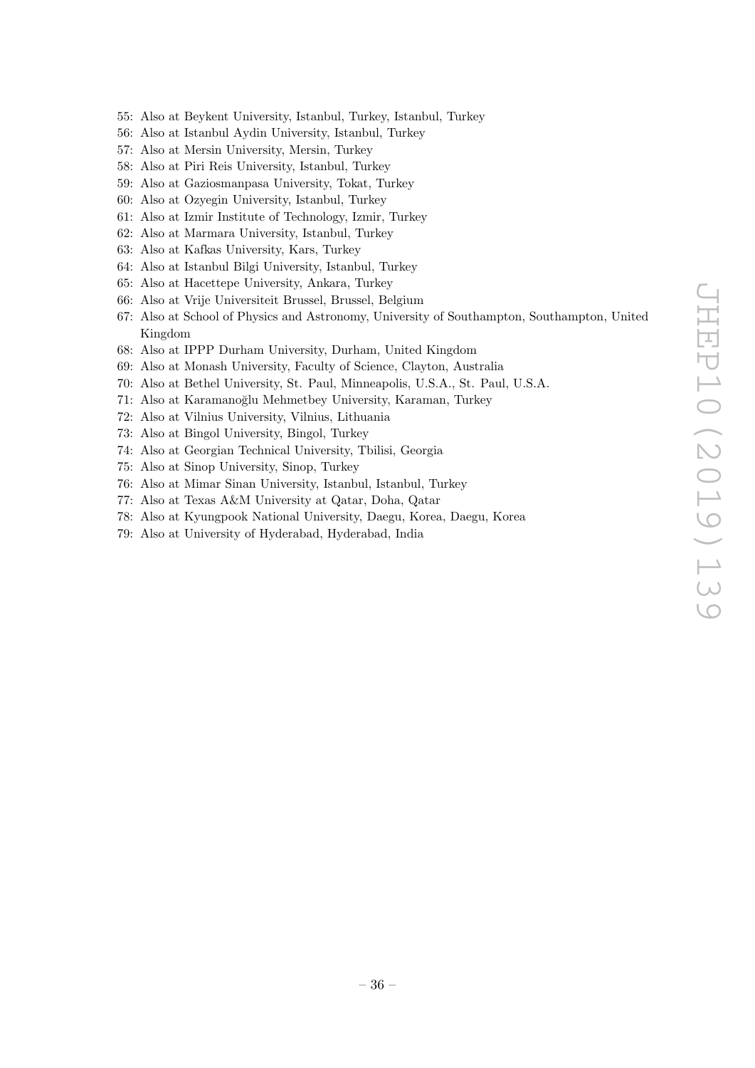55: Also at Beykent University, Istanbul, Turkey, Istanbul, Turkey
56: Also at Istanbul Aydin University, Istanbul, Turkey
57: Also at Mersin University, Mersin, Turkey
58: Also at Piri Reis University, Istanbul, Turkey
59: Also at Gaziosmanpasa University, Tokat, Turkey
60: Also at Ozyegin University, Istanbul, Turkey
61: Also at Izmir Institute of Technology, Izmir, Turkey
62: Also at Marmara University, Istanbul, Turkey
63: Also at Kafkas University, Kars, Turkey
64: Also at Istanbul Bilgi University, Istanbul, Turkey
65: Also at Hacettepe University, Ankara, Turkey
66: Also at Vrije Universiteit Brussel, Brussel, Belgium
67: Also at School of Physics and Astronomy, University of Southampton, Southampton, United Kingdom
68: Also at IPPP Durham University, Durham, United Kingdom
69: Also at Monash University, Faculty of Science, Clayton, Australia
70: Also at Bethel University, St. Paul, Minneapolis, U.S.A., St. Paul, U.S.A.
71: Also at Karamanoğlu Mehmetbey University, Karaman, Turkey
72: Also at Vilnius University, Vilnius, Lithuania
73: Also at Bingol University, Bingol, Turkey
74: Also at Georgian Technical University, Tbilisi, Georgia
75: Also at Sinop University, Sinop, Turkey
76: Also at Mimar Sinan University, Istanbul, Istanbul, Turkey
77: Also at Texas A&M University at Qatar, Doha, Qatar
78: Also at Kyungpook National University, Daegu, Korea, Daegu, Korea
79: Also at University of Hyderabad, Hyderabad, India